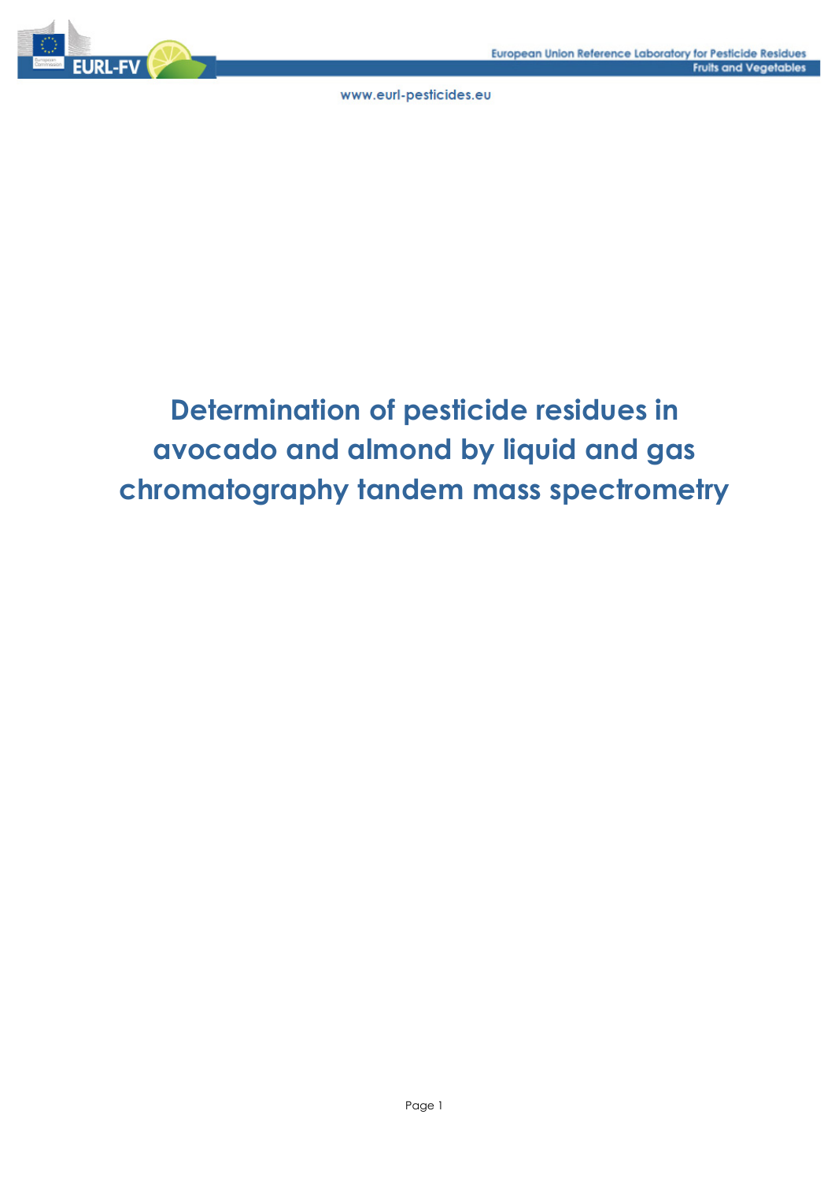# Determination of pesticide residues in avocado and almond by liquid and gas chromatography tandem mass spectrometry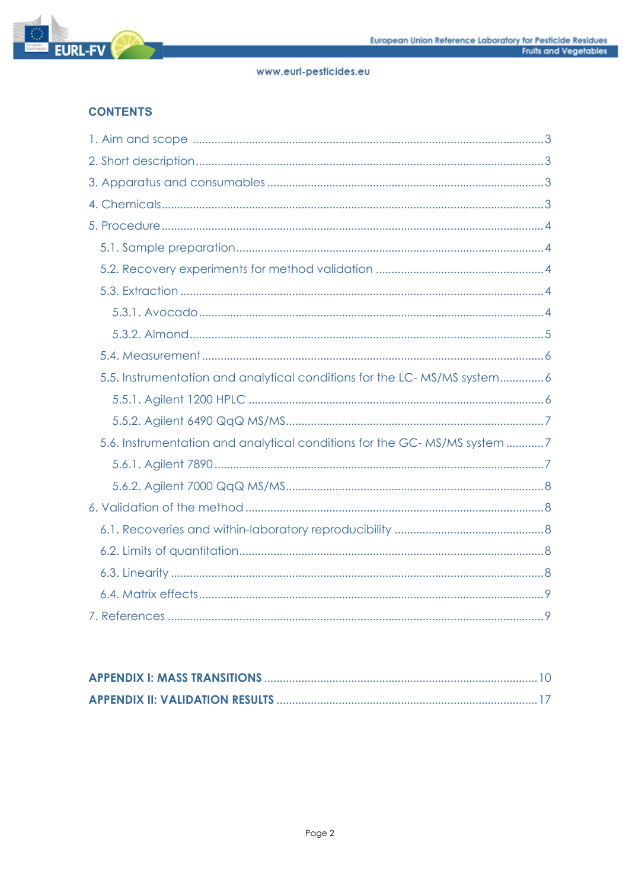## CONTENTS

1. Aim and scope ..... 3
2. Short description ..... 3
3. Apparatus and consumables ..... 3
4. Chemicals ..... 3
5. Procedure ..... 4
   - 5.1. Sample preparation ..... 4
   - 5.2. Recovery experiments for method validation ..... 4
   - 5.3. Extraction ..... 4
     - 5.3.1. Avocado ..... 4
     - 5.3.2. Almond ..... 5
   - 5.4. Measurement ..... 6
   - 5.5. Instrumentation and analytical conditions for the LC- MS/MS system ..... 6
     - 5.5.1. Agilent 1200 HPLC ..... 6
     - 5.5.2. Agilent 6490 QqQ MS/MS ..... 7
   - 5.6. Instrumentation and analytical conditions for the GC- MS/MS system ..... 7
     - 5.6.1. Agilent 7890 ..... 7
     - 5.6.2. Agilent 7000 QqQ MS/MS ..... 8
6. Validation of the method ..... 8
   - 6.1. Recoveries and within-laboratory reproducibility ..... 8
   - 6.2. Limits of quantitation ..... 8
   - 6.3. Linearity ..... 8
   - 6.4. Matrix effects ..... 9
7. References ..... 9

**APPENDIX I: MASS TRANSITIONS** ..... 10

**APPENDIX II: VALIDATION RESULTS** ..... 17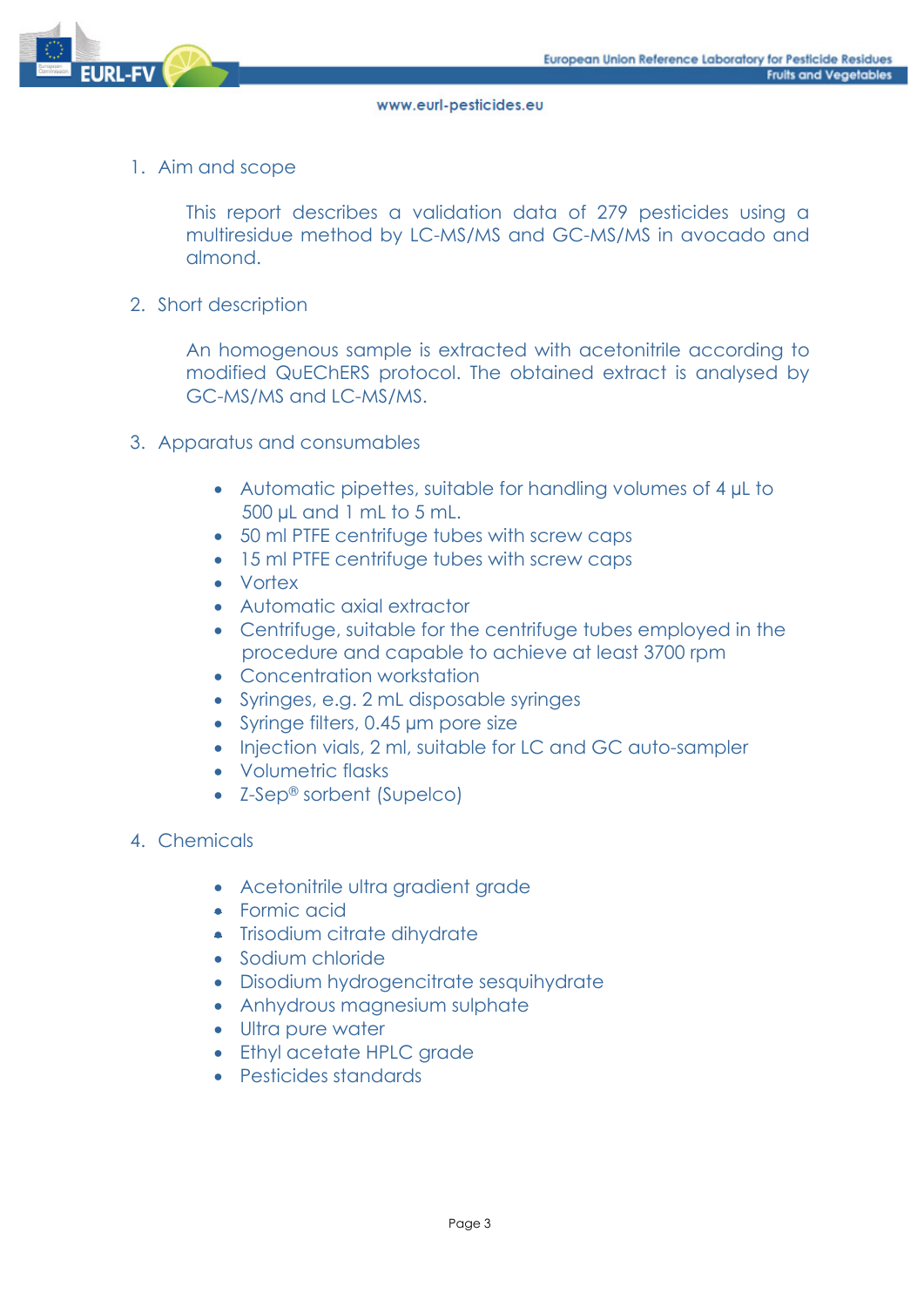1. Aim and scope

   This report describes a validation data of 279 pesticides using a multiresidue method by LC-MS/MS and GC-MS/MS in avocado and almond.

2. Short description

   An homogenous sample is extracted with acetonitrile according to modified QuEChERS protocol. The obtained extract is analysed by GC-MS/MS and LC-MS/MS.

3. Apparatus and consumables

   - Automatic pipettes, suitable for handling volumes of 4 µL to 500 µL and 1 mL to 5 mL.
   - 50 ml PTFE centrifuge tubes with screw caps
   - 15 ml PTFE centrifuge tubes with screw caps
   - Vortex
   - Automatic axial extractor
   - Centrifuge, suitable for the centrifuge tubes employed in the procedure and capable to achieve at least 3700 rpm
   - Concentration workstation
   - Syringes, e.g. 2 mL disposable syringes
   - Syringe filters, 0.45 µm pore size
   - Injection vials, 2 ml, suitable for LC and GC auto-sampler
   - Volumetric flasks
   - Z-Sep® sorbent (Supelco)

4. Chemicals

   - Acetonitrile ultra gradient grade
   - Formic acid
   - Trisodium citrate dihydrate
   - Sodium chloride
   - Disodium hydrogencitrate sesquihydrate
   - Anhydrous magnesium sulphate
   - Ultra pure water
   - Ethyl acetate HPLC grade
   - Pesticides standards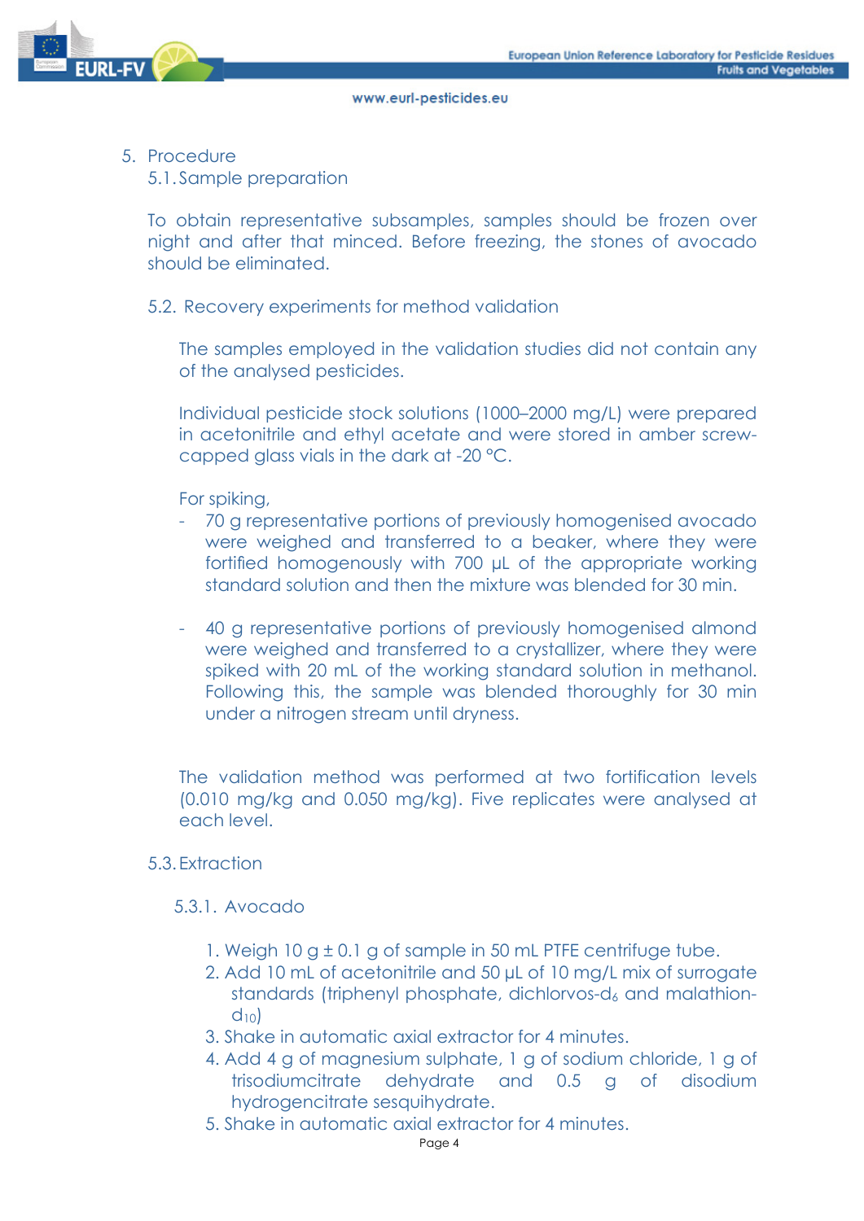## 5. Procedure

### 5.1. Sample preparation

To obtain representative subsamples, samples should be frozen over night and after that minced. Before freezing, the stones of avocado should be eliminated.

### 5.2. Recovery experiments for method validation

The samples employed in the validation studies did not contain any of the analysed pesticides.

Individual pesticide stock solutions (1000–2000 mg/L) were prepared in acetonitrile and ethyl acetate and were stored in amber screw-capped glass vials in the dark at -20 °C.

For spiking,

- 70 g representative portions of previously homogenised avocado were weighed and transferred to a beaker, where they were fortified homogenously with 700 µL of the appropriate working standard solution and then the mixture was blended for 30 min.

- 40 g representative portions of previously homogenised almond were weighed and transferred to a crystallizer, where they were spiked with 20 mL of the working standard solution in methanol. Following this, the sample was blended thoroughly for 30 min under a nitrogen stream until dryness.

The validation method was performed at two fortification levels (0.010 mg/kg and 0.050 mg/kg). Five replicates were analysed at each level.

### 5.3. Extraction

#### 5.3.1. Avocado

1. Weigh 10 g ± 0.1 g of sample in 50 mL PTFE centrifuge tube.
2. Add 10 mL of acetonitrile and 50 µL of 10 mg/L mix of surrogate standards (triphenyl phosphate, dichlorvos-$d_6$ and malathion-$d_{10}$)
3. Shake in automatic axial extractor for 4 minutes.
4. Add 4 g of magnesium sulphate, 1 g of sodium chloride, 1 g of trisodiumcitrate dehydrate and 0.5 g of disodium hydrogencitrate sesquihydrate.
5. Shake in automatic axial extractor for 4 minutes.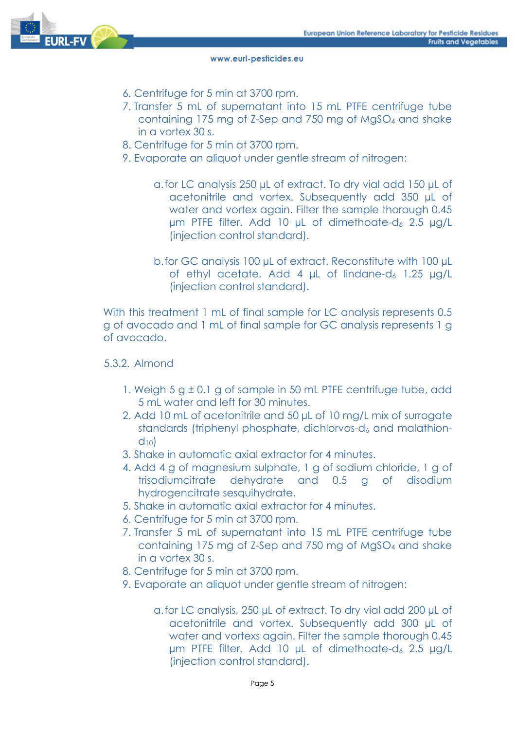6. Centrifuge for 5 min at 3700 rpm.
7. Transfer 5 mL of supernatant into 15 mL PTFE centrifuge tube containing 175 mg of Z-Sep and 750 mg of $MgSO_4$ and shake in a vortex 30 s.
8. Centrifuge for 5 min at 3700 rpm.
9. Evaporate an aliquot under gentle stream of nitrogen:

   a. for LC analysis 250 µL of extract. To dry vial add 150 µL of acetonitrile and vortex. Subsequently add 350 µL of water and vortex again. Filter the sample thorough 0.45 µm PTFE filter. Add 10 µL of dimethoate-$d_6$ 2.5 µg/L (injection control standard).

   b. for GC analysis 100 µL of extract. Reconstitute with 100 µL of ethyl acetate. Add 4 µL of lindane-$d_6$ 1.25 µg/L (injection control standard).

With this treatment 1 mL of final sample for LC analysis represents 0.5 g of avocado and 1 mL of final sample for GC analysis represents 1 g of avocado.

5.3.2. Almond

1. Weigh 5 g ± 0.1 g of sample in 50 mL PTFE centrifuge tube, add 5 mL water and left for 30 minutes.
2. Add 10 mL of acetonitrile and 50 µL of 10 mg/L mix of surrogate standards (triphenyl phosphate, dichlorvos-$d_6$ and malathion-$d_{10}$)
3. Shake in automatic axial extractor for 4 minutes.
4. Add 4 g of magnesium sulphate, 1 g of sodium chloride, 1 g of trisodiumcitrate dehydrate and 0.5 g of disodium hydrogencitrate sesquihydrate.
5. Shake in automatic axial extractor for 4 minutes.
6. Centrifuge for 5 min at 3700 rpm.
7. Transfer 5 mL of supernatant into 15 mL PTFE centrifuge tube containing 175 mg of Z-Sep and 750 mg of $MgSO_4$ and shake in a vortex 30 s.
8. Centrifuge for 5 min at 3700 rpm.
9. Evaporate an aliquot under gentle stream of nitrogen:

   a. for LC analysis, 250 µL of extract. To dry vial add 200 µL of acetonitrile and vortex. Subsequently add 300 µL of water and vortexs again. Filter the sample thorough 0.45 µm PTFE filter. Add 10 µL of dimethoate-$d_6$ 2.5 µg/L (injection control standard).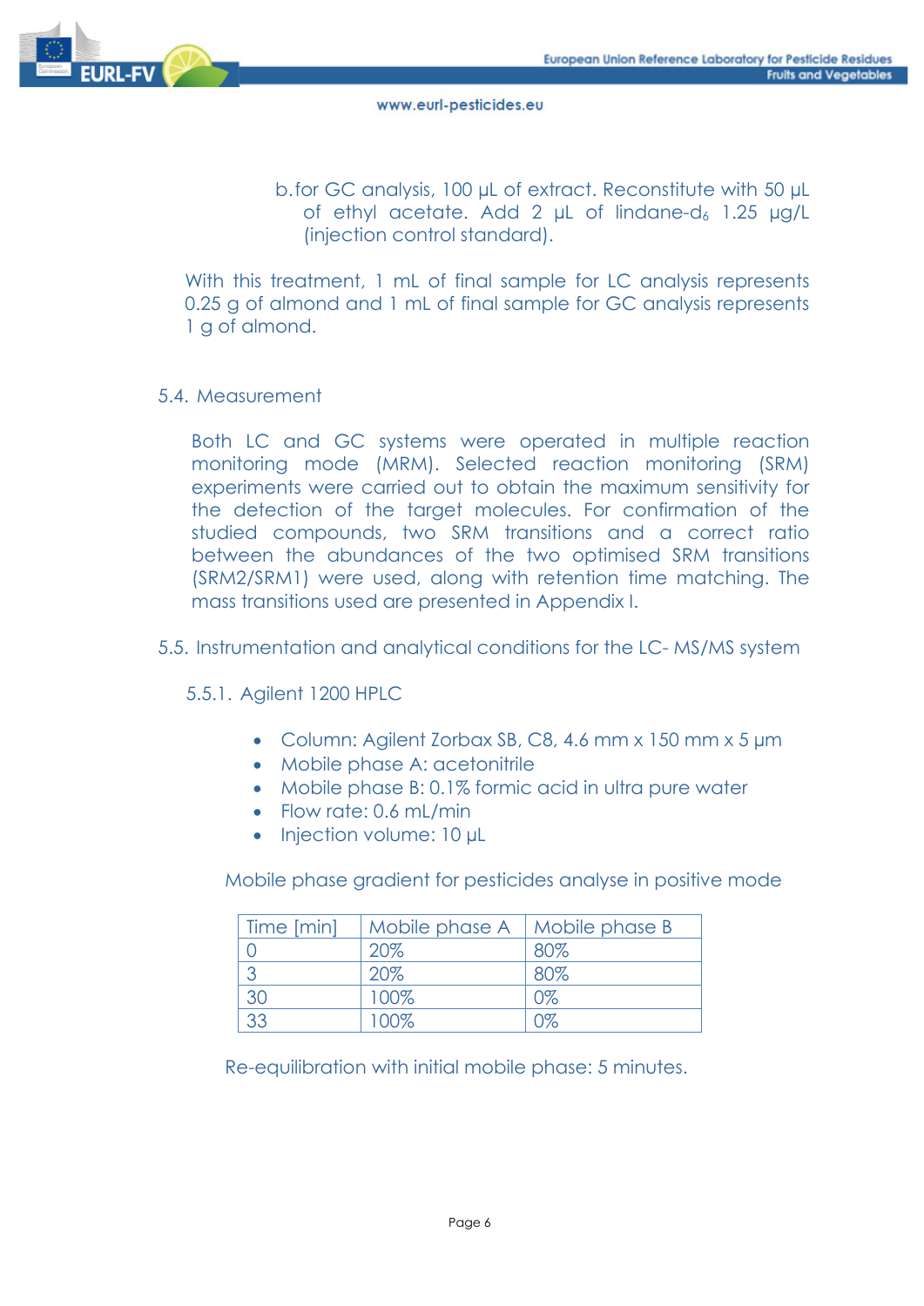b. for GC analysis, 100 µL of extract. Reconstitute with 50 µL of ethyl acetate. Add 2 µL of lindane-$d_6$ 1.25 µg/L (injection control standard).

With this treatment, 1 mL of final sample for LC analysis represents 0.25 g of almond and 1 mL of final sample for GC analysis represents 1 g of almond.

## 5.4. Measurement

Both LC and GC systems were operated in multiple reaction monitoring mode (MRM). Selected reaction monitoring (SRM) experiments were carried out to obtain the maximum sensitivity for the detection of the target molecules. For confirmation of the studied compounds, two SRM transitions and a correct ratio between the abundances of the two optimised SRM transitions (SRM2/SRM1) were used, along with retention time matching. The mass transitions used are presented in Appendix I.

## 5.5. Instrumentation and analytical conditions for the LC- MS/MS system

### 5.5.1. Agilent 1200 HPLC

- Column: Agilent Zorbax SB, C8, 4.6 mm x 150 mm x 5 µm
- Mobile phase A: acetonitrile
- Mobile phase B: 0.1% formic acid in ultra pure water
- Flow rate: 0.6 mL/min
- Injection volume: 10 µL

Mobile phase gradient for pesticides analyse in positive mode

| Time [min] | Mobile phase A | Mobile phase B |
|---|---|---|
| 0 | 20% | 80% |
| 3 | 20% | 80% |
| 30 | 100% | 0% |
| 33 | 100% | 0% |

Re-equilibration with initial mobile phase: 5 minutes.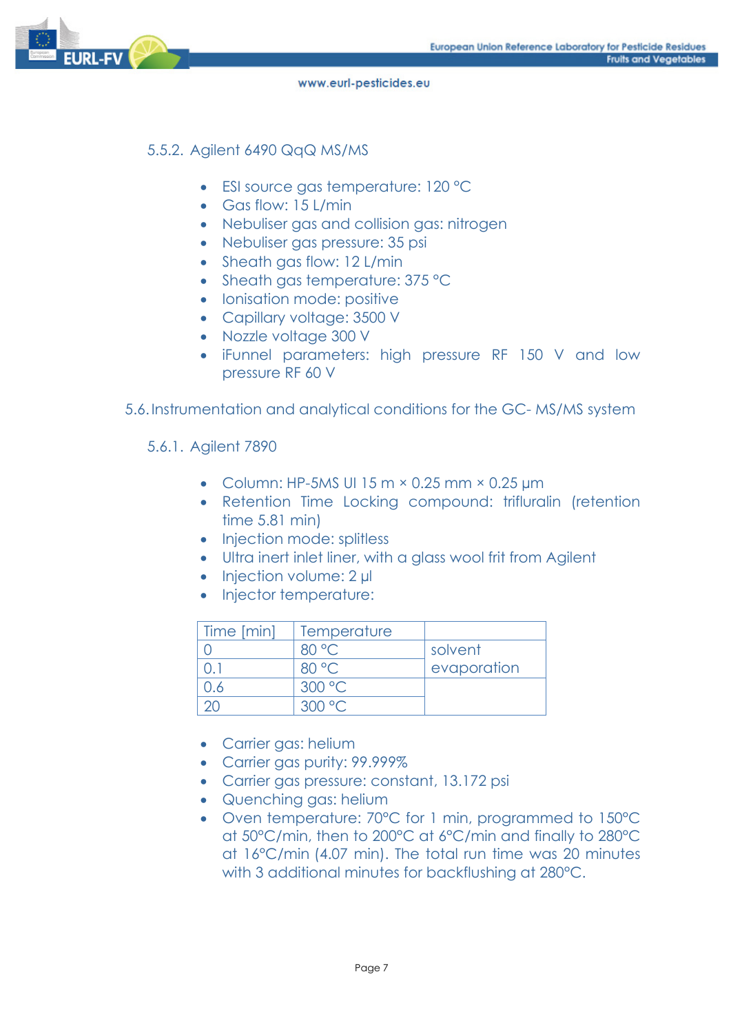#### 5.5.2. Agilent 6490 QqQ MS/MS

- ESI source gas temperature: 120 °C
- Gas flow: 15 L/min
- Nebuliser gas and collision gas: nitrogen
- Nebuliser gas pressure: 35 psi
- Sheath gas flow: 12 L/min
- Sheath gas temperature: 375 °C
- Ionisation mode: positive
- Capillary voltage: 3500 V
- Nozzle voltage 300 V
- iFunnel parameters: high pressure RF 150 V and low pressure RF 60 V

### 5.6. Instrumentation and analytical conditions for the GC- MS/MS system

#### 5.6.1. Agilent 7890

- Column: HP-5MS UI 15 m × 0.25 mm × 0.25 µm
- Retention Time Locking compound: trifluralin (retention time 5.81 min)
- Injection mode: splitless
- Ultra inert inlet liner, with a glass wool frit from Agilent
- Injection volume: 2 µl
- Injector temperature:

| Time [min] | Temperature | |
|---|---|---|
| 0 | 80 °C | solvent evaporation |
| 0.1 | 80 °C | |
| 0.6 | 300 °C | |
| 20 | 300 °C | |

- Carrier gas: helium
- Carrier gas purity: 99.999%
- Carrier gas pressure: constant, 13.172 psi
- Quenching gas: helium
- Oven temperature: 70°C for 1 min, programmed to 150°C at 50°C/min, then to 200°C at 6°C/min and finally to 280°C at 16°C/min (4.07 min). The total run time was 20 minutes with 3 additional minutes for backflushing at 280°C.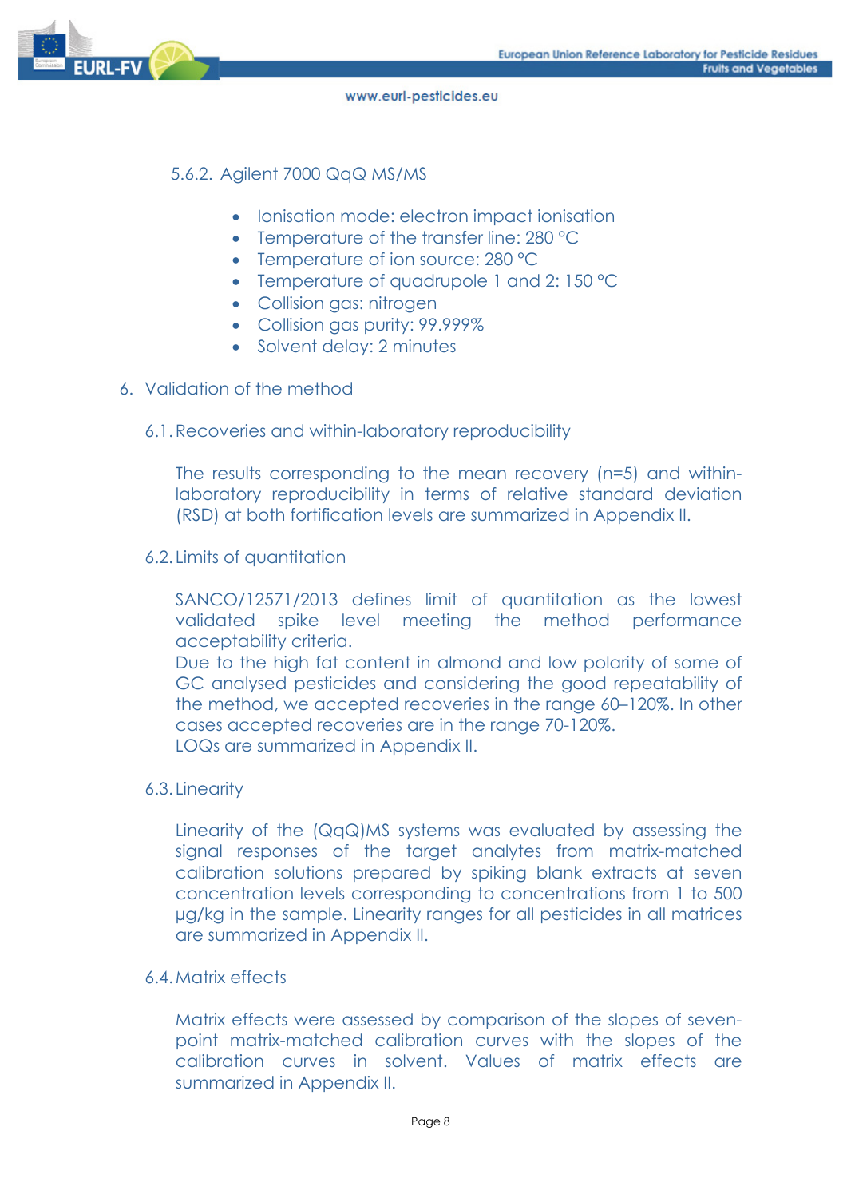#### 5.6.2. Agilent 7000 QqQ MS/MS

- Ionisation mode: electron impact ionisation
- Temperature of the transfer line: 280 °C
- Temperature of ion source: 280 °C
- Temperature of quadrupole 1 and 2: 150 °C
- Collision gas: nitrogen
- Collision gas purity: 99.999%
- Solvent delay: 2 minutes

## 6. Validation of the method

### 6.1. Recoveries and within-laboratory reproducibility

The results corresponding to the mean recovery (n=5) and within-laboratory reproducibility in terms of relative standard deviation (RSD) at both fortification levels are summarized in Appendix II.

### 6.2. Limits of quantitation

SANCO/12571/2013 defines limit of quantitation as the lowest validated spike level meeting the method performance acceptability criteria.
Due to the high fat content in almond and low polarity of some of GC analysed pesticides and considering the good repeatability of the method, we accepted recoveries in the range 60–120%. In other cases accepted recoveries are in the range 70-120%.
LOQs are summarized in Appendix II.

### 6.3. Linearity

Linearity of the (QqQ)MS systems was evaluated by assessing the signal responses of the target analytes from matrix-matched calibration solutions prepared by spiking blank extracts at seven concentration levels corresponding to concentrations from 1 to 500 µg/kg in the sample. Linearity ranges for all pesticides in all matrices are summarized in Appendix II.

### 6.4. Matrix effects

Matrix effects were assessed by comparison of the slopes of seven-point matrix-matched calibration curves with the slopes of the calibration curves in solvent. Values of matrix effects are summarized in Appendix II.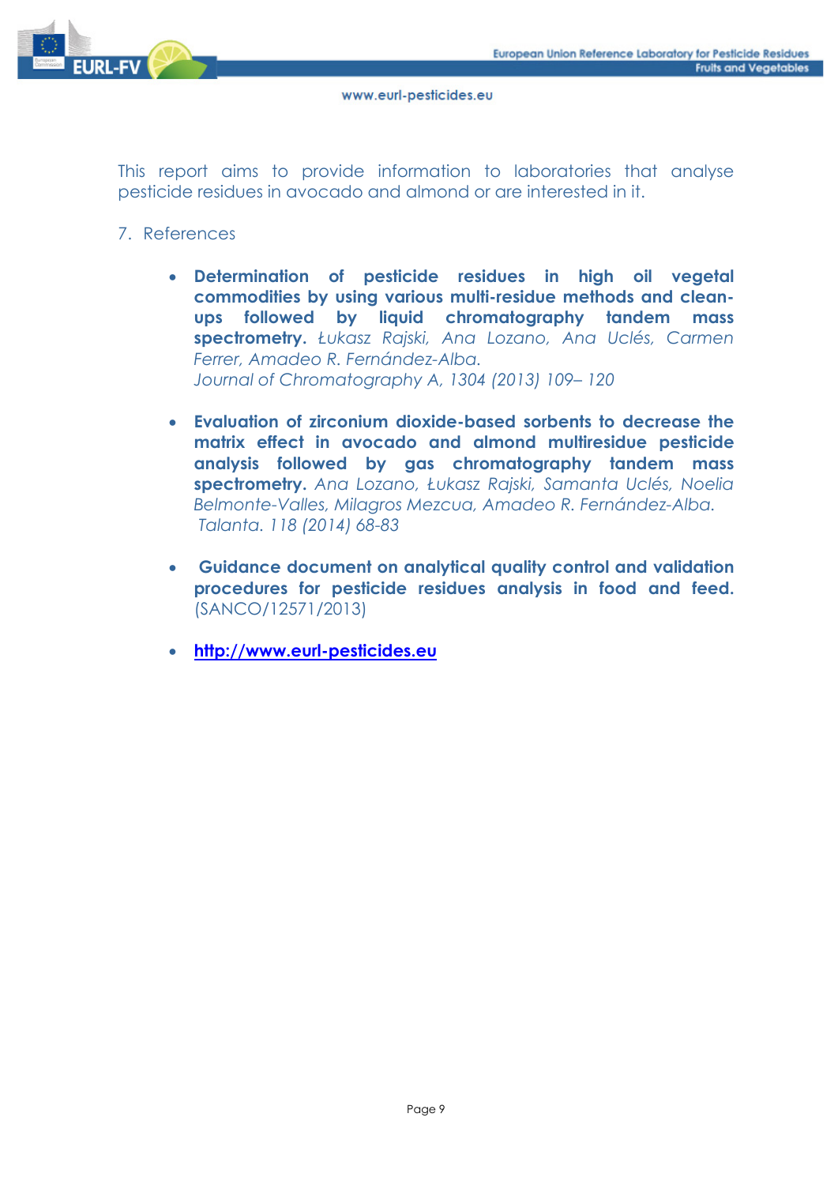This report aims to provide information to laboratories that analyse pesticide residues in avocado and almond or are interested in it.

## 7. References

- **Determination of pesticide residues in high oil vegetal commodities by using various multi-residue methods and clean-ups followed by liquid chromatography tandem mass spectrometry.** *Łukasz Rajski, Ana Lozano, Ana Uclés, Carmen Ferrer, Amadeo R. Fernández-Alba. Journal of Chromatography A, 1304 (2013) 109– 120*

- **Evaluation of zirconium dioxide-based sorbents to decrease the matrix effect in avocado and almond multiresidue pesticide analysis followed by gas chromatography tandem mass spectrometry.** *Ana Lozano, Łukasz Rajski, Samanta Uclés, Noelia Belmonte-Valles, Milagros Mezcua, Amadeo R. Fernández-Alba. Talanta. 118 (2014) 68-83*

- **Guidance document on analytical quality control and validation procedures for pesticide residues analysis in food and feed.** (SANCO/12571/2013)

- **[http://www.eurl-pesticides.eu](http://www.eurl-pesticides.eu)**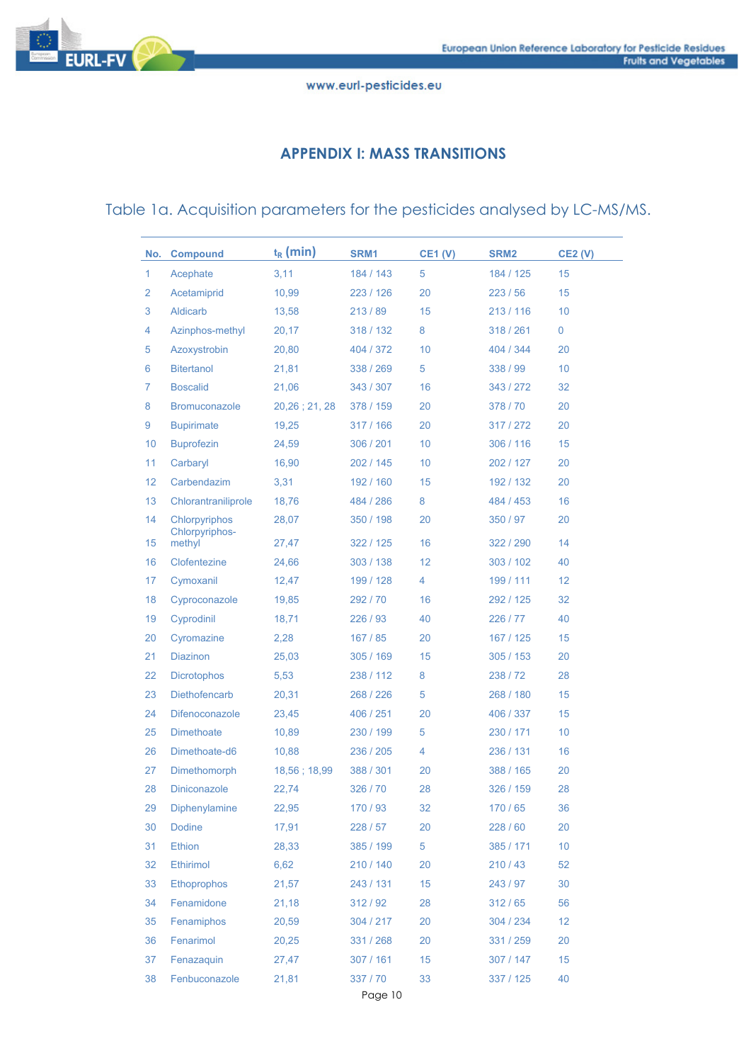## APPENDIX I: MASS TRANSITIONS

Table 1a. Acquisition parameters for the pesticides analysed by LC-MS/MS.

| No. | Compound | $t_R$ (min) | SRM1 | CE1 (V) | SRM2 | CE2 (V) |
|---|---|---|---|---|---|---|
| 1 | Acephate | 3,11 | 184 / 143 | 5 | 184 / 125 | 15 |
| 2 | Acetamiprid | 10,99 | 223 / 126 | 20 | 223 / 56 | 15 |
| 3 | Aldicarb | 13,58 | 213 / 89 | 15 | 213 / 116 | 10 |
| 4 | Azinphos-methyl | 20,17 | 318 / 132 | 8 | 318 / 261 | 0 |
| 5 | Azoxystrobin | 20,80 | 404 / 372 | 10 | 404 / 344 | 20 |
| 6 | Bitertanol | 21,81 | 338 / 269 | 5 | 338 / 99 | 10 |
| 7 | Boscalid | 21,06 | 343 / 307 | 16 | 343 / 272 | 32 |
| 8 | Bromuconazole | 20,26 ; 21, 28 | 378 / 159 | 20 | 378 / 70 | 20 |
| 9 | Bupirimate | 19,25 | 317 / 166 | 20 | 317 / 272 | 20 |
| 10 | Buprofezin | 24,59 | 306 / 201 | 10 | 306 / 116 | 15 |
| 11 | Carbaryl | 16,90 | 202 / 145 | 10 | 202 / 127 | 20 |
| 12 | Carbendazim | 3,31 | 192 / 160 | 15 | 192 / 132 | 20 |
| 13 | Chlorantraniliprole | 18,76 | 484 / 286 | 8 | 484 / 453 | 16 |
| 14 | Chlorpyriphos | 28,07 | 350 / 198 | 20 | 350 / 97 | 20 |
| 15 | Chlorpyriphos-methyl | 27,47 | 322 / 125 | 16 | 322 / 290 | 14 |
| 16 | Clofentezine | 24,66 | 303 / 138 | 12 | 303 / 102 | 40 |
| 17 | Cymoxanil | 12,47 | 199 / 128 | 4 | 199 / 111 | 12 |
| 18 | Cyproconazole | 19,85 | 292 / 70 | 16 | 292 / 125 | 32 |
| 19 | Cyprodinil | 18,71 | 226 / 93 | 40 | 226 / 77 | 40 |
| 20 | Cyromazine | 2,28 | 167 / 85 | 20 | 167 / 125 | 15 |
| 21 | Diazinon | 25,03 | 305 / 169 | 15 | 305 / 153 | 20 |
| 22 | Dicrotophos | 5,53 | 238 / 112 | 8 | 238 / 72 | 28 |
| 23 | Diethofencarb | 20,31 | 268 / 226 | 5 | 268 / 180 | 15 |
| 24 | Difenoconazole | 23,45 | 406 / 251 | 20 | 406 / 337 | 15 |
| 25 | Dimethoate | 10,89 | 230 / 199 | 5 | 230 / 171 | 10 |
| 26 | Dimethoate-d6 | 10,88 | 236 / 205 | 4 | 236 / 131 | 16 |
| 27 | Dimethomorph | 18,56 ; 18,99 | 388 / 301 | 20 | 388 / 165 | 20 |
| 28 | Diniconazole | 22,74 | 326 / 70 | 28 | 326 / 159 | 28 |
| 29 | Diphenylamine | 22,95 | 170 / 93 | 32 | 170 / 65 | 36 |
| 30 | Dodine | 17,91 | 228 / 57 | 20 | 228 / 60 | 20 |
| 31 | Ethion | 28,33 | 385 / 199 | 5 | 385 / 171 | 10 |
| 32 | Ethirimol | 6,62 | 210 / 140 | 20 | 210 / 43 | 52 |
| 33 | Ethoprophos | 21,57 | 243 / 131 | 15 | 243 / 97 | 30 |
| 34 | Fenamidone | 21,18 | 312 / 92 | 28 | 312 / 65 | 56 |
| 35 | Fenamiphos | 20,59 | 304 / 217 | 20 | 304 / 234 | 12 |
| 36 | Fenarimol | 20,25 | 331 / 268 | 20 | 331 / 259 | 20 |
| 37 | Fenazaquin | 27,47 | 307 / 161 | 15 | 307 / 147 | 15 |
| 38 | Fenbuconazole | 21,81 | 337 / 70 | 33 | 337 / 125 | 40 |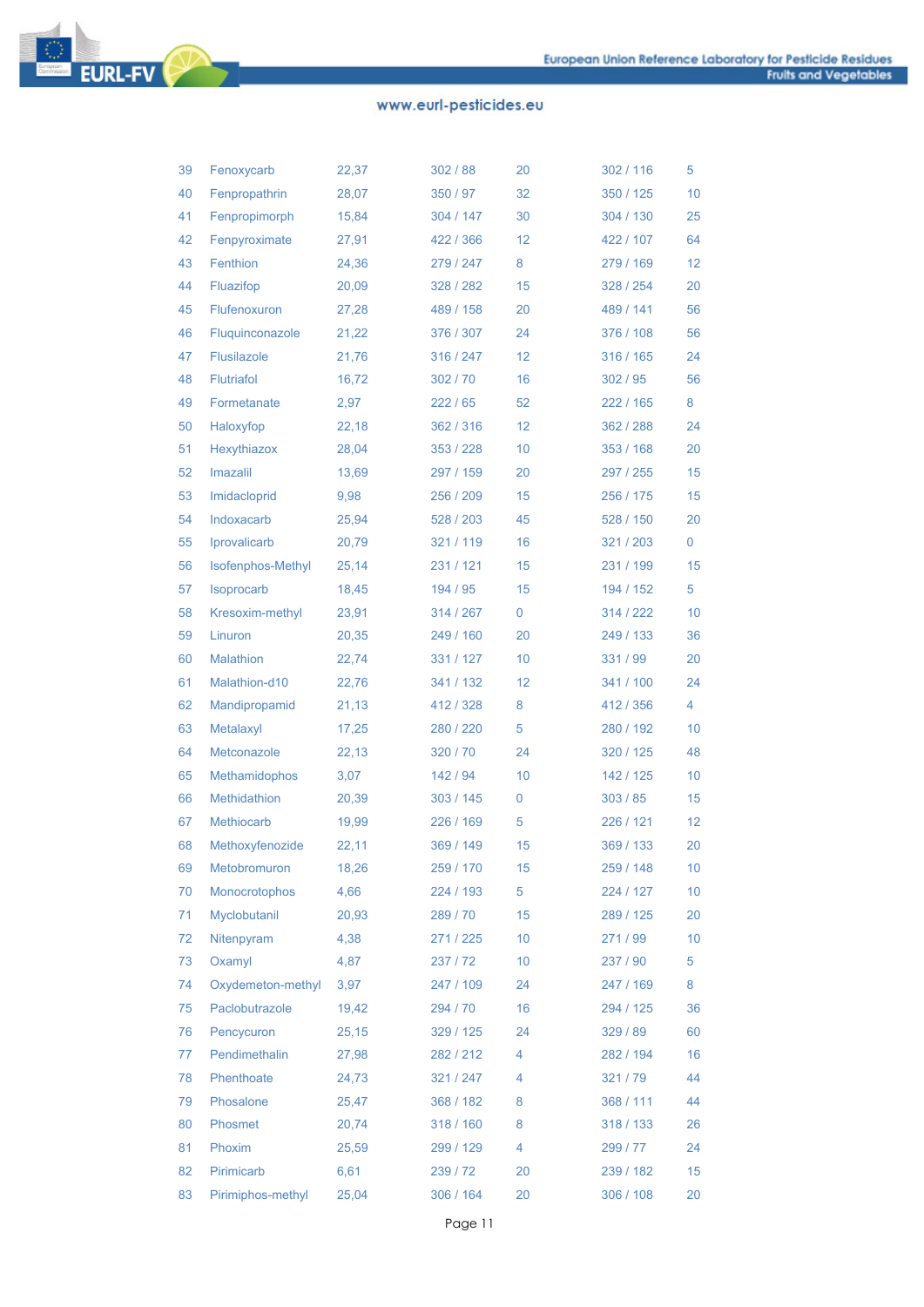| 39 | Fenoxycarb | 22,37 | 302 / 88 | 20 | 302 / 116 | 5 |
|---|---|---|---|---|---|---|
| 40 | Fenpropathrin | 28,07 | 350 / 97 | 32 | 350 / 125 | 10 |
| 41 | Fenpropimorph | 15,84 | 304 / 147 | 30 | 304 / 130 | 25 |
| 42 | Fenpyroximate | 27,91 | 422 / 366 | 12 | 422 / 107 | 64 |
| 43 | Fenthion | 24,36 | 279 / 247 | 8 | 279 / 169 | 12 |
| 44 | Fluazifop | 20,09 | 328 / 282 | 15 | 328 / 254 | 20 |
| 45 | Flufenoxuron | 27,28 | 489 / 158 | 20 | 489 / 141 | 56 |
| 46 | Fluquinconazole | 21,22 | 376 / 307 | 24 | 376 / 108 | 56 |
| 47 | Flusilazole | 21,76 | 316 / 247 | 12 | 316 / 165 | 24 |
| 48 | Flutriafol | 16,72 | 302 / 70 | 16 | 302 / 95 | 56 |
| 49 | Formetanate | 2,97 | 222 / 65 | 52 | 222 / 165 | 8 |
| 50 | Haloxyfop | 22,18 | 362 / 316 | 12 | 362 / 288 | 24 |
| 51 | Hexythiazox | 28,04 | 353 / 228 | 10 | 353 / 168 | 20 |
| 52 | Imazalil | 13,69 | 297 / 159 | 20 | 297 / 255 | 15 |
| 53 | Imidacloprid | 9,98 | 256 / 209 | 15 | 256 / 175 | 15 |
| 54 | Indoxacarb | 25,94 | 528 / 203 | 45 | 528 / 150 | 20 |
| 55 | Iprovalicarb | 20,79 | 321 / 119 | 16 | 321 / 203 | 0 |
| 56 | Isofenphos-Methyl | 25,14 | 231 / 121 | 15 | 231 / 199 | 15 |
| 57 | Isoprocarb | 18,45 | 194 / 95 | 15 | 194 / 152 | 5 |
| 58 | Kresoxim-methyl | 23,91 | 314 / 267 | 0 | 314 / 222 | 10 |
| 59 | Linuron | 20,35 | 249 / 160 | 20 | 249 / 133 | 36 |
| 60 | Malathion | 22,74 | 331 / 127 | 10 | 331 / 99 | 20 |
| 61 | Malathion-d10 | 22,76 | 341 / 132 | 12 | 341 / 100 | 24 |
| 62 | Mandipropamid | 21,13 | 412 / 328 | 8 | 412 / 356 | 4 |
| 63 | Metalaxyl | 17,25 | 280 / 220 | 5 | 280 / 192 | 10 |
| 64 | Metconazole | 22,13 | 320 / 70 | 24 | 320 / 125 | 48 |
| 65 | Methamidophos | 3,07 | 142 / 94 | 10 | 142 / 125 | 10 |
| 66 | Methidathion | 20,39 | 303 / 145 | 0 | 303 / 85 | 15 |
| 67 | Methiocarb | 19,99 | 226 / 169 | 5 | 226 / 121 | 12 |
| 68 | Methoxyfenozide | 22,11 | 369 / 149 | 15 | 369 / 133 | 20 |
| 69 | Metobromuron | 18,26 | 259 / 170 | 15 | 259 / 148 | 10 |
| 70 | Monocrotophos | 4,66 | 224 / 193 | 5 | 224 / 127 | 10 |
| 71 | Myclobutanil | 20,93 | 289 / 70 | 15 | 289 / 125 | 20 |
| 72 | Nitenpyram | 4,38 | 271 / 225 | 10 | 271 / 99 | 10 |
| 73 | Oxamyl | 4,87 | 237 / 72 | 10 | 237 / 90 | 5 |
| 74 | Oxydemeton-methyl | 3,97 | 247 / 109 | 24 | 247 / 169 | 8 |
| 75 | Paclobutrazole | 19,42 | 294 / 70 | 16 | 294 / 125 | 36 |
| 76 | Pencycuron | 25,15 | 329 / 125 | 24 | 329 / 89 | 60 |
| 77 | Pendimethalin | 27,98 | 282 / 212 | 4 | 282 / 194 | 16 |
| 78 | Phenthoate | 24,73 | 321 / 247 | 4 | 321 / 79 | 44 |
| 79 | Phosalone | 25,47 | 368 / 182 | 8 | 368 / 111 | 44 |
| 80 | Phosmet | 20,74 | 318 / 160 | 8 | 318 / 133 | 26 |
| 81 | Phoxim | 25,59 | 299 / 129 | 4 | 299 / 77 | 24 |
| 82 | Pirimicarb | 6,61 | 239 / 72 | 20 | 239 / 182 | 15 |
| 83 | Pirimiphos-methyl | 25,04 | 306 / 164 | 20 | 306 / 108 | 20 |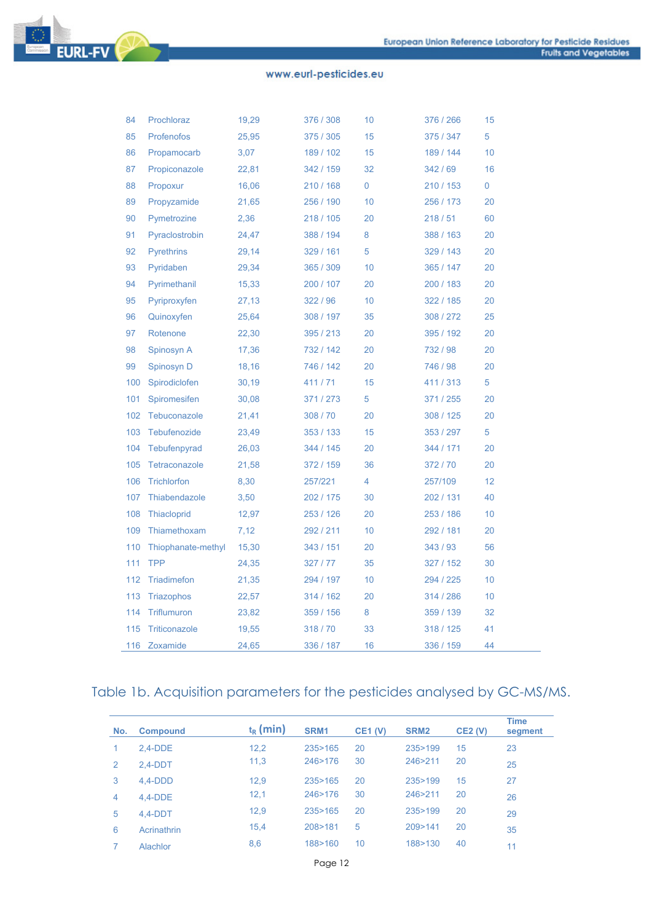| | | | | | | |
|---|---|---|---|---|---|---|
| 84 | Prochloraz | 19,29 | 376 / 308 | 10 | 376 / 266 | 15 |
| 85 | Profenofos | 25,95 | 375 / 305 | 15 | 375 / 347 | 5 |
| 86 | Propamocarb | 3,07 | 189 / 102 | 15 | 189 / 144 | 10 |
| 87 | Propiconazole | 22,81 | 342 / 159 | 32 | 342 / 69 | 16 |
| 88 | Propoxur | 16,06 | 210 / 168 | 0 | 210 / 153 | 0 |
| 89 | Propyzamide | 21,65 | 256 / 190 | 10 | 256 / 173 | 20 |
| 90 | Pymetrozine | 2,36 | 218 / 105 | 20 | 218 / 51 | 60 |
| 91 | Pyraclostrobin | 24,47 | 388 / 194 | 8 | 388 / 163 | 20 |
| 92 | Pyrethrins | 29,14 | 329 / 161 | 5 | 329 / 143 | 20 |
| 93 | Pyridaben | 29,34 | 365 / 309 | 10 | 365 / 147 | 20 |
| 94 | Pyrimethanil | 15,33 | 200 / 107 | 20 | 200 / 183 | 20 |
| 95 | Pyriproxyfen | 27,13 | 322 / 96 | 10 | 322 / 185 | 20 |
| 96 | Quinoxyfen | 25,64 | 308 / 197 | 35 | 308 / 272 | 25 |
| 97 | Rotenone | 22,30 | 395 / 213 | 20 | 395 / 192 | 20 |
| 98 | Spinosyn A | 17,36 | 732 / 142 | 20 | 732 / 98 | 20 |
| 99 | Spinosyn D | 18,16 | 746 / 142 | 20 | 746 / 98 | 20 |
| 100 | Spirodiclofen | 30,19 | 411 / 71 | 15 | 411 / 313 | 5 |
| 101 | Spiromesifen | 30,08 | 371 / 273 | 5 | 371 / 255 | 20 |
| 102 | Tebuconazole | 21,41 | 308 / 70 | 20 | 308 / 125 | 20 |
| 103 | Tebufenozide | 23,49 | 353 / 133 | 15 | 353 / 297 | 5 |
| 104 | Tebufenpyrad | 26,03 | 344 / 145 | 20 | 344 / 171 | 20 |
| 105 | Tetraconazole | 21,58 | 372 / 159 | 36 | 372 / 70 | 20 |
| 106 | Trichlorfon | 8,30 | 257/221 | 4 | 257/109 | 12 |
| 107 | Thiabendazole | 3,50 | 202 / 175 | 30 | 202 / 131 | 40 |
| 108 | Thiacloprid | 12,97 | 253 / 126 | 20 | 253 / 186 | 10 |
| 109 | Thiamethoxam | 7,12 | 292 / 211 | 10 | 292 / 181 | 20 |
| 110 | Thiophanate-methyl | 15,30 | 343 / 151 | 20 | 343 / 93 | 56 |
| 111 | TPP | 24,35 | 327 / 77 | 35 | 327 / 152 | 30 |
| 112 | Triadimefon | 21,35 | 294 / 197 | 10 | 294 / 225 | 10 |
| 113 | Triazophos | 22,57 | 314 / 162 | 20 | 314 / 286 | 10 |
| 114 | Triflumuron | 23,82 | 359 / 156 | 8 | 359 / 139 | 32 |
| 115 | Triticonazole | 19,55 | 318 / 70 | 33 | 318 / 125 | 41 |
| 116 | Zoxamide | 24,65 | 336 / 187 | 16 | 336 / 159 | 44 |

## Table 1b. Acquisition parameters for the pesticides analysed by GC-MS/MS.

| No. | Compound | $t_R$ (min) | SRM1 | CE1 (V) | SRM2 | CE2 (V) | Time segment |
|---|---|---|---|---|---|---|---|
| 1 | 2,4-DDE | 12,2 | 235>165 | 20 | 235>199 | 15 | 23 |
| 2 | 2,4-DDT | 11,3 | 246>176 | 30 | 246>211 | 20 | 25 |
| 3 | 4,4-DDD | 12,9 | 235>165 | 20 | 235>199 | 15 | 27 |
| 4 | 4,4-DDE | 12,1 | 246>176 | 30 | 246>211 | 20 | 26 |
| 5 | 4,4-DDT | 12,9 | 235>165 | 20 | 235>199 | 20 | 29 |
| 6 | Acrinathrin | 15,4 | 208>181 | 5 | 209>141 | 20 | 35 |
| 7 | Alachlor | 8,6 | 188>160 | 10 | 188>130 | 40 | 11 |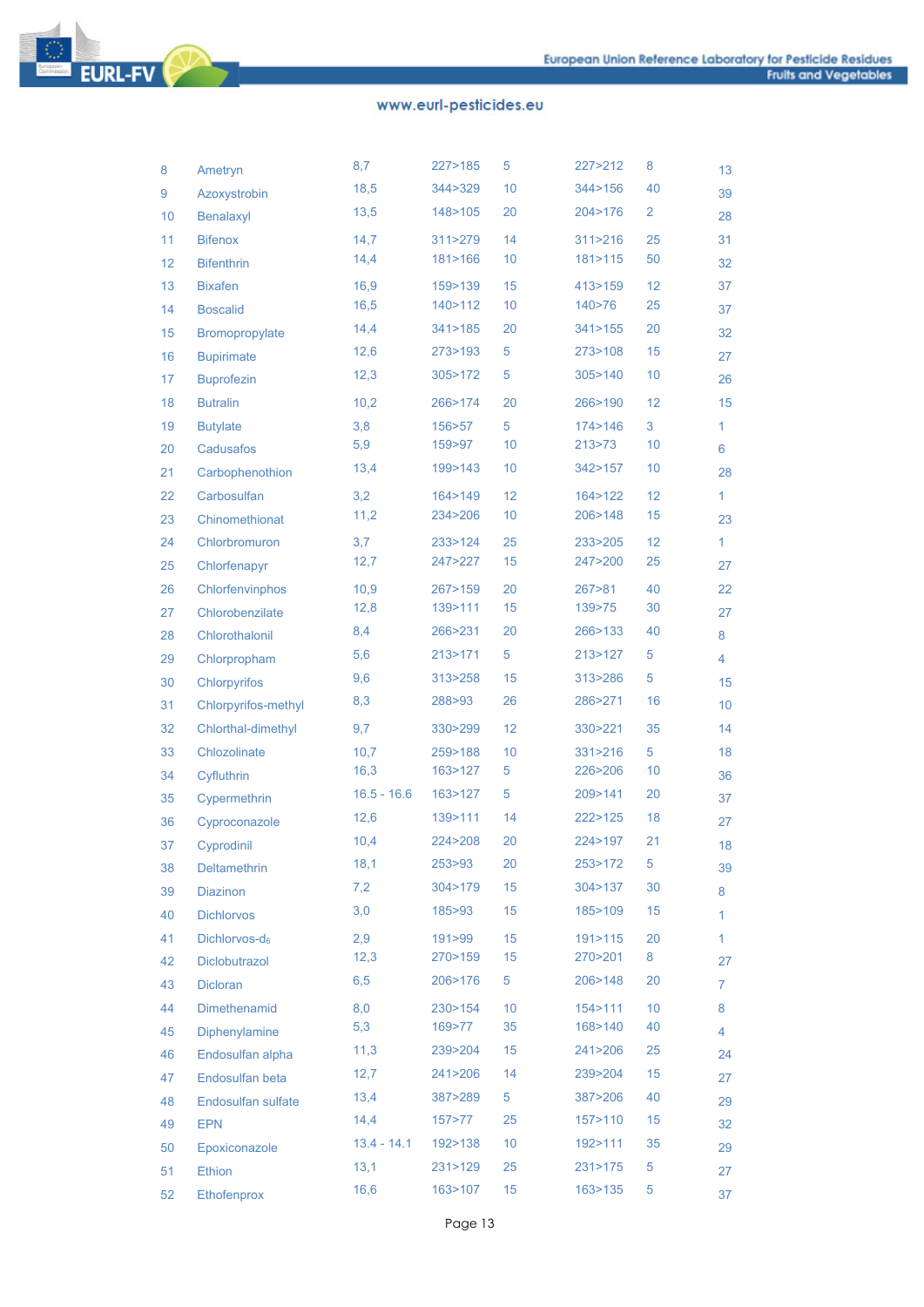| | | | | | | | |
|---|---|---|---|---|---|---|---|
| 8 | Ametryn | 8,7 | 227>185 | 5 | 227>212 | 8 | 13 |
| 9 | Azoxystrobin | 18,5 | 344>329 | 10 | 344>156 | 40 | 39 |
| 10 | Benalaxyl | 13,5 | 148>105 | 20 | 204>176 | 2 | 28 |
| 11 | Bifenox | 14,7 | 311>279 | 14 | 311>216 | 25 | 31 |
| 12 | Bifenthrin | 14,4 | 181>166 | 10 | 181>115 | 50 | 32 |
| 13 | Bixafen | 16,9 | 159>139 | 15 | 413>159 | 12 | 37 |
| 14 | Boscalid | 16,5 | 140>112 | 10 | 140>76 | 25 | 37 |
| 15 | Bromopropylate | 14,4 | 341>185 | 20 | 341>155 | 20 | 32 |
| 16 | Bupirimate | 12,6 | 273>193 | 5 | 273>108 | 15 | 27 |
| 17 | Buprofezin | 12,3 | 305>172 | 5 | 305>140 | 10 | 26 |
| 18 | Butralin | 10,2 | 266>174 | 20 | 266>190 | 12 | 15 |
| 19 | Butylate | 3,8 | 156>57 | 5 | 174>146 | 3 | 1 |
| 20 | Cadusafos | 5,9 | 159>97 | 10 | 213>73 | 10 | 6 |
| 21 | Carbophenothion | 13,4 | 199>143 | 10 | 342>157 | 10 | 28 |
| 22 | Carbosulfan | 3,2 | 164>149 | 12 | 164>122 | 12 | 1 |
| 23 | Chinomethionat | 11,2 | 234>206 | 10 | 206>148 | 15 | 23 |
| 24 | Chlorbromuron | 3,7 | 233>124 | 25 | 233>205 | 12 | 1 |
| 25 | Chlorfenapyr | 12,7 | 247>227 | 15 | 247>200 | 25 | 27 |
| 26 | Chlorfenvinphos | 10,9 | 267>159 | 20 | 267>81 | 40 | 22 |
| 27 | Chlorobenzilate | 12,8 | 139>111 | 15 | 139>75 | 30 | 27 |
| 28 | Chlorothalonil | 8,4 | 266>231 | 20 | 266>133 | 40 | 8 |
| 29 | Chlorpropham | 5,6 | 213>171 | 5 | 213>127 | 5 | 4 |
| 30 | Chlorpyrifos | 9,6 | 313>258 | 15 | 313>286 | 5 | 15 |
| 31 | Chlorpyrifos-methyl | 8,3 | 288>93 | 26 | 286>271 | 16 | 10 |
| 32 | Chlorthal-dimethyl | 9,7 | 330>299 | 12 | 330>221 | 35 | 14 |
| 33 | Chlozolinate | 10,7 | 259>188 | 10 | 331>216 | 5 | 18 |
| 34 | Cyfluthrin | 16,3 | 163>127 | 5 | 226>206 | 10 | 36 |
| 35 | Cypermethrin | 16.5 - 16.6 | 163>127 | 5 | 209>141 | 20 | 37 |
| 36 | Cyproconazole | 12,6 | 139>111 | 14 | 222>125 | 18 | 27 |
| 37 | Cyprodinil | 10,4 | 224>208 | 20 | 224>197 | 21 | 18 |
| 38 | Deltamethrin | 18,1 | 253>93 | 20 | 253>172 | 5 | 39 |
| 39 | Diazinon | 7,2 | 304>179 | 15 | 304>137 | 30 | 8 |
| 40 | Dichlorvos | 3,0 | 185>93 | 15 | 185>109 | 15 | 1 |
| 41 | Dichlorvos-$d_6$ | 2,9 | 191>99 | 15 | 191>115 | 20 | 1 |
| 42 | Diclobutrazol | 12,3 | 270>159 | 15 | 270>201 | 8 | 27 |
| 43 | Dicloran | 6,5 | 206>176 | 5 | 206>148 | 20 | 7 |
| 44 | Dimethenamid | 8,0 | 230>154 | 10 | 154>111 | 10 | 8 |
| 45 | Diphenylamine | 5,3 | 169>77 | 35 | 168>140 | 40 | 4 |
| 46 | Endosulfan alpha | 11,3 | 239>204 | 15 | 241>206 | 25 | 24 |
| 47 | Endosulfan beta | 12,7 | 241>206 | 14 | 239>204 | 15 | 27 |
| 48 | Endosulfan sulfate | 13,4 | 387>289 | 5 | 387>206 | 40 | 29 |
| 49 | EPN | 14,4 | 157>77 | 25 | 157>110 | 15 | 32 |
| 50 | Epoxiconazole | 13.4 - 14.1 | 192>138 | 10 | 192>111 | 35 | 29 |
| 51 | Ethion | 13,1 | 231>129 | 25 | 231>175 | 5 | 27 |
| 52 | Ethofenprox | 16,6 | 163>107 | 15 | 163>135 | 5 | 37 |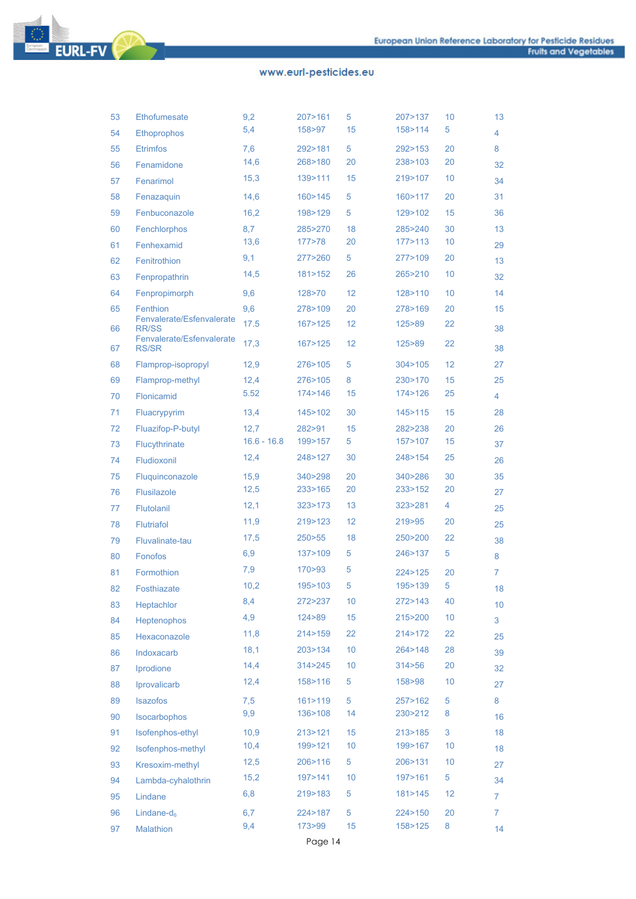| | | | | | | | |
|---|---|---|---|---|---|---|---|
| 53 | Ethofumesate | 9,2 | 207>161 | 5 | 207>137 | 10 | 13 |
| 54 | Ethoprophos | 5,4 | 158>97 | 15 | 158>114 | 5 | 4 |
| 55 | Etrimfos | 7,6 | 292>181 | 5 | 292>153 | 20 | 8 |
| 56 | Fenamidone | 14,6 | 268>180 | 20 | 238>103 | 20 | 32 |
| 57 | Fenarimol | 15,3 | 139>111 | 15 | 219>107 | 10 | 34 |
| 58 | Fenazaquin | 14,6 | 160>145 | 5 | 160>117 | 20 | 31 |
| 59 | Fenbuconazole | 16,2 | 198>129 | 5 | 129>102 | 15 | 36 |
| 60 | Fenchlorphos | 8,7 | 285>270 | 18 | 285>240 | 30 | 13 |
| 61 | Fenhexamid | 13,6 | 177>78 | 20 | 177>113 | 10 | 29 |
| 62 | Fenitrothion | 9,1 | 277>260 | 5 | 277>109 | 20 | 13 |
| 63 | Fenpropathrin | 14,5 | 181>152 | 26 | 265>210 | 10 | 32 |
| 64 | Fenpropimorph | 9,6 | 128>70 | 12 | 128>110 | 10 | 14 |
| 65 | Fenthion | 9,6 | 278>109 | 20 | 278>169 | 20 | 15 |
| 66 | Fenvalerate/Esfenvalerate RR/SS | 17.5 | 167>125 | 12 | 125>89 | 22 | 38 |
| 67 | Fenvalerate/Esfenvalerate RS/SR | 17,3 | 167>125 | 12 | 125>89 | 22 | 38 |
| 68 | Flamprop-isopropyl | 12,9 | 276>105 | 5 | 304>105 | 12 | 27 |
| 69 | Flamprop-methyl | 12,4 | 276>105 | 8 | 230>170 | 15 | 25 |
| 70 | Flonicamid | 5.52 | 174>146 | 15 | 174>126 | 25 | 4 |
| 71 | Fluacrypyrim | 13,4 | 145>102 | 30 | 145>115 | 15 | 28 |
| 72 | Fluazifop-P-butyl | 12,7 | 282>91 | 15 | 282>238 | 20 | 26 |
| 73 | Flucythrinate | 16.6 - 16.8 | 199>157 | 5 | 157>107 | 15 | 37 |
| 74 | Fludioxonil | 12,4 | 248>127 | 30 | 248>154 | 25 | 26 |
| 75 | Fluquinconazole | 15,9 | 340>298 | 20 | 340>286 | 30 | 35 |
| 76 | Flusilazole | 12,5 | 233>165 | 20 | 233>152 | 20 | 27 |
| 77 | Flutolanil | 12,1 | 323>173 | 13 | 323>281 | 4 | 25 |
| 78 | Flutriafol | 11,9 | 219>123 | 12 | 219>95 | 20 | 25 |
| 79 | Fluvalinate-tau | 17,5 | 250>55 | 18 | 250>200 | 22 | 38 |
| 80 | Fonofos | 6,9 | 137>109 | 5 | 246>137 | 5 | 8 |
| 81 | Formothion | 7,9 | 170>93 | 5 | 224>125 | 20 | 7 |
| 82 | Fosthiazate | 10,2 | 195>103 | 5 | 195>139 | 5 | 18 |
| 83 | Heptachlor | 8,4 | 272>237 | 10 | 272>143 | 40 | 10 |
| 84 | Heptenophos | 4,9 | 124>89 | 15 | 215>200 | 10 | 3 |
| 85 | Hexaconazole | 11,8 | 214>159 | 22 | 214>172 | 22 | 25 |
| 86 | Indoxacarb | 18,1 | 203>134 | 10 | 264>148 | 28 | 39 |
| 87 | Iprodione | 14,4 | 314>245 | 10 | 314>56 | 20 | 32 |
| 88 | Iprovalicarb | 12,4 | 158>116 | 5 | 158>98 | 10 | 27 |
| 89 | Isazofos | 7,5 | 161>119 | 5 | 257>162 | 5 | 8 |
| 90 | Isocarbophos | 9,9 | 136>108 | 14 | 230>212 | 8 | 16 |
| 91 | Isofenphos-ethyl | 10,9 | 213>121 | 15 | 213>185 | 3 | 18 |
| 92 | Isofenphos-methyl | 10,4 | 199>121 | 10 | 199>167 | 10 | 18 |
| 93 | Kresoxim-methyl | 12,5 | 206>116 | 5 | 206>131 | 10 | 27 |
| 94 | Lambda-cyhalothrin | 15,2 | 197>141 | 10 | 197>161 | 5 | 34 |
| 95 | Lindane | 6,8 | 219>183 | 5 | 181>145 | 12 | 7 |
| 96 | Lindane-$d_6$ | 6,7 | 224>187 | 5 | 224>150 | 20 | 7 |
| 97 | Malathion | 9,4 | 173>99 | 15 | 158>125 | 8 | 14 |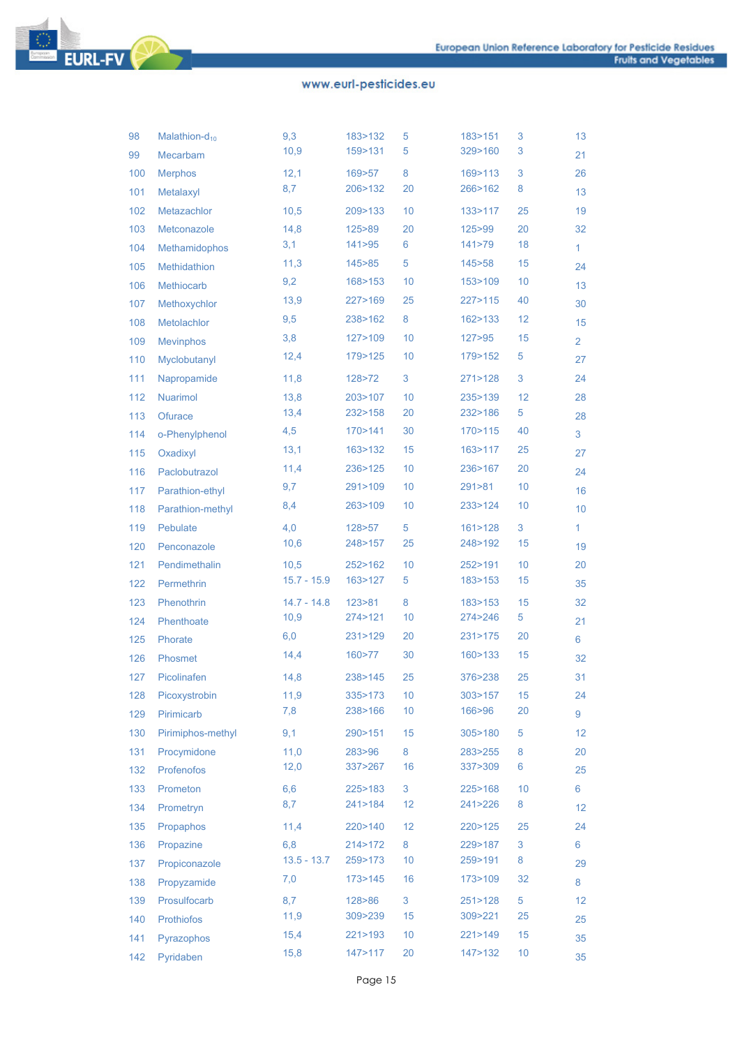| | | | | | | | |
|---|---|---|---|---|---|---|---|
| 98 | Malathion-$d_{10}$ | 9,3 | 183>132 | 5 | 183>151 | 3 | 13 |
| 99 | Mecarbam | 10,9 | 159>131 | 5 | 329>160 | 3 | 21 |
| 100 | Merphos | 12,1 | 169>57 | 8 | 169>113 | 3 | 26 |
| 101 | Metalaxyl | 8,7 | 206>132 | 20 | 266>162 | 8 | 13 |
| 102 | Metazachlor | 10,5 | 209>133 | 10 | 133>117 | 25 | 19 |
| 103 | Metconazole | 14,8 | 125>89 | 20 | 125>99 | 20 | 32 |
| 104 | Methamidophos | 3,1 | 141>95 | 6 | 141>79 | 18 | 1 |
| 105 | Methidathion | 11,3 | 145>85 | 5 | 145>58 | 15 | 24 |
| 106 | Methiocarb | 9,2 | 168>153 | 10 | 153>109 | 10 | 13 |
| 107 | Methoxychlor | 13,9 | 227>169 | 25 | 227>115 | 40 | 30 |
| 108 | Metolachlor | 9,5 | 238>162 | 8 | 162>133 | 12 | 15 |
| 109 | Mevinphos | 3,8 | 127>109 | 10 | 127>95 | 15 | 2 |
| 110 | Myclobutanyl | 12,4 | 179>125 | 10 | 179>152 | 5 | 27 |
| 111 | Napropamide | 11,8 | 128>72 | 3 | 271>128 | 3 | 24 |
| 112 | Nuarimol | 13,8 | 203>107 | 10 | 235>139 | 12 | 28 |
| 113 | Ofurace | 13,4 | 232>158 | 20 | 232>186 | 5 | 28 |
| 114 | o-Phenylphenol | 4,5 | 170>141 | 30 | 170>115 | 40 | 3 |
| 115 | Oxadixyl | 13,1 | 163>132 | 15 | 163>117 | 25 | 27 |
| 116 | Paclobutrazol | 11,4 | 236>125 | 10 | 236>167 | 20 | 24 |
| 117 | Parathion-ethyl | 9,7 | 291>109 | 10 | 291>81 | 10 | 16 |
| 118 | Parathion-methyl | 8,4 | 263>109 | 10 | 233>124 | 10 | 10 |
| 119 | Pebulate | 4,0 | 128>57 | 5 | 161>128 | 3 | 1 |
| 120 | Penconazole | 10,6 | 248>157 | 25 | 248>192 | 15 | 19 |
| 121 | Pendimethalin | 10,5 | 252>162 | 10 | 252>191 | 10 | 20 |
| 122 | Permethrin | 15.7 - 15.9 | 163>127 | 5 | 183>153 | 15 | 35 |
| 123 | Phenothrin | 14.7 - 14.8 | 123>81 | 8 | 183>153 | 15 | 32 |
| 124 | Phenthoate | 10,9 | 274>121 | 10 | 274>246 | 5 | 21 |
| 125 | Phorate | 6,0 | 231>129 | 20 | 231>175 | 20 | 6 |
| 126 | Phosmet | 14,4 | 160>77 | 30 | 160>133 | 15 | 32 |
| 127 | Picolinafen | 14,8 | 238>145 | 25 | 376>238 | 25 | 31 |
| 128 | Picoxystrobin | 11,9 | 335>173 | 10 | 303>157 | 15 | 24 |
| 129 | Pirimicarb | 7,8 | 238>166 | 10 | 166>96 | 20 | 9 |
| 130 | Pirimiphos-methyl | 9,1 | 290>151 | 15 | 305>180 | 5 | 12 |
| 131 | Procymidone | 11,0 | 283>96 | 8 | 283>255 | 8 | 20 |
| 132 | Profenofos | 12,0 | 337>267 | 16 | 337>309 | 6 | 25 |
| 133 | Prometon | 6,6 | 225>183 | 3 | 225>168 | 10 | 6 |
| 134 | Prometryn | 8,7 | 241>184 | 12 | 241>226 | 8 | 12 |
| 135 | Propaphos | 11,4 | 220>140 | 12 | 220>125 | 25 | 24 |
| 136 | Propazine | 6,8 | 214>172 | 8 | 229>187 | 3 | 6 |
| 137 | Propiconazole | 13.5 - 13.7 | 259>173 | 10 | 259>191 | 8 | 29 |
| 138 | Propyzamide | 7,0 | 173>145 | 16 | 173>109 | 32 | 8 |
| 139 | Prosulfocarb | 8,7 | 128>86 | 3 | 251>128 | 5 | 12 |
| 140 | Prothiofos | 11,9 | 309>239 | 15 | 309>221 | 25 | 25 |
| 141 | Pyrazophos | 15,4 | 221>193 | 10 | 221>149 | 15 | 35 |
| 142 | Pyridaben | 15,8 | 147>117 | 20 | 147>132 | 10 | 35 |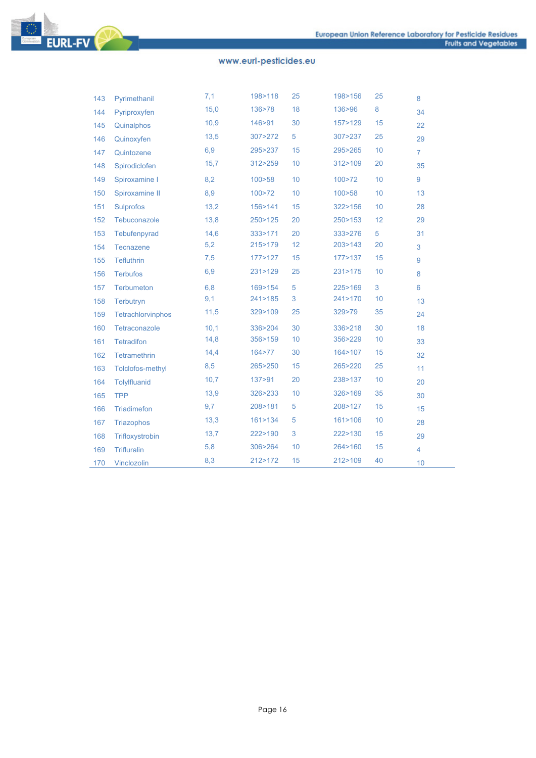| | | | | | | | |
|---|---|---|---|---|---|---|---|
| 143 | Pyrimethanil | 7,1 | 198>118 | 25 | 198>156 | 25 | 8 |
| 144 | Pyriproxyfen | 15,0 | 136>78 | 18 | 136>96 | 8 | 34 |
| 145 | Quinalphos | 10,9 | 146>91 | 30 | 157>129 | 15 | 22 |
| 146 | Quinoxyfen | 13,5 | 307>272 | 5 | 307>237 | 25 | 29 |
| 147 | Quintozene | 6,9 | 295>237 | 15 | 295>265 | 10 | 7 |
| 148 | Spirodiclofen | 15,7 | 312>259 | 10 | 312>109 | 20 | 35 |
| 149 | Spiroxamine I | 8,2 | 100>58 | 10 | 100>72 | 10 | 9 |
| 150 | Spiroxamine II | 8,9 | 100>72 | 10 | 100>58 | 10 | 13 |
| 151 | Sulprofos | 13,2 | 156>141 | 15 | 322>156 | 10 | 28 |
| 152 | Tebuconazole | 13,8 | 250>125 | 20 | 250>153 | 12 | 29 |
| 153 | Tebufenpyrad | 14,6 | 333>171 | 20 | 333>276 | 5 | 31 |
| 154 | Tecnazene | 5,2 | 215>179 | 12 | 203>143 | 20 | 3 |
| 155 | Tefluthrin | 7,5 | 177>127 | 15 | 177>137 | 15 | 9 |
| 156 | Terbufos | 6,9 | 231>129 | 25 | 231>175 | 10 | 8 |
| 157 | Terbumeton | 6,8 | 169>154 | 5 | 225>169 | 3 | 6 |
| 158 | Terbutryn | 9,1 | 241>185 | 3 | 241>170 | 10 | 13 |
| 159 | Tetrachlorvinphos | 11,5 | 329>109 | 25 | 329>79 | 35 | 24 |
| 160 | Tetraconazole | 10,1 | 336>204 | 30 | 336>218 | 30 | 18 |
| 161 | Tetradifon | 14,8 | 356>159 | 10 | 356>229 | 10 | 33 |
| 162 | Tetramethrin | 14,4 | 164>77 | 30 | 164>107 | 15 | 32 |
| 163 | Tolclofos-methyl | 8,5 | 265>250 | 15 | 265>220 | 25 | 11 |
| 164 | Tolylfluanid | 10,7 | 137>91 | 20 | 238>137 | 10 | 20 |
| 165 | TPP | 13,9 | 326>233 | 10 | 326>169 | 35 | 30 |
| 166 | Triadimefon | 9,7 | 208>181 | 5 | 208>127 | 15 | 15 |
| 167 | Triazophos | 13,3 | 161>134 | 5 | 161>106 | 10 | 28 |
| 168 | Trifloxystrobin | 13,7 | 222>190 | 3 | 222>130 | 15 | 29 |
| 169 | Trifluralin | 5,8 | 306>264 | 10 | 264>160 | 15 | 4 |
| 170 | Vinclozolin | 8,3 | 212>172 | 15 | 212>109 | 40 | 10 |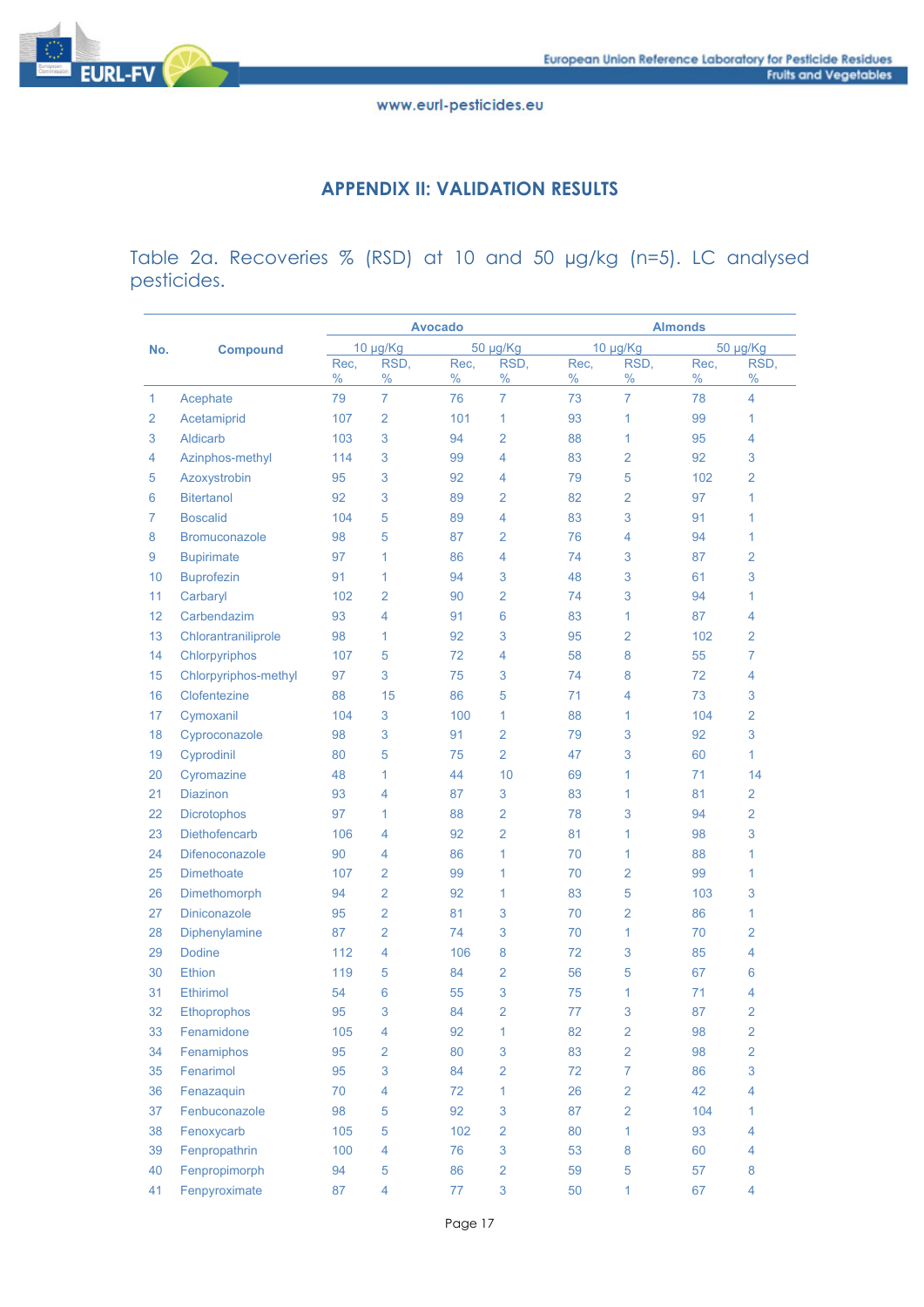## APPENDIX II: VALIDATION RESULTS

Table 2a. Recoveries % (RSD) at 10 and 50 µg/kg (n=5). LC analysed pesticides.

| No. | Compound | Avocado | | | | Almonds | | | |
|---|---|---|---|---|---|---|---|---|---|
| | | 10 µg/Kg | | 50 µg/Kg | | 10 µg/Kg | | 50 µg/Kg | |
| | | Rec, % | RSD, % | Rec, % | RSD, % | Rec, % | RSD, % | Rec, % | RSD, % |
| 1 | Acephate | 79 | 7 | 76 | 7 | 73 | 7 | 78 | 4 |
| 2 | Acetamiprid | 107 | 2 | 101 | 1 | 93 | 1 | 99 | 1 |
| 3 | Aldicarb | 103 | 3 | 94 | 2 | 88 | 1 | 95 | 4 |
| 4 | Azinphos-methyl | 114 | 3 | 99 | 4 | 83 | 2 | 92 | 3 |
| 5 | Azoxystrobin | 95 | 3 | 92 | 4 | 79 | 5 | 102 | 2 |
| 6 | Bitertanol | 92 | 3 | 89 | 2 | 82 | 2 | 97 | 1 |
| 7 | Boscalid | 104 | 5 | 89 | 4 | 83 | 3 | 91 | 1 |
| 8 | Bromuconazole | 98 | 5 | 87 | 2 | 76 | 4 | 94 | 1 |
| 9 | Bupirimate | 97 | 1 | 86 | 4 | 74 | 3 | 87 | 2 |
| 10 | Buprofezin | 91 | 1 | 94 | 3 | 48 | 3 | 61 | 3 |
| 11 | Carbaryl | 102 | 2 | 90 | 2 | 74 | 3 | 94 | 1 |
| 12 | Carbendazim | 93 | 4 | 91 | 6 | 83 | 1 | 87 | 4 |
| 13 | Chlorantraniliprole | 98 | 1 | 92 | 3 | 95 | 2 | 102 | 2 |
| 14 | Chlorpyriphos | 107 | 5 | 72 | 4 | 58 | 8 | 55 | 7 |
| 15 | Chlorpyriphos-methyl | 97 | 3 | 75 | 3 | 74 | 8 | 72 | 4 |
| 16 | Clofentezine | 88 | 15 | 86 | 5 | 71 | 4 | 73 | 3 |
| 17 | Cymoxanil | 104 | 3 | 100 | 1 | 88 | 1 | 104 | 2 |
| 18 | Cyproconazole | 98 | 3 | 91 | 2 | 79 | 3 | 92 | 3 |
| 19 | Cyprodinil | 80 | 5 | 75 | 2 | 47 | 3 | 60 | 1 |
| 20 | Cyromazine | 48 | 1 | 44 | 10 | 69 | 1 | 71 | 14 |
| 21 | Diazinon | 93 | 4 | 87 | 3 | 83 | 1 | 81 | 2 |
| 22 | Dicrotophos | 97 | 1 | 88 | 2 | 78 | 3 | 94 | 2 |
| 23 | Diethofencarb | 106 | 4 | 92 | 2 | 81 | 1 | 98 | 3 |
| 24 | Difenoconazole | 90 | 4 | 86 | 1 | 70 | 1 | 88 | 1 |
| 25 | Dimethoate | 107 | 2 | 99 | 1 | 70 | 2 | 99 | 1 |
| 26 | Dimethomorph | 94 | 2 | 92 | 1 | 83 | 5 | 103 | 3 |
| 27 | Diniconazole | 95 | 2 | 81 | 3 | 70 | 2 | 86 | 1 |
| 28 | Diphenylamine | 87 | 2 | 74 | 3 | 70 | 1 | 70 | 2 |
| 29 | Dodine | 112 | 4 | 106 | 8 | 72 | 3 | 85 | 4 |
| 30 | Ethion | 119 | 5 | 84 | 2 | 56 | 5 | 67 | 6 |
| 31 | Ethirimol | 54 | 6 | 55 | 3 | 75 | 1 | 71 | 4 |
| 32 | Ethoprophos | 95 | 3 | 84 | 2 | 77 | 3 | 87 | 2 |
| 33 | Fenamidone | 105 | 4 | 92 | 1 | 82 | 2 | 98 | 2 |
| 34 | Fenamiphos | 95 | 2 | 80 | 3 | 83 | 2 | 98 | 2 |
| 35 | Fenarimol | 95 | 3 | 84 | 2 | 72 | 7 | 86 | 3 |
| 36 | Fenazaquin | 70 | 4 | 72 | 1 | 26 | 2 | 42 | 4 |
| 37 | Fenbuconazole | 98 | 5 | 92 | 3 | 87 | 2 | 104 | 1 |
| 38 | Fenoxycarb | 105 | 5 | 102 | 2 | 80 | 1 | 93 | 4 |
| 39 | Fenpropathrin | 100 | 4 | 76 | 3 | 53 | 8 | 60 | 4 |
| 40 | Fenpropimorph | 94 | 5 | 86 | 2 | 59 | 5 | 57 | 8 |
| 41 | Fenpyroximate | 87 | 4 | 77 | 3 | 50 | 1 | 67 | 4 |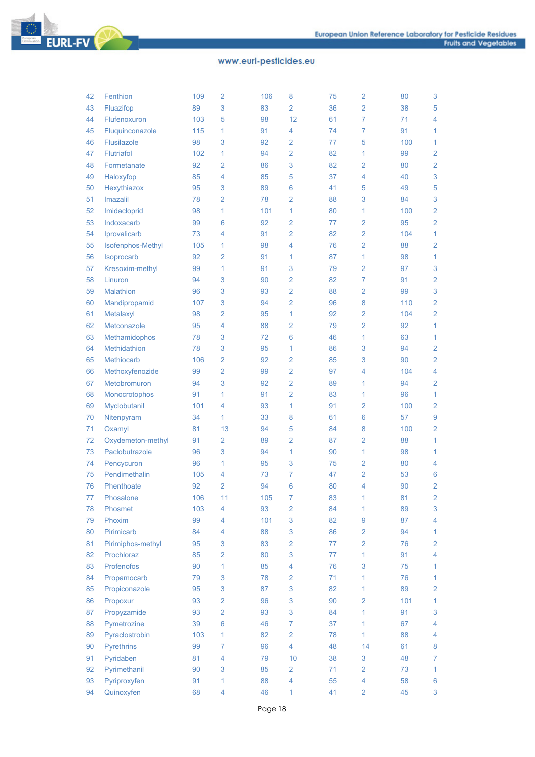| | | | | | | | | | |
|---|---|---|---|---|---|---|---|---|---|
| 42 | Fenthion | 109 | 2 | 106 | 8 | 75 | 2 | 80 | 3 |
| 43 | Fluazifop | 89 | 3 | 83 | 2 | 36 | 2 | 38 | 5 |
| 44 | Flufenoxuron | 103 | 5 | 98 | 12 | 61 | 7 | 71 | 4 |
| 45 | Fluquinconazole | 115 | 1 | 91 | 4 | 74 | 7 | 91 | 1 |
| 46 | Flusilazole | 98 | 3 | 92 | 2 | 77 | 5 | 100 | 1 |
| 47 | Flutriafol | 102 | 1 | 94 | 2 | 82 | 1 | 99 | 2 |
| 48 | Formetanate | 92 | 2 | 86 | 3 | 82 | 2 | 80 | 2 |
| 49 | Haloxyfop | 85 | 4 | 85 | 5 | 37 | 4 | 40 | 3 |
| 50 | Hexythiazox | 95 | 3 | 89 | 6 | 41 | 5 | 49 | 5 |
| 51 | Imazalil | 78 | 2 | 78 | 2 | 88 | 3 | 84 | 3 |
| 52 | Imidacloprid | 98 | 1 | 101 | 1 | 80 | 1 | 100 | 2 |
| 53 | Indoxacarb | 99 | 6 | 92 | 2 | 77 | 2 | 95 | 2 |
| 54 | Iprovalicarb | 73 | 4 | 91 | 2 | 82 | 2 | 104 | 1 |
| 55 | Isofenphos-Methyl | 105 | 1 | 98 | 4 | 76 | 2 | 88 | 2 |
| 56 | Isoprocarb | 92 | 2 | 91 | 1 | 87 | 1 | 98 | 1 |
| 57 | Kresoxim-methyl | 99 | 1 | 91 | 3 | 79 | 2 | 97 | 3 |
| 58 | Linuron | 94 | 3 | 90 | 2 | 82 | 7 | 91 | 2 |
| 59 | Malathion | 96 | 3 | 93 | 2 | 88 | 2 | 99 | 3 |
| 60 | Mandipropamid | 107 | 3 | 94 | 2 | 96 | 8 | 110 | 2 |
| 61 | Metalaxyl | 98 | 2 | 95 | 1 | 92 | 2 | 104 | 2 |
| 62 | Metconazole | 95 | 4 | 88 | 2 | 79 | 2 | 92 | 1 |
| 63 | Methamidophos | 78 | 3 | 72 | 6 | 46 | 1 | 63 | 1 |
| 64 | Methidathion | 78 | 3 | 95 | 1 | 86 | 3 | 94 | 2 |
| 65 | Methiocarb | 106 | 2 | 92 | 2 | 85 | 3 | 90 | 2 |
| 66 | Methoxyfenozide | 99 | 2 | 99 | 2 | 97 | 4 | 104 | 4 |
| 67 | Metobromuron | 94 | 3 | 92 | 2 | 89 | 1 | 94 | 2 |
| 68 | Monocrotophos | 91 | 1 | 91 | 2 | 83 | 1 | 96 | 1 |
| 69 | Myclobutanil | 101 | 4 | 93 | 1 | 91 | 2 | 100 | 2 |
| 70 | Nitenpyram | 34 | 1 | 33 | 8 | 61 | 6 | 57 | 9 |
| 71 | Oxamyl | 81 | 13 | 94 | 5 | 84 | 8 | 100 | 2 |
| 72 | Oxydemeton-methyl | 91 | 2 | 89 | 2 | 87 | 2 | 88 | 1 |
| 73 | Paclobutrazole | 96 | 3 | 94 | 1 | 90 | 1 | 98 | 1 |
| 74 | Pencycuron | 96 | 1 | 95 | 3 | 75 | 2 | 80 | 4 |
| 75 | Pendimethalin | 105 | 4 | 73 | 7 | 47 | 2 | 53 | 6 |
| 76 | Phenthoate | 92 | 2 | 94 | 6 | 80 | 4 | 90 | 2 |
| 77 | Phosalone | 106 | 11 | 105 | 7 | 83 | 1 | 81 | 2 |
| 78 | Phosmet | 103 | 4 | 93 | 2 | 84 | 1 | 89 | 3 |
| 79 | Phoxim | 99 | 4 | 101 | 3 | 82 | 9 | 87 | 4 |
| 80 | Pirimicarb | 84 | 4 | 88 | 3 | 86 | 2 | 94 | 1 |
| 81 | Pirimiphos-methyl | 95 | 3 | 83 | 2 | 77 | 2 | 76 | 2 |
| 82 | Prochloraz | 85 | 2 | 80 | 3 | 77 | 1 | 91 | 4 |
| 83 | Profenofos | 90 | 1 | 85 | 4 | 76 | 3 | 75 | 1 |
| 84 | Propamocarb | 79 | 3 | 78 | 2 | 71 | 1 | 76 | 1 |
| 85 | Propiconazole | 95 | 3 | 87 | 3 | 82 | 1 | 89 | 2 |
| 86 | Propoxur | 93 | 2 | 96 | 3 | 90 | 2 | 101 | 1 |
| 87 | Propyzamide | 93 | 2 | 93 | 3 | 84 | 1 | 91 | 3 |
| 88 | Pymetrozine | 39 | 6 | 46 | 7 | 37 | 1 | 67 | 4 |
| 89 | Pyraclostrobin | 103 | 1 | 82 | 2 | 78 | 1 | 88 | 4 |
| 90 | Pyrethrins | 99 | 7 | 96 | 4 | 48 | 14 | 61 | 8 |
| 91 | Pyridaben | 81 | 4 | 79 | 10 | 38 | 3 | 48 | 7 |
| 92 | Pyrimethanil | 90 | 3 | 85 | 2 | 71 | 2 | 73 | 1 |
| 93 | Pyriproxyfen | 91 | 1 | 88 | 4 | 55 | 4 | 58 | 6 |
| 94 | Quinoxyfen | 68 | 4 | 46 | 1 | 41 | 2 | 45 | 3 |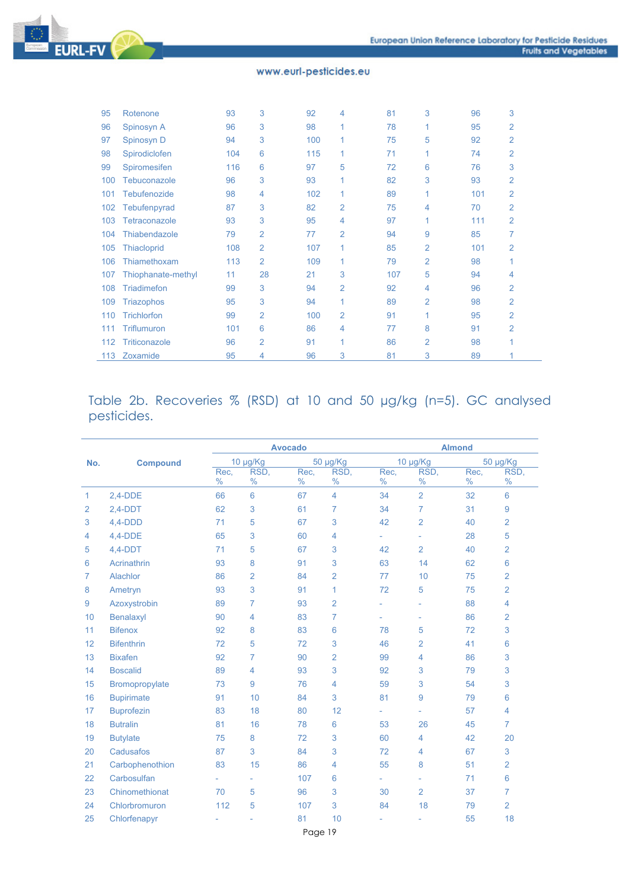| | | | | | | | | | |
|---|---|---|---|---|---|---|---|---|---|
| 95 | Rotenone | 93 | 3 | 92 | 4 | 81 | 3 | 96 | 3 |
| 96 | Spinosyn A | 96 | 3 | 98 | 1 | 78 | 1 | 95 | 2 |
| 97 | Spinosyn D | 94 | 3 | 100 | 1 | 75 | 5 | 92 | 2 |
| 98 | Spirodiclofen | 104 | 6 | 115 | 1 | 71 | 1 | 74 | 2 |
| 99 | Spiromesifen | 116 | 6 | 97 | 5 | 72 | 6 | 76 | 3 |
| 100 | Tebuconazole | 96 | 3 | 93 | 1 | 82 | 3 | 93 | 2 |
| 101 | Tebufenozide | 98 | 4 | 102 | 1 | 89 | 1 | 101 | 2 |
| 102 | Tebufenpyrad | 87 | 3 | 82 | 2 | 75 | 4 | 70 | 2 |
| 103 | Tetraconazole | 93 | 3 | 95 | 4 | 97 | 1 | 111 | 2 |
| 104 | Thiabendazole | 79 | 2 | 77 | 2 | 94 | 9 | 85 | 7 |
| 105 | Thiacloprid | 108 | 2 | 107 | 1 | 85 | 2 | 101 | 2 |
| 106 | Thiamethoxam | 113 | 2 | 109 | 1 | 79 | 2 | 98 | 1 |
| 107 | Thiophanate-methyl | 11 | 28 | 21 | 3 | 107 | 5 | 94 | 4 |
| 108 | Triadimefon | 99 | 3 | 94 | 2 | 92 | 4 | 96 | 2 |
| 109 | Triazophos | 95 | 3 | 94 | 1 | 89 | 2 | 98 | 2 |
| 110 | Trichlorfon | 99 | 2 | 100 | 2 | 91 | 1 | 95 | 2 |
| 111 | Triflumuron | 101 | 6 | 86 | 4 | 77 | 8 | 91 | 2 |
| 112 | Triticonazole | 96 | 2 | 91 | 1 | 86 | 2 | 98 | 1 |
| 113 | Zoxamide | 95 | 4 | 96 | 3 | 81 | 3 | 89 | 1 |

Table 2b. Recoveries % (RSD) at 10 and 50 μg/kg (n=5). GC analysed pesticides.

| No. | Compound | Avocado | | | | Almond | | | |
|---|---|---|---|---|---|---|---|---|---|
| | | 10 μg/Kg | | 50 μg/Kg | | 10 μg/Kg | | 50 μg/Kg | |
| | | Rec, % | RSD, % | Rec, % | RSD, % | Rec, % | RSD, % | Rec, % | RSD, % |
| 1 | 2,4-DDE | 66 | 6 | 67 | 4 | 34 | 2 | 32 | 6 |
| 2 | 2,4-DDT | 62 | 3 | 61 | 7 | 34 | 7 | 31 | 9 |
| 3 | 4,4-DDD | 71 | 5 | 67 | 3 | 42 | 2 | 40 | 2 |
| 4 | 4,4-DDE | 65 | 3 | 60 | 4 | - | - | 28 | 5 |
| 5 | 4,4-DDT | 71 | 5 | 67 | 3 | 42 | 2 | 40 | 2 |
| 6 | Acrinathrin | 93 | 8 | 91 | 3 | 63 | 14 | 62 | 6 |
| 7 | Alachlor | 86 | 2 | 84 | 2 | 77 | 10 | 75 | 2 |
| 8 | Ametryn | 93 | 3 | 91 | 1 | 72 | 5 | 75 | 2 |
| 9 | Azoxystrobin | 89 | 7 | 93 | 2 | - | - | 88 | 4 |
| 10 | Benalaxyl | 90 | 4 | 83 | 7 | - | - | 86 | 2 |
| 11 | Bifenox | 92 | 8 | 83 | 6 | 78 | 5 | 72 | 3 |
| 12 | Bifenthrin | 72 | 5 | 72 | 3 | 46 | 2 | 41 | 6 |
| 13 | Bixafen | 92 | 7 | 90 | 2 | 99 | 4 | 86 | 3 |
| 14 | Boscalid | 89 | 4 | 93 | 3 | 92 | 3 | 79 | 3 |
| 15 | Bromopropylate | 73 | 9 | 76 | 4 | 59 | 3 | 54 | 3 |
| 16 | Bupirimate | 91 | 10 | 84 | 3 | 81 | 9 | 79 | 6 |
| 17 | Buprofezin | 83 | 18 | 80 | 12 | - | - | 57 | 4 |
| 18 | Butralin | 81 | 16 | 78 | 6 | 53 | 26 | 45 | 7 |
| 19 | Butylate | 75 | 8 | 72 | 3 | 60 | 4 | 42 | 20 |
| 20 | Cadusafos | 87 | 3 | 84 | 3 | 72 | 4 | 67 | 3 |
| 21 | Carbophenothion | 83 | 15 | 86 | 4 | 55 | 8 | 51 | 2 |
| 22 | Carbosulfan | - | - | 107 | 6 | - | - | 71 | 6 |
| 23 | Chinomethionat | 70 | 5 | 96 | 3 | 30 | 2 | 37 | 7 |
| 24 | Chlorbromuron | 112 | 5 | 107 | 3 | 84 | 18 | 79 | 2 |
| 25 | Chlorfenapyr | - | - | 81 | 10 | - | - | 55 | 18 |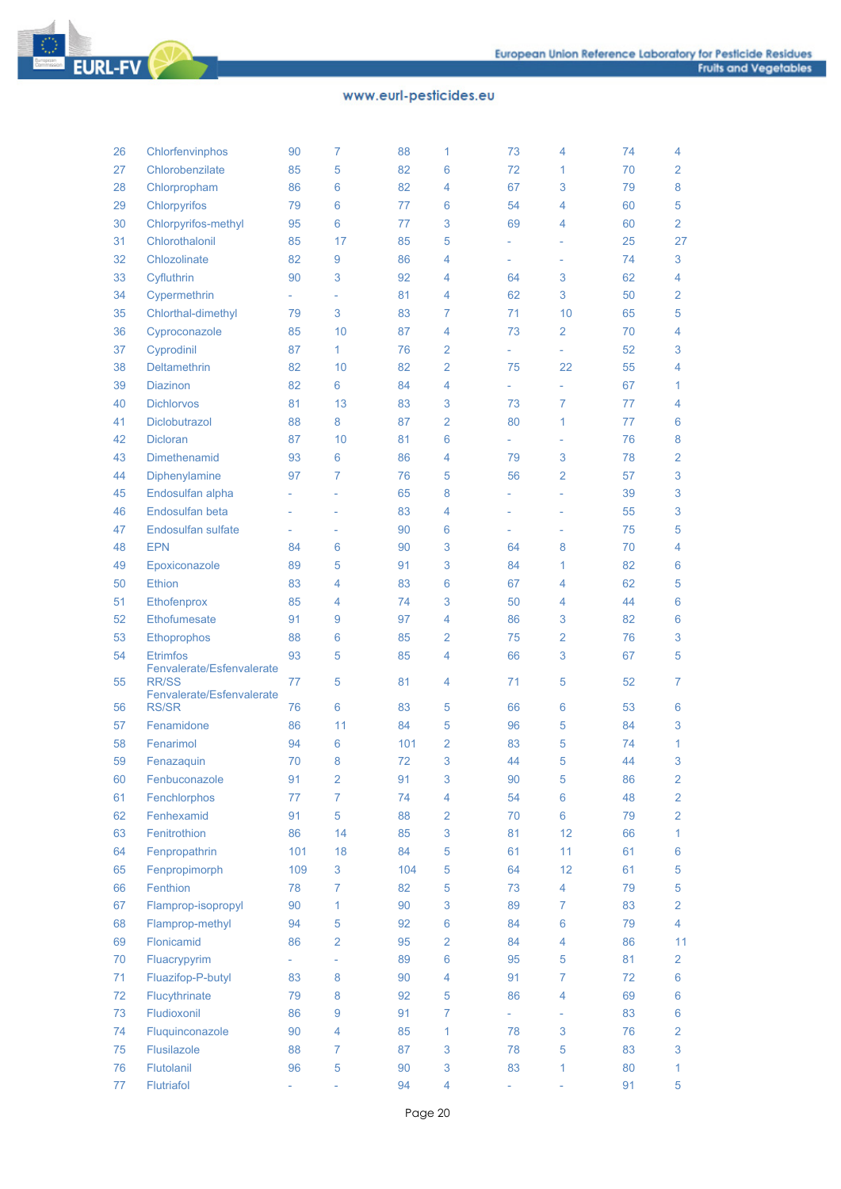| | | | | | | | | | |
|---|---|---|---|---|---|---|---|---|---|
| 26 | Chlorfenvinphos | 90 | 7 | 88 | 1 | 73 | 4 | 74 | 4 |
| 27 | Chlorobenzilate | 85 | 5 | 82 | 6 | 72 | 1 | 70 | 2 |
| 28 | Chlorpropham | 86 | 6 | 82 | 4 | 67 | 3 | 79 | 8 |
| 29 | Chlorpyrifos | 79 | 6 | 77 | 6 | 54 | 4 | 60 | 5 |
| 30 | Chlorpyrifos-methyl | 95 | 6 | 77 | 3 | 69 | 4 | 60 | 2 |
| 31 | Chlorothalonil | 85 | 17 | 85 | 5 | - | - | 25 | 27 |
| 32 | Chlozolinate | 82 | 9 | 86 | 4 | - | - | 74 | 3 |
| 33 | Cyfluthrin | 90 | 3 | 92 | 4 | 64 | 3 | 62 | 4 |
| 34 | Cypermethrin | - | - | 81 | 4 | 62 | 3 | 50 | 2 |
| 35 | Chlorthal-dimethyl | 79 | 3 | 83 | 7 | 71 | 10 | 65 | 5 |
| 36 | Cyproconazole | 85 | 10 | 87 | 4 | 73 | 2 | 70 | 4 |
| 37 | Cyprodinil | 87 | 1 | 76 | 2 | - | - | 52 | 3 |
| 38 | Deltamethrin | 82 | 10 | 82 | 2 | 75 | 22 | 55 | 4 |
| 39 | Diazinon | 82 | 6 | 84 | 4 | - | - | 67 | 1 |
| 40 | Dichlorvos | 81 | 13 | 83 | 3 | 73 | 7 | 77 | 4 |
| 41 | Diclobutrazol | 88 | 8 | 87 | 2 | 80 | 1 | 77 | 6 |
| 42 | Dicloran | 87 | 10 | 81 | 6 | - | - | 76 | 8 |
| 43 | Dimethenamid | 93 | 6 | 86 | 4 | 79 | 3 | 78 | 2 |
| 44 | Diphenylamine | 97 | 7 | 76 | 5 | 56 | 2 | 57 | 3 |
| 45 | Endosulfan alpha | - | - | 65 | 8 | - | - | 39 | 3 |
| 46 | Endosulfan beta | - | - | 83 | 4 | - | - | 55 | 3 |
| 47 | Endosulfan sulfate | - | - | 90 | 6 | - | - | 75 | 5 |
| 48 | EPN | 84 | 6 | 90 | 3 | 64 | 8 | 70 | 4 |
| 49 | Epoxiconazole | 89 | 5 | 91 | 3 | 84 | 1 | 82 | 6 |
| 50 | Ethion | 83 | 4 | 83 | 6 | 67 | 4 | 62 | 5 |
| 51 | Ethofenprox | 85 | 4 | 74 | 3 | 50 | 4 | 44 | 6 |
| 52 | Ethofumesate | 91 | 9 | 97 | 4 | 86 | 3 | 82 | 6 |
| 53 | Ethoprophos | 88 | 6 | 85 | 2 | 75 | 2 | 76 | 3 |
| 54 | Etrimfos | 93 | 5 | 85 | 4 | 66 | 3 | 67 | 5 |
| 55 | Fenvalerate/Esfenvalerate RR/SS | 77 | 5 | 81 | 4 | 71 | 5 | 52 | 7 |
| 56 | Fenvalerate/Esfenvalerate RS/SR | 76 | 6 | 83 | 5 | 66 | 6 | 53 | 6 |
| 57 | Fenamidone | 86 | 11 | 84 | 5 | 96 | 5 | 84 | 3 |
| 58 | Fenarimol | 94 | 6 | 101 | 2 | 83 | 5 | 74 | 1 |
| 59 | Fenazaquin | 70 | 8 | 72 | 3 | 44 | 5 | 44 | 3 |
| 60 | Fenbuconazole | 91 | 2 | 91 | 3 | 90 | 5 | 86 | 2 |
| 61 | Fenchlorphos | 77 | 7 | 74 | 4 | 54 | 6 | 48 | 2 |
| 62 | Fenhexamid | 91 | 5 | 88 | 2 | 70 | 6 | 79 | 2 |
| 63 | Fenitrothion | 86 | 14 | 85 | 3 | 81 | 12 | 66 | 1 |
| 64 | Fenpropathrin | 101 | 18 | 84 | 5 | 61 | 11 | 61 | 6 |
| 65 | Fenpropimorph | 109 | 3 | 104 | 5 | 64 | 12 | 61 | 5 |
| 66 | Fenthion | 78 | 7 | 82 | 5 | 73 | 4 | 79 | 5 |
| 67 | Flamprop-isopropyl | 90 | 1 | 90 | 3 | 89 | 7 | 83 | 2 |
| 68 | Flamprop-methyl | 94 | 5 | 92 | 6 | 84 | 6 | 79 | 4 |
| 69 | Flonicamid | 86 | 2 | 95 | 2 | 84 | 4 | 86 | 11 |
| 70 | Fluacrypyrim | - | - | 89 | 6 | 95 | 5 | 81 | 2 |
| 71 | Fluazifop-P-butyl | 83 | 8 | 90 | 4 | 91 | 7 | 72 | 6 |
| 72 | Flucythrinate | 79 | 8 | 92 | 5 | 86 | 4 | 69 | 6 |
| 73 | Fludioxonil | 86 | 9 | 91 | 7 | - | - | 83 | 6 |
| 74 | Fluquinconazole | 90 | 4 | 85 | 1 | 78 | 3 | 76 | 2 |
| 75 | Flusilazole | 88 | 7 | 87 | 3 | 78 | 5 | 83 | 3 |
| 76 | Flutolanil | 96 | 5 | 90 | 3 | 83 | 1 | 80 | 1 |
| 77 | Flutriafol | - | - | 94 | 4 | - | - | 91 | 5 |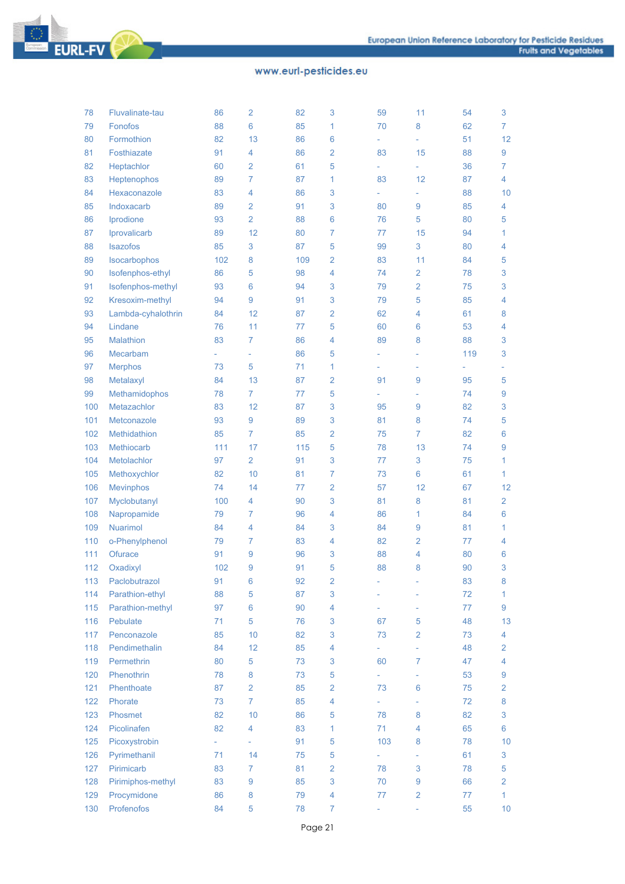| | | | | | | | | | |
|---|---|---|---|---|---|---|---|---|---|
| 78 | Fluvalinate-tau | 86 | 2 | 82 | 3 | 59 | 11 | 54 | 3 |
| 79 | Fonofos | 88 | 6 | 85 | 1 | 70 | 8 | 62 | 7 |
| 80 | Formothion | 82 | 13 | 86 | 6 | - | - | 51 | 12 |
| 81 | Fosthiazate | 91 | 4 | 86 | 2 | 83 | 15 | 88 | 9 |
| 82 | Heptachlor | 60 | 2 | 61 | 5 | - | - | 36 | 7 |
| 83 | Heptenophos | 89 | 7 | 87 | 1 | 83 | 12 | 87 | 4 |
| 84 | Hexaconazole | 83 | 4 | 86 | 3 | - | - | 88 | 10 |
| 85 | Indoxacarb | 89 | 2 | 91 | 3 | 80 | 9 | 85 | 4 |
| 86 | Iprodione | 93 | 2 | 88 | 6 | 76 | 5 | 80 | 5 |
| 87 | Iprovalicarb | 89 | 12 | 80 | 7 | 77 | 15 | 94 | 1 |
| 88 | Isazofos | 85 | 3 | 87 | 5 | 99 | 3 | 80 | 4 |
| 89 | Isocarbophos | 102 | 8 | 109 | 2 | 83 | 11 | 84 | 5 |
| 90 | Isofenphos-ethyl | 86 | 5 | 98 | 4 | 74 | 2 | 78 | 3 |
| 91 | Isofenphos-methyl | 93 | 6 | 94 | 3 | 79 | 2 | 75 | 3 |
| 92 | Kresoxim-methyl | 94 | 9 | 91 | 3 | 79 | 5 | 85 | 4 |
| 93 | Lambda-cyhalothrin | 84 | 12 | 87 | 2 | 62 | 4 | 61 | 8 |
| 94 | Lindane | 76 | 11 | 77 | 5 | 60 | 6 | 53 | 4 |
| 95 | Malathion | 83 | 7 | 86 | 4 | 89 | 8 | 88 | 3 |
| 96 | Mecarbam | - | - | 86 | 5 | - | - | 119 | 3 |
| 97 | Merphos | 73 | 5 | 71 | 1 | - | - | - | - |
| 98 | Metalaxyl | 84 | 13 | 87 | 2 | 91 | 9 | 95 | 5 |
| 99 | Methamidophos | 78 | 7 | 77 | 5 | - | - | 74 | 9 |
| 100 | Metazachlor | 83 | 12 | 87 | 3 | 95 | 9 | 82 | 3 |
| 101 | Metconazole | 93 | 9 | 89 | 3 | 81 | 8 | 74 | 5 |
| 102 | Methidathion | 85 | 7 | 85 | 2 | 75 | 7 | 82 | 6 |
| 103 | Methiocarb | 111 | 17 | 115 | 5 | 78 | 13 | 74 | 9 |
| 104 | Metolachlor | 97 | 2 | 91 | 3 | 77 | 3 | 75 | 1 |
| 105 | Methoxychlor | 82 | 10 | 81 | 7 | 73 | 6 | 61 | 1 |
| 106 | Mevinphos | 74 | 14 | 77 | 2 | 57 | 12 | 67 | 12 |
| 107 | Myclobutanyl | 100 | 4 | 90 | 3 | 81 | 8 | 81 | 2 |
| 108 | Napropamide | 79 | 7 | 96 | 4 | 86 | 1 | 84 | 6 |
| 109 | Nuarimol | 84 | 4 | 84 | 3 | 84 | 9 | 81 | 1 |
| 110 | o-Phenylphenol | 79 | 7 | 83 | 4 | 82 | 2 | 77 | 4 |
| 111 | Ofurace | 91 | 9 | 96 | 3 | 88 | 4 | 80 | 6 |
| 112 | Oxadixyl | 102 | 9 | 91 | 5 | 88 | 8 | 90 | 3 |
| 113 | Paclobutrazol | 91 | 6 | 92 | 2 | - | - | 83 | 8 |
| 114 | Parathion-ethyl | 88 | 5 | 87 | 3 | - | - | 72 | 1 |
| 115 | Parathion-methyl | 97 | 6 | 90 | 4 | - | - | 77 | 9 |
| 116 | Pebulate | 71 | 5 | 76 | 3 | 67 | 5 | 48 | 13 |
| 117 | Penconazole | 85 | 10 | 82 | 3 | 73 | 2 | 73 | 4 |
| 118 | Pendimethalin | 84 | 12 | 85 | 4 | - | - | 48 | 2 |
| 119 | Permethrin | 80 | 5 | 73 | 3 | 60 | 7 | 47 | 4 |
| 120 | Phenothrin | 78 | 8 | 73 | 5 | - | - | 53 | 9 |
| 121 | Phenthoate | 87 | 2 | 85 | 2 | 73 | 6 | 75 | 2 |
| 122 | Phorate | 73 | 7 | 85 | 4 | - | - | 72 | 8 |
| 123 | Phosmet | 82 | 10 | 86 | 5 | 78 | 8 | 82 | 3 |
| 124 | Picolinafen | 82 | 4 | 83 | 1 | 71 | 4 | 65 | 6 |
| 125 | Picoxystrobin | - | - | 91 | 5 | 103 | 8 | 78 | 10 |
| 126 | Pyrimethanil | 71 | 14 | 75 | 5 | - | - | 61 | 3 |
| 127 | Pirimicarb | 83 | 7 | 81 | 2 | 78 | 3 | 78 | 5 |
| 128 | Pirimiphos-methyl | 83 | 9 | 85 | 3 | 70 | 9 | 66 | 2 |
| 129 | Procymidone | 86 | 8 | 79 | 4 | 77 | 2 | 77 | 1 |
| 130 | Profenofos | 84 | 5 | 78 | 7 | - | - | 55 | 10 |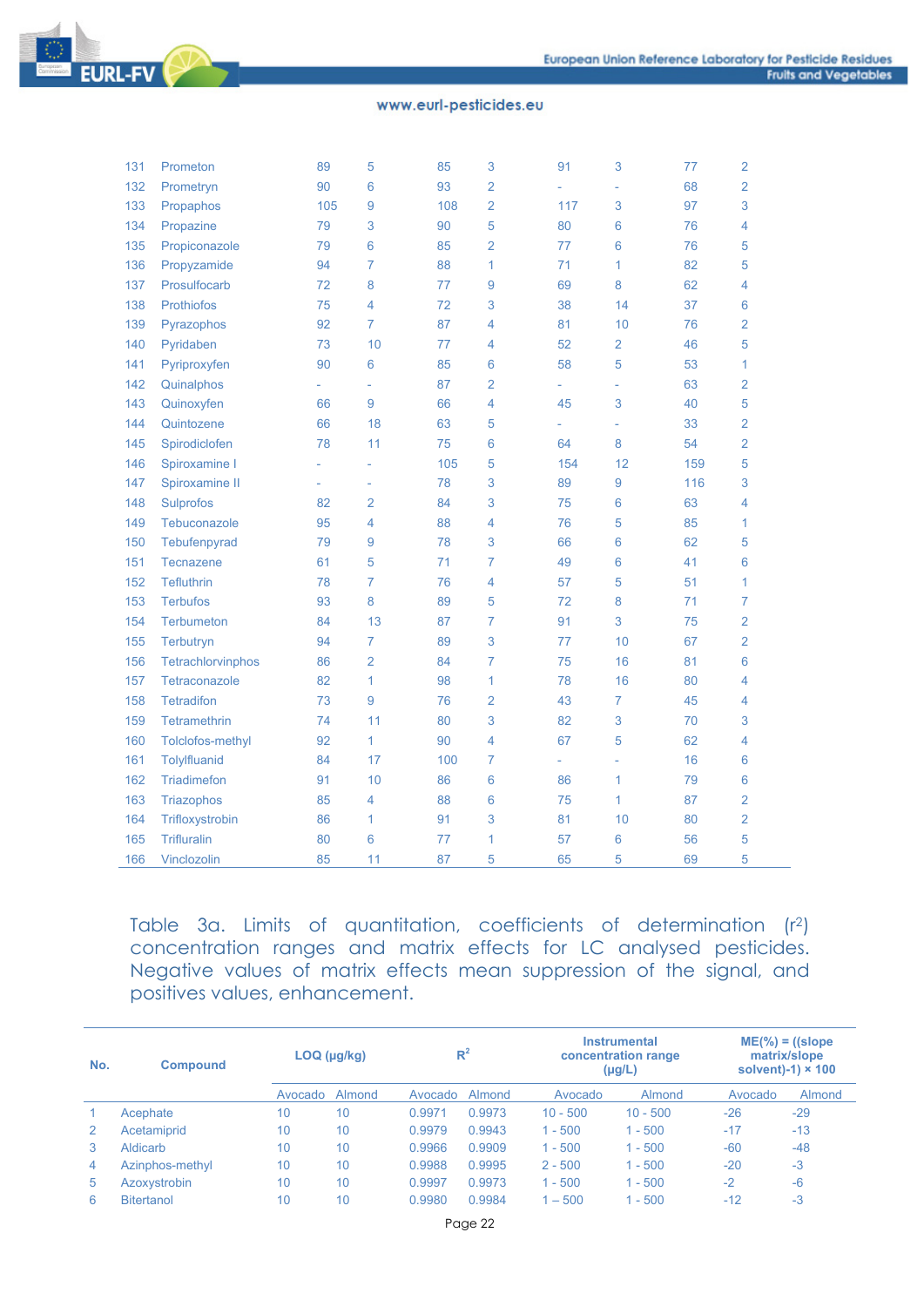| | | | | | | | | | |
|---|---|---|---|---|---|---|---|---|---|
| 131 | Prometon | 89 | 5 | 85 | 3 | 91 | 3 | 77 | 2 |
| 132 | Prometryn | 90 | 6 | 93 | 2 | - | - | 68 | 2 |
| 133 | Propaphos | 105 | 9 | 108 | 2 | 117 | 3 | 97 | 3 |
| 134 | Propazine | 79 | 3 | 90 | 5 | 80 | 6 | 76 | 4 |
| 135 | Propiconazole | 79 | 6 | 85 | 2 | 77 | 6 | 76 | 5 |
| 136 | Propyzamide | 94 | 7 | 88 | 1 | 71 | 1 | 82 | 5 |
| 137 | Prosulfocarb | 72 | 8 | 77 | 9 | 69 | 8 | 62 | 4 |
| 138 | Prothiofos | 75 | 4 | 72 | 3 | 38 | 14 | 37 | 6 |
| 139 | Pyrazophos | 92 | 7 | 87 | 4 | 81 | 10 | 76 | 2 |
| 140 | Pyridaben | 73 | 10 | 77 | 4 | 52 | 2 | 46 | 5 |
| 141 | Pyriproxyfen | 90 | 6 | 85 | 6 | 58 | 5 | 53 | 1 |
| 142 | Quinalphos | - | - | 87 | 2 | - | - | 63 | 2 |
| 143 | Quinoxyfen | 66 | 9 | 66 | 4 | 45 | 3 | 40 | 5 |
| 144 | Quintozene | 66 | 18 | 63 | 5 | - | - | 33 | 2 |
| 145 | Spirodiclofen | 78 | 11 | 75 | 6 | 64 | 8 | 54 | 2 |
| 146 | Spiroxamine I | - | - | 105 | 5 | 154 | 12 | 159 | 5 |
| 147 | Spiroxamine II | - | - | 78 | 3 | 89 | 9 | 116 | 3 |
| 148 | Sulprofos | 82 | 2 | 84 | 3 | 75 | 6 | 63 | 4 |
| 149 | Tebuconazole | 95 | 4 | 88 | 4 | 76 | 5 | 85 | 1 |
| 150 | Tebufenpyrad | 79 | 9 | 78 | 3 | 66 | 6 | 62 | 5 |
| 151 | Tecnazene | 61 | 5 | 71 | 7 | 49 | 6 | 41 | 6 |
| 152 | Tefluthrin | 78 | 7 | 76 | 4 | 57 | 5 | 51 | 1 |
| 153 | Terbufos | 93 | 8 | 89 | 5 | 72 | 8 | 71 | 7 |
| 154 | Terbumeton | 84 | 13 | 87 | 7 | 91 | 3 | 75 | 2 |
| 155 | Terbutryn | 94 | 7 | 89 | 3 | 77 | 10 | 67 | 2 |
| 156 | Tetrachlorvinphos | 86 | 2 | 84 | 7 | 75 | 16 | 81 | 6 |
| 157 | Tetraconazole | 82 | 1 | 98 | 1 | 78 | 16 | 80 | 4 |
| 158 | Tetradifon | 73 | 9 | 76 | 2 | 43 | 7 | 45 | 4 |
| 159 | Tetramethrin | 74 | 11 | 80 | 3 | 82 | 3 | 70 | 3 |
| 160 | Tolclofos-methyl | 92 | 1 | 90 | 4 | 67 | 5 | 62 | 4 |
| 161 | Tolylfluanid | 84 | 17 | 100 | 7 | - | - | 16 | 6 |
| 162 | Triadimefon | 91 | 10 | 86 | 6 | 86 | 1 | 79 | 6 |
| 163 | Triazophos | 85 | 4 | 88 | 6 | 75 | 1 | 87 | 2 |
| 164 | Trifloxystrobin | 86 | 1 | 91 | 3 | 81 | 10 | 80 | 2 |
| 165 | Trifluralin | 80 | 6 | 77 | 1 | 57 | 6 | 56 | 5 |
| 166 | Vinclozolin | 85 | 11 | 87 | 5 | 65 | 5 | 69 | 5 |

Table 3a. Limits of quantitation, coefficients of determination ($r^2$) concentration ranges and matrix effects for LC analysed pesticides. Negative values of matrix effects mean suppression of the signal, and positives values, enhancement.

| No. | Compound | LOQ (µg/kg) | | $R^2$ | | Instrumental concentration range (µg/L) | | ME(%) = ((slope matrix/slope solvent)-1) × 100 | |
|---|---|---|---|---|---|---|---|---|---|
| | | Avocado | Almond | Avocado | Almond | Avocado | Almond | Avocado | Almond |
| 1 | Acephate | 10 | 10 | 0.9971 | 0.9973 | 10 - 500 | 10 - 500 | -26 | -29 |
| 2 | Acetamiprid | 10 | 10 | 0.9979 | 0.9943 | 1 - 500 | 1 - 500 | -17 | -13 |
| 3 | Aldicarb | 10 | 10 | 0.9966 | 0.9909 | 1 - 500 | 1 - 500 | -60 | -48 |
| 4 | Azinphos-methyl | 10 | 10 | 0.9988 | 0.9995 | 2 - 500 | 1 - 500 | -20 | -3 |
| 5 | Azoxystrobin | 10 | 10 | 0.9997 | 0.9973 | 1 - 500 | 1 - 500 | -2 | -6 |
| 6 | Bitertanol | 10 | 10 | 0.9980 | 0.9984 | 1 – 500 | 1 - 500 | -12 | -3 |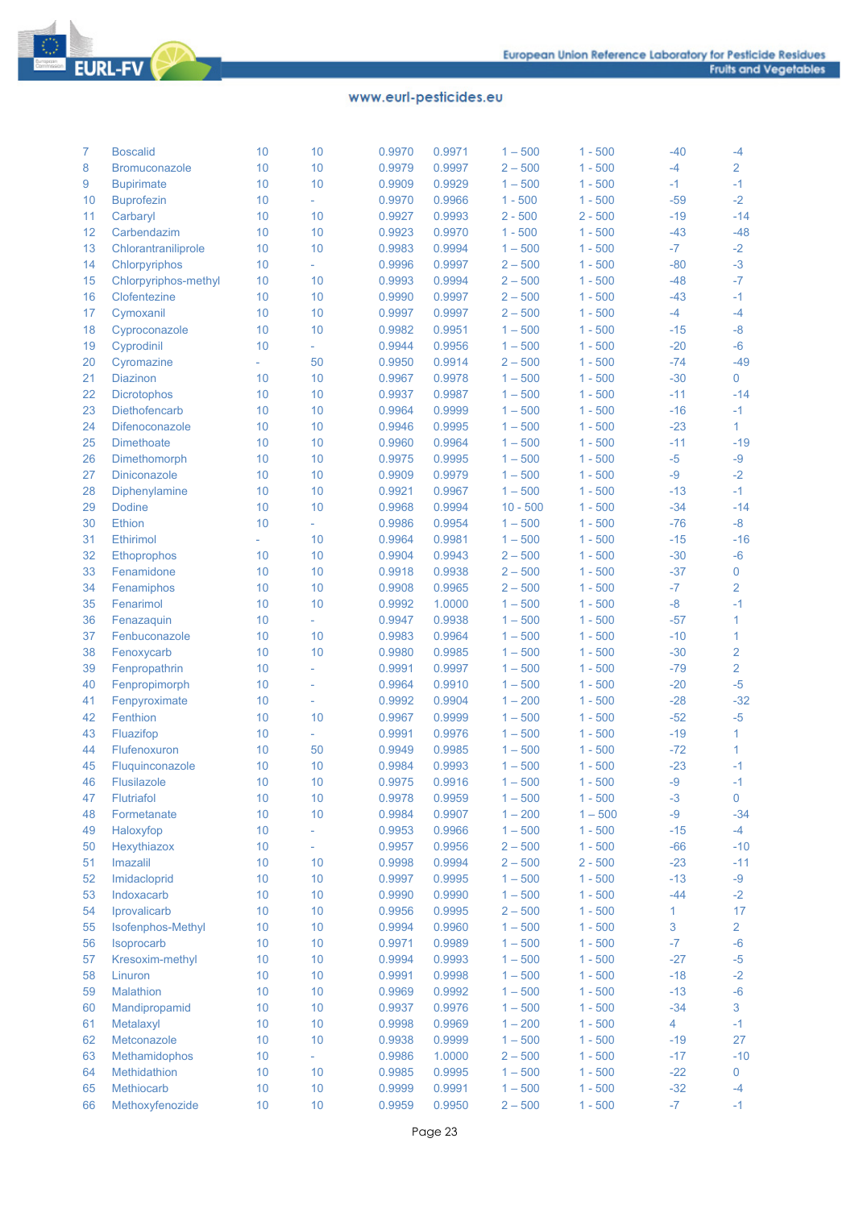| | | | | | | | | | |
|---|---|---|---|---|---|---|---|---|---|
| 7 | Boscalid | 10 | 10 | 0.9970 | 0.9971 | 1 – 500 | 1 - 500 | -40 | -4 |
| 8 | Bromuconazole | 10 | 10 | 0.9979 | 0.9997 | 2 – 500 | 1 - 500 | -4 | 2 |
| 9 | Bupirimate | 10 | 10 | 0.9909 | 0.9929 | 1 – 500 | 1 - 500 | -1 | -1 |
| 10 | Buprofezin | 10 | - | 0.9970 | 0.9966 | 1 - 500 | 1 - 500 | -59 | -2 |
| 11 | Carbaryl | 10 | 10 | 0.9927 | 0.9993 | 2 - 500 | 2 - 500 | -19 | -14 |
| 12 | Carbendazim | 10 | 10 | 0.9923 | 0.9970 | 1 - 500 | 1 - 500 | -43 | -48 |
| 13 | Chlorantraniliprole | 10 | 10 | 0.9983 | 0.9994 | 1 – 500 | 1 - 500 | -7 | -2 |
| 14 | Chlorpyriphos | 10 | - | 0.9996 | 0.9997 | 2 – 500 | 1 - 500 | -80 | -3 |
| 15 | Chlorpyriphos-methyl | 10 | 10 | 0.9993 | 0.9994 | 2 – 500 | 1 - 500 | -48 | -7 |
| 16 | Clofentezine | 10 | 10 | 0.9990 | 0.9997 | 2 – 500 | 1 - 500 | -43 | -1 |
| 17 | Cymoxanil | 10 | 10 | 0.9997 | 0.9997 | 2 – 500 | 1 - 500 | -4 | -4 |
| 18 | Cyproconazole | 10 | 10 | 0.9982 | 0.9951 | 1 – 500 | 1 - 500 | -15 | -8 |
| 19 | Cyprodinil | 10 | - | 0.9944 | 0.9956 | 1 – 500 | 1 - 500 | -20 | -6 |
| 20 | Cyromazine | - | 50 | 0.9950 | 0.9914 | 2 – 500 | 1 - 500 | -74 | -49 |
| 21 | Diazinon | 10 | 10 | 0.9967 | 0.9978 | 1 – 500 | 1 - 500 | -30 | 0 |
| 22 | Dicrotophos | 10 | 10 | 0.9937 | 0.9987 | 1 – 500 | 1 - 500 | -11 | -14 |
| 23 | Diethofencarb | 10 | 10 | 0.9964 | 0.9999 | 1 – 500 | 1 - 500 | -16 | -1 |
| 24 | Difenoconazole | 10 | 10 | 0.9946 | 0.9995 | 1 – 500 | 1 - 500 | -23 | 1 |
| 25 | Dimethoate | 10 | 10 | 0.9960 | 0.9964 | 1 – 500 | 1 - 500 | -11 | -19 |
| 26 | Dimethomorph | 10 | 10 | 0.9975 | 0.9995 | 1 – 500 | 1 - 500 | -5 | -9 |
| 27 | Diniconazole | 10 | 10 | 0.9909 | 0.9979 | 1 – 500 | 1 - 500 | -9 | -2 |
| 28 | Diphenylamine | 10 | 10 | 0.9921 | 0.9967 | 1 – 500 | 1 - 500 | -13 | -1 |
| 29 | Dodine | 10 | 10 | 0.9968 | 0.9994 | 10 - 500 | 1 - 500 | -34 | -14 |
| 30 | Ethion | 10 | - | 0.9986 | 0.9954 | 1 – 500 | 1 - 500 | -76 | -8 |
| 31 | Ethirimol | - | 10 | 0.9964 | 0.9981 | 1 – 500 | 1 - 500 | -15 | -16 |
| 32 | Ethoprophos | 10 | 10 | 0.9904 | 0.9943 | 2 – 500 | 1 - 500 | -30 | -6 |
| 33 | Fenamidone | 10 | 10 | 0.9918 | 0.9938 | 2 – 500 | 1 - 500 | -37 | 0 |
| 34 | Fenamiphos | 10 | 10 | 0.9908 | 0.9965 | 2 – 500 | 1 - 500 | -7 | 2 |
| 35 | Fenarimol | 10 | 10 | 0.9992 | 1.0000 | 1 – 500 | 1 - 500 | -8 | -1 |
| 36 | Fenazaquin | 10 | - | 0.9947 | 0.9938 | 1 – 500 | 1 - 500 | -57 | 1 |
| 37 | Fenbuconazole | 10 | 10 | 0.9983 | 0.9964 | 1 – 500 | 1 - 500 | -10 | 1 |
| 38 | Fenoxycarb | 10 | 10 | 0.9980 | 0.9985 | 1 – 500 | 1 - 500 | -30 | 2 |
| 39 | Fenpropathrin | 10 | - | 0.9991 | 0.9997 | 1 – 500 | 1 - 500 | -79 | 2 |
| 40 | Fenpropimorph | 10 | - | 0.9964 | 0.9910 | 1 – 500 | 1 - 500 | -20 | -5 |
| 41 | Fenpyroximate | 10 | - | 0.9992 | 0.9904 | 1 – 200 | 1 - 500 | -28 | -32 |
| 42 | Fenthion | 10 | 10 | 0.9967 | 0.9999 | 1 – 500 | 1 - 500 | -52 | -5 |
| 43 | Fluazifop | 10 | - | 0.9991 | 0.9976 | 1 – 500 | 1 - 500 | -19 | 1 |
| 44 | Flufenoxuron | 10 | 50 | 0.9949 | 0.9985 | 1 – 500 | 1 - 500 | -72 | 1 |
| 45 | Fluquinconazole | 10 | 10 | 0.9984 | 0.9993 | 1 – 500 | 1 - 500 | -23 | -1 |
| 46 | Flusilazole | 10 | 10 | 0.9975 | 0.9916 | 1 – 500 | 1 - 500 | -9 | -1 |
| 47 | Flutriafol | 10 | 10 | 0.9978 | 0.9959 | 1 – 500 | 1 - 500 | -3 | 0 |
| 48 | Formetanate | 10 | 10 | 0.9984 | 0.9907 | 1 – 200 | 1 – 500 | -9 | -34 |
| 49 | Haloxyfop | 10 | - | 0.9953 | 0.9966 | 1 – 500 | 1 - 500 | -15 | -4 |
| 50 | Hexythiazox | 10 | - | 0.9957 | 0.9956 | 2 – 500 | 1 - 500 | -66 | -10 |
| 51 | Imazalil | 10 | 10 | 0.9998 | 0.9994 | 2 – 500 | 2 - 500 | -23 | -11 |
| 52 | Imidacloprid | 10 | 10 | 0.9997 | 0.9995 | 1 – 500 | 1 - 500 | -13 | -9 |
| 53 | Indoxacarb | 10 | 10 | 0.9990 | 0.9990 | 1 – 500 | 1 - 500 | -44 | -2 |
| 54 | Iprovalicarb | 10 | 10 | 0.9956 | 0.9995 | 2 – 500 | 1 - 500 | 1 | 17 |
| 55 | Isofenphos-Methyl | 10 | 10 | 0.9994 | 0.9960 | 1 – 500 | 1 - 500 | 3 | 2 |
| 56 | Isoprocarb | 10 | 10 | 0.9971 | 0.9989 | 1 – 500 | 1 - 500 | -7 | -6 |
| 57 | Kresoxim-methyl | 10 | 10 | 0.9994 | 0.9993 | 1 – 500 | 1 - 500 | -27 | -5 |
| 58 | Linuron | 10 | 10 | 0.9991 | 0.9998 | 1 – 500 | 1 - 500 | -18 | -2 |
| 59 | Malathion | 10 | 10 | 0.9969 | 0.9992 | 1 – 500 | 1 - 500 | -13 | -6 |
| 60 | Mandipropamid | 10 | 10 | 0.9937 | 0.9976 | 1 – 500 | 1 - 500 | -34 | 3 |
| 61 | Metalaxyl | 10 | 10 | 0.9998 | 0.9969 | 1 – 200 | 1 - 500 | 4 | -1 |
| 62 | Metconazole | 10 | 10 | 0.9938 | 0.9999 | 1 – 500 | 1 - 500 | -19 | 27 |
| 63 | Methamidophos | 10 | - | 0.9986 | 1.0000 | 2 – 500 | 1 - 500 | -17 | -10 |
| 64 | Methidathion | 10 | 10 | 0.9985 | 0.9995 | 1 – 500 | 1 - 500 | -22 | 0 |
| 65 | Methiocarb | 10 | 10 | 0.9999 | 0.9991 | 1 – 500 | 1 - 500 | -32 | -4 |
| 66 | Methoxyfenozide | 10 | 10 | 0.9959 | 0.9950 | 2 – 500 | 1 - 500 | -7 | -1 |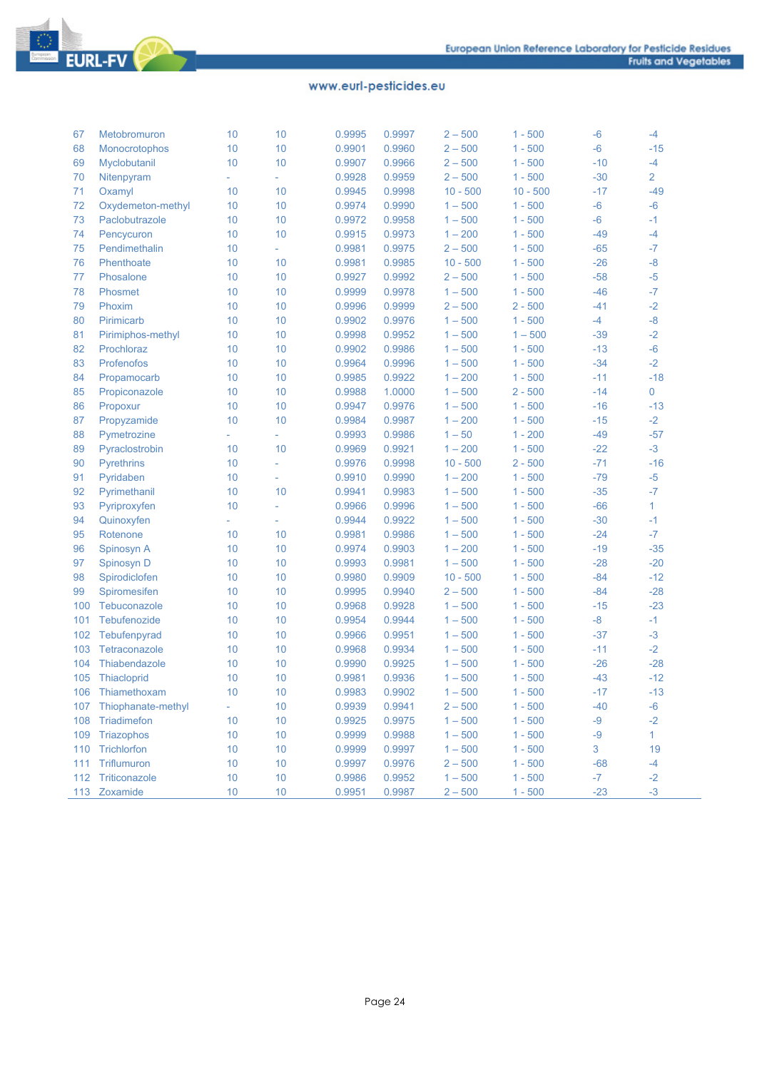| | | | | | | | | | |
|---|---|---|---|---|---|---|---|---|---|
| 67 | Metobromuron | 10 | 10 | 0.9995 | 0.9997 | 2 – 500 | 1 - 500 | -6 | -4 |
| 68 | Monocrotophos | 10 | 10 | 0.9901 | 0.9960 | 2 – 500 | 1 - 500 | -6 | -15 |
| 69 | Myclobutanil | 10 | 10 | 0.9907 | 0.9966 | 2 – 500 | 1 - 500 | -10 | -4 |
| 70 | Nitenpyram | - | - | 0.9928 | 0.9959 | 2 – 500 | 1 - 500 | -30 | 2 |
| 71 | Oxamyl | 10 | 10 | 0.9945 | 0.9998 | 10 - 500 | 10 - 500 | -17 | -49 |
| 72 | Oxydemeton-methyl | 10 | 10 | 0.9974 | 0.9990 | 1 – 500 | 1 - 500 | -6 | -6 |
| 73 | Paclobutrazole | 10 | 10 | 0.9972 | 0.9958 | 1 – 500 | 1 - 500 | -6 | -1 |
| 74 | Pencycuron | 10 | 10 | 0.9915 | 0.9973 | 1 – 200 | 1 - 500 | -49 | -4 |
| 75 | Pendimethalin | 10 | - | 0.9981 | 0.9975 | 2 – 500 | 1 - 500 | -65 | -7 |
| 76 | Phenthoate | 10 | 10 | 0.9981 | 0.9985 | 10 - 500 | 1 - 500 | -26 | -8 |
| 77 | Phosalone | 10 | 10 | 0.9927 | 0.9992 | 2 – 500 | 1 - 500 | -58 | -5 |
| 78 | Phosmet | 10 | 10 | 0.9999 | 0.9978 | 1 – 500 | 1 - 500 | -46 | -7 |
| 79 | Phoxim | 10 | 10 | 0.9996 | 0.9999 | 2 – 500 | 2 - 500 | -41 | -2 |
| 80 | Pirimicarb | 10 | 10 | 0.9902 | 0.9976 | 1 – 500 | 1 - 500 | -4 | -8 |
| 81 | Pirimiphos-methyl | 10 | 10 | 0.9998 | 0.9952 | 1 – 500 | 1 – 500 | -39 | -2 |
| 82 | Prochloraz | 10 | 10 | 0.9902 | 0.9986 | 1 – 500 | 1 - 500 | -13 | -6 |
| 83 | Profenofos | 10 | 10 | 0.9964 | 0.9996 | 1 – 500 | 1 - 500 | -34 | -2 |
| 84 | Propamocarb | 10 | 10 | 0.9985 | 0.9922 | 1 – 200 | 1 - 500 | -11 | -18 |
| 85 | Propiconazole | 10 | 10 | 0.9988 | 1.0000 | 1 – 500 | 2 - 500 | -14 | 0 |
| 86 | Propoxur | 10 | 10 | 0.9947 | 0.9976 | 1 – 500 | 1 - 500 | -16 | -13 |
| 87 | Propyzamide | 10 | 10 | 0.9984 | 0.9987 | 1 – 200 | 1 - 500 | -15 | -2 |
| 88 | Pymetrozine | - | - | 0.9993 | 0.9986 | 1 – 50 | 1 - 200 | -49 | -57 |
| 89 | Pyraclostrobin | 10 | 10 | 0.9969 | 0.9921 | 1 – 200 | 1 - 500 | -22 | -3 |
| 90 | Pyrethrins | 10 | - | 0.9976 | 0.9998 | 10 - 500 | 2 - 500 | -71 | -16 |
| 91 | Pyridaben | 10 | - | 0.9910 | 0.9990 | 1 – 200 | 1 - 500 | -79 | -5 |
| 92 | Pyrimethanil | 10 | 10 | 0.9941 | 0.9983 | 1 – 500 | 1 - 500 | -35 | -7 |
| 93 | Pyriproxyfen | 10 | - | 0.9966 | 0.9996 | 1 – 500 | 1 - 500 | -66 | 1 |
| 94 | Quinoxyfen | - | - | 0.9944 | 0.9922 | 1 – 500 | 1 - 500 | -30 | -1 |
| 95 | Rotenone | 10 | 10 | 0.9981 | 0.9986 | 1 – 500 | 1 - 500 | -24 | -7 |
| 96 | Spinosyn A | 10 | 10 | 0.9974 | 0.9903 | 1 – 200 | 1 - 500 | -19 | -35 |
| 97 | Spinosyn D | 10 | 10 | 0.9993 | 0.9981 | 1 – 500 | 1 - 500 | -28 | -20 |
| 98 | Spirodiclofen | 10 | 10 | 0.9980 | 0.9909 | 10 - 500 | 1 - 500 | -84 | -12 |
| 99 | Spiromesifen | 10 | 10 | 0.9995 | 0.9940 | 2 – 500 | 1 - 500 | -84 | -28 |
| 100 | Tebuconazole | 10 | 10 | 0.9968 | 0.9928 | 1 – 500 | 1 - 500 | -15 | -23 |
| 101 | Tebufenozide | 10 | 10 | 0.9954 | 0.9944 | 1 – 500 | 1 - 500 | -8 | -1 |
| 102 | Tebufenpyrad | 10 | 10 | 0.9966 | 0.9951 | 1 – 500 | 1 - 500 | -37 | -3 |
| 103 | Tetraconazole | 10 | 10 | 0.9968 | 0.9934 | 1 – 500 | 1 - 500 | -11 | -2 |
| 104 | Thiabendazole | 10 | 10 | 0.9990 | 0.9925 | 1 – 500 | 1 - 500 | -26 | -28 |
| 105 | Thiacloprid | 10 | 10 | 0.9981 | 0.9936 | 1 – 500 | 1 - 500 | -43 | -12 |
| 106 | Thiamethoxam | 10 | 10 | 0.9983 | 0.9902 | 1 – 500 | 1 - 500 | -17 | -13 |
| 107 | Thiophanate-methyl | - | 10 | 0.9939 | 0.9941 | 2 – 500 | 1 - 500 | -40 | -6 |
| 108 | Triadimefon | 10 | 10 | 0.9925 | 0.9975 | 1 – 500 | 1 - 500 | -9 | -2 |
| 109 | Triazophos | 10 | 10 | 0.9999 | 0.9988 | 1 – 500 | 1 - 500 | -9 | 1 |
| 110 | Trichlorfon | 10 | 10 | 0.9999 | 0.9997 | 1 – 500 | 1 - 500 | 3 | 19 |
| 111 | Triflumuron | 10 | 10 | 0.9997 | 0.9976 | 2 – 500 | 1 - 500 | -68 | -4 |
| 112 | Triticonazole | 10 | 10 | 0.9986 | 0.9952 | 1 – 500 | 1 - 500 | -7 | -2 |
| 113 | Zoxamide | 10 | 10 | 0.9951 | 0.9987 | 2 – 500 | 1 - 500 | -23 | -3 |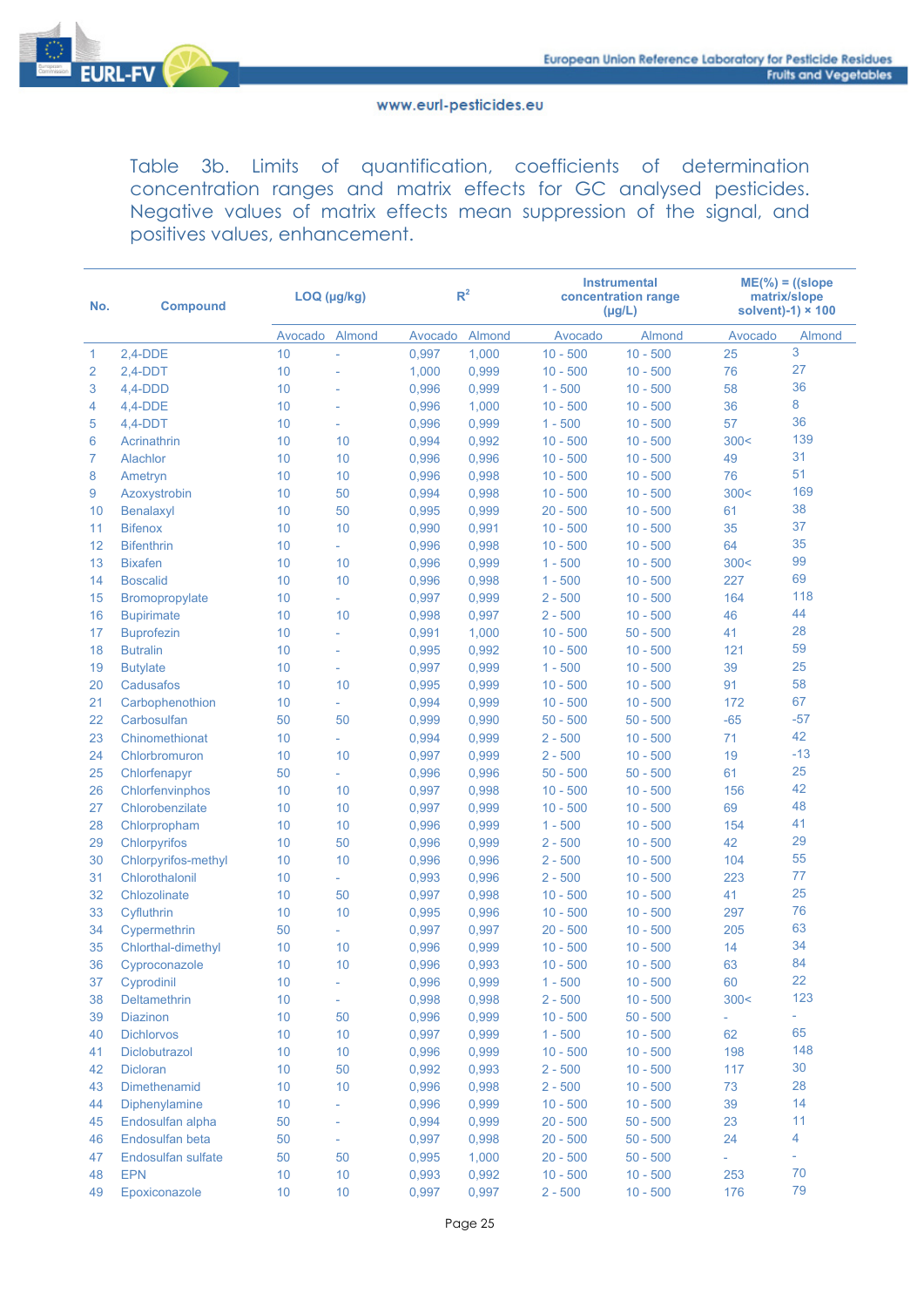Table 3b. Limits of quantification, coefficients of determination concentration ranges and matrix effects for GC analysed pesticides. Negative values of matrix effects mean suppression of the signal, and positives values, enhancement.

| No. | Compound | LOQ (µg/kg) | | $R^2$ | | Instrumental concentration range (µg/L) | | ME(%) = ((slope matrix/slope solvent)-1) × 100 | |
|---|---|---|---|---|---|---|---|---|---|
| | | Avocado | Almond | Avocado | Almond | Avocado | Almond | Avocado | Almond |
| 1 | 2,4-DDE | 10 | - | 0,997 | 1,000 | 10 - 500 | 10 - 500 | 25 | 3 |
| 2 | 2,4-DDT | 10 | - | 1,000 | 0,999 | 10 - 500 | 10 - 500 | 76 | 27 |
| 3 | 4,4-DDD | 10 | - | 0,996 | 0,999 | 1 - 500 | 10 - 500 | 58 | 36 |
| 4 | 4,4-DDE | 10 | - | 0,996 | 1,000 | 10 - 500 | 10 - 500 | 36 | 8 |
| 5 | 4,4-DDT | 10 | - | 0,996 | 0,999 | 1 - 500 | 10 - 500 | 57 | 36 |
| 6 | Acrinathrin | 10 | 10 | 0,994 | 0,992 | 10 - 500 | 10 - 500 | 300< | 139 |
| 7 | Alachlor | 10 | 10 | 0,996 | 0,996 | 10 - 500 | 10 - 500 | 49 | 31 |
| 8 | Ametryn | 10 | 10 | 0,996 | 0,998 | 10 - 500 | 10 - 500 | 76 | 51 |
| 9 | Azoxystrobin | 10 | 50 | 0,994 | 0,998 | 10 - 500 | 10 - 500 | 300< | 169 |
| 10 | Benalaxyl | 10 | 50 | 0,995 | 0,999 | 20 - 500 | 10 - 500 | 61 | 38 |
| 11 | Bifenox | 10 | 10 | 0,990 | 0,991 | 10 - 500 | 10 - 500 | 35 | 37 |
| 12 | Bifenthrin | 10 | - | 0,996 | 0,998 | 10 - 500 | 10 - 500 | 64 | 35 |
| 13 | Bixafen | 10 | 10 | 0,996 | 0,999 | 1 - 500 | 10 - 500 | 300< | 99 |
| 14 | Boscalid | 10 | 10 | 0,996 | 0,998 | 1 - 500 | 10 - 500 | 227 | 69 |
| 15 | Bromopropylate | 10 | - | 0,997 | 0,999 | 2 - 500 | 10 - 500 | 164 | 118 |
| 16 | Bupirimate | 10 | 10 | 0,998 | 0,997 | 2 - 500 | 10 - 500 | 46 | 44 |
| 17 | Buprofezin | 10 | - | 0,991 | 1,000 | 10 - 500 | 50 - 500 | 41 | 28 |
| 18 | Butralin | 10 | - | 0,995 | 0,992 | 10 - 500 | 10 - 500 | 121 | 59 |
| 19 | Butylate | 10 | - | 0,997 | 0,999 | 1 - 500 | 10 - 500 | 39 | 25 |
| 20 | Cadusafos | 10 | 10 | 0,995 | 0,999 | 10 - 500 | 10 - 500 | 91 | 58 |
| 21 | Carbophenothion | 10 | - | 0,994 | 0,999 | 10 - 500 | 10 - 500 | 172 | 67 |
| 22 | Carbosulfan | 50 | 50 | 0,999 | 0,990 | 50 - 500 | 50 - 500 | -65 | -57 |
| 23 | Chinomethionat | 10 | - | 0,994 | 0,999 | 2 - 500 | 10 - 500 | 71 | 42 |
| 24 | Chlorbromuron | 10 | 10 | 0,997 | 0,999 | 2 - 500 | 10 - 500 | 19 | -13 |
| 25 | Chlorfenapyr | 50 | - | 0,996 | 0,996 | 50 - 500 | 50 - 500 | 61 | 25 |
| 26 | Chlorfenvinphos | 10 | 10 | 0,997 | 0,998 | 10 - 500 | 10 - 500 | 156 | 42 |
| 27 | Chlorobenzilate | 10 | 10 | 0,997 | 0,999 | 10 - 500 | 10 - 500 | 69 | 48 |
| 28 | Chlorpropham | 10 | 10 | 0,996 | 0,999 | 1 - 500 | 10 - 500 | 154 | 41 |
| 29 | Chlorpyrifos | 10 | 50 | 0,996 | 0,999 | 2 - 500 | 10 - 500 | 42 | 29 |
| 30 | Chlorpyrifos-methyl | 10 | 10 | 0,996 | 0,996 | 2 - 500 | 10 - 500 | 104 | 55 |
| 31 | Chlorothalonil | 10 | - | 0,993 | 0,996 | 2 - 500 | 10 - 500 | 223 | 77 |
| 32 | Chlozolinate | 10 | 50 | 0,997 | 0,998 | 10 - 500 | 10 - 500 | 41 | 25 |
| 33 | Cyfluthrin | 10 | 10 | 0,995 | 0,996 | 10 - 500 | 10 - 500 | 297 | 76 |
| 34 | Cypermethrin | 50 | - | 0,997 | 0,997 | 20 - 500 | 10 - 500 | 205 | 63 |
| 35 | Chlorthal-dimethyl | 10 | 10 | 0,996 | 0,999 | 10 - 500 | 10 - 500 | 14 | 34 |
| 36 | Cyproconazole | 10 | 10 | 0,996 | 0,993 | 10 - 500 | 10 - 500 | 63 | 84 |
| 37 | Cyprodinil | 10 | - | 0,996 | 0,999 | 1 - 500 | 10 - 500 | 60 | 22 |
| 38 | Deltamethrin | 10 | - | 0,998 | 0,998 | 2 - 500 | 10 - 500 | 300< | 123 |
| 39 | Diazinon | 10 | 50 | 0,996 | 0,999 | 10 - 500 | 50 - 500 | - | - |
| 40 | Dichlorvos | 10 | 10 | 0,997 | 0,999 | 1 - 500 | 10 - 500 | 62 | 65 |
| 41 | Diclobutrazol | 10 | 10 | 0,996 | 0,999 | 10 - 500 | 10 - 500 | 198 | 148 |
| 42 | Dicloran | 10 | 50 | 0,992 | 0,993 | 2 - 500 | 10 - 500 | 117 | 30 |
| 43 | Dimethenamid | 10 | 10 | 0,996 | 0,998 | 2 - 500 | 10 - 500 | 73 | 28 |
| 44 | Diphenylamine | 10 | - | 0,996 | 0,999 | 10 - 500 | 10 - 500 | 39 | 14 |
| 45 | Endosulfan alpha | 50 | - | 0,994 | 0,999 | 20 - 500 | 50 - 500 | 23 | 11 |
| 46 | Endosulfan beta | 50 | - | 0,997 | 0,998 | 20 - 500 | 50 - 500 | 24 | 4 |
| 47 | Endosulfan sulfate | 50 | 50 | 0,995 | 1,000 | 20 - 500 | 50 - 500 | - | - |
| 48 | EPN | 10 | 10 | 0,993 | 0,992 | 10 - 500 | 10 - 500 | 253 | 70 |
| 49 | Epoxiconazole | 10 | 10 | 0,997 | 0,997 | 2 - 500 | 10 - 500 | 176 | 79 |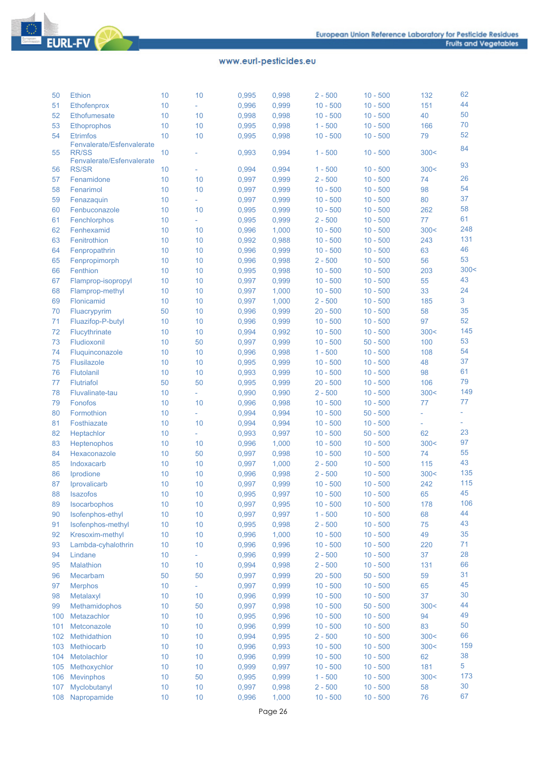| | | | | | | | | | |
|---|---|---|---|---|---|---|---|---|---|
| 50 | Ethion | 10 | 10 | 0,995 | 0,998 | 2 - 500 | 10 - 500 | 132 | 62 |
| 51 | Ethofenprox | 10 | - | 0,996 | 0,999 | 10 - 500 | 10 - 500 | 151 | 44 |
| 52 | Ethofumesate | 10 | 10 | 0,998 | 0,998 | 10 - 500 | 10 - 500 | 40 | 50 |
| 53 | Ethoprophos | 10 | 10 | 0,995 | 0,998 | 1 - 500 | 10 - 500 | 166 | 70 |
| 54 | Etrimfos | 10 | 10 | 0,995 | 0,998 | 10 - 500 | 10 - 500 | 79 | 52 |
| 55 | Fenvalerate/Esfenvalerate RR/SS | 10 | - | 0,993 | 0,994 | 1 - 500 | 10 - 500 | 300< | 84 |
| 56 | Fenvalerate/Esfenvalerate RS/SR | 10 | - | 0,994 | 0,994 | 1 - 500 | 10 - 500 | 300< | 93 |
| 57 | Fenamidone | 10 | 10 | 0,997 | 0,999 | 2 - 500 | 10 - 500 | 74 | 26 |
| 58 | Fenarimol | 10 | 10 | 0,997 | 0,999 | 10 - 500 | 10 - 500 | 98 | 54 |
| 59 | Fenazaquin | 10 | - | 0,997 | 0,999 | 10 - 500 | 10 - 500 | 80 | 37 |
| 60 | Fenbuconazole | 10 | 10 | 0,995 | 0,999 | 10 - 500 | 10 - 500 | 262 | 58 |
| 61 | Fenchlorphos | 10 | - | 0,995 | 0,999 | 2 - 500 | 10 - 500 | 77 | 61 |
| 62 | Fenhexamid | 10 | 10 | 0,996 | 1,000 | 10 - 500 | 10 - 500 | 300< | 248 |
| 63 | Fenitrothion | 10 | 10 | 0,992 | 0,988 | 10 - 500 | 10 - 500 | 243 | 131 |
| 64 | Fenpropathrin | 10 | 10 | 0,996 | 0,999 | 10 - 500 | 10 - 500 | 63 | 46 |
| 65 | Fenpropimorph | 10 | 10 | 0,996 | 0,998 | 2 - 500 | 10 - 500 | 56 | 53 |
| 66 | Fenthion | 10 | 10 | 0,995 | 0,998 | 10 - 500 | 10 - 500 | 203 | 300< |
| 67 | Flamprop-isopropyl | 10 | 10 | 0,997 | 0,999 | 10 - 500 | 10 - 500 | 55 | 43 |
| 68 | Flamprop-methyl | 10 | 10 | 0,997 | 1,000 | 10 - 500 | 10 - 500 | 33 | 24 |
| 69 | Flonicamid | 10 | 10 | 0,997 | 1,000 | 2 - 500 | 10 - 500 | 185 | 3 |
| 70 | Fluacrypyrim | 50 | 10 | 0,996 | 0,999 | 20 - 500 | 10 - 500 | 58 | 35 |
| 71 | Fluazifop-P-butyl | 10 | 10 | 0,996 | 0,999 | 10 - 500 | 10 - 500 | 97 | 52 |
| 72 | Flucythrinate | 10 | 10 | 0,994 | 0,992 | 10 - 500 | 10 - 500 | 300< | 145 |
| 73 | Fludioxonil | 10 | 50 | 0,997 | 0,999 | 10 - 500 | 50 - 500 | 100 | 53 |
| 74 | Fluquinconazole | 10 | 10 | 0,996 | 0,998 | 1 - 500 | 10 - 500 | 108 | 54 |
| 75 | Flusilazole | 10 | 10 | 0,995 | 0,999 | 10 - 500 | 10 - 500 | 48 | 37 |
| 76 | Flutolanil | 10 | 10 | 0,993 | 0,999 | 10 - 500 | 10 - 500 | 98 | 61 |
| 77 | Flutriafol | 50 | 50 | 0,995 | 0,999 | 20 - 500 | 10 - 500 | 106 | 79 |
| 78 | Fluvalinate-tau | 10 | - | 0,990 | 0,990 | 2 - 500 | 10 - 500 | 300< | 149 |
| 79 | Fonofos | 10 | 10 | 0,996 | 0,998 | 10 - 500 | 10 - 500 | 77 | 77 |
| 80 | Formothion | 10 | - | 0,994 | 0,994 | 10 - 500 | 50 - 500 | - | - |
| 81 | Fosthiazate | 10 | 10 | 0,994 | 0,994 | 10 - 500 | 10 - 500 | - | - |
| 82 | Heptachlor | 10 | - | 0,993 | 0,997 | 10 - 500 | 50 - 500 | 62 | 23 |
| 83 | Heptenophos | 10 | 10 | 0,996 | 1,000 | 10 - 500 | 10 - 500 | 300< | 97 |
| 84 | Hexaconazole | 10 | 50 | 0,997 | 0,998 | 10 - 500 | 10 - 500 | 74 | 55 |
| 85 | Indoxacarb | 10 | 10 | 0,997 | 1,000 | 2 - 500 | 10 - 500 | 115 | 43 |
| 86 | Iprodione | 10 | 10 | 0,996 | 0,998 | 2 - 500 | 10 - 500 | 300< | 135 |
| 87 | Iprovalicarb | 10 | 10 | 0,997 | 0,999 | 10 - 500 | 10 - 500 | 242 | 115 |
| 88 | Isazofos | 10 | 10 | 0,995 | 0,997 | 10 - 500 | 10 - 500 | 65 | 45 |
| 89 | Isocarbophos | 10 | 10 | 0,997 | 0,995 | 10 - 500 | 10 - 500 | 178 | 106 |
| 90 | Isofenphos-ethyl | 10 | 10 | 0,997 | 0,997 | 1 - 500 | 10 - 500 | 68 | 44 |
| 91 | Isofenphos-methyl | 10 | 10 | 0,995 | 0,998 | 2 - 500 | 10 - 500 | 75 | 43 |
| 92 | Kresoxim-methyl | 10 | 10 | 0,996 | 1,000 | 10 - 500 | 10 - 500 | 49 | 35 |
| 93 | Lambda-cyhalothrin | 10 | 10 | 0,996 | 0,996 | 10 - 500 | 10 - 500 | 220 | 71 |
| 94 | Lindane | 10 | - | 0,996 | 0,999 | 2 - 500 | 10 - 500 | 37 | 28 |
| 95 | Malathion | 10 | 10 | 0,994 | 0,998 | 2 - 500 | 10 - 500 | 131 | 66 |
| 96 | Mecarbam | 50 | 50 | 0,997 | 0,999 | 20 - 500 | 50 - 500 | 59 | 31 |
| 97 | Merphos | 10 | - | 0,997 | 0,999 | 10 - 500 | 10 - 500 | 65 | 45 |
| 98 | Metalaxyl | 10 | 10 | 0,996 | 0,999 | 10 - 500 | 10 - 500 | 37 | 30 |
| 99 | Methamidophos | 10 | 50 | 0,997 | 0,998 | 10 - 500 | 50 - 500 | 300< | 44 |
| 100 | Metazachlor | 10 | 10 | 0,995 | 0,996 | 10 - 500 | 10 - 500 | 94 | 49 |
| 101 | Metconazole | 10 | 10 | 0,996 | 0,999 | 10 - 500 | 10 - 500 | 83 | 50 |
| 102 | Methidathion | 10 | 10 | 0,994 | 0,995 | 2 - 500 | 10 - 500 | 300< | 66 |
| 103 | Methiocarb | 10 | 10 | 0,996 | 0,993 | 10 - 500 | 10 - 500 | 300< | 159 |
| 104 | Metolachlor | 10 | 10 | 0,996 | 0,999 | 10 - 500 | 10 - 500 | 62 | 38 |
| 105 | Methoxychlor | 10 | 10 | 0,999 | 0,997 | 10 - 500 | 10 - 500 | 181 | 5 |
| 106 | Mevinphos | 10 | 50 | 0,995 | 0,999 | 1 - 500 | 10 - 500 | 300< | 173 |
| 107 | Myclobutanyl | 10 | 10 | 0,997 | 0,998 | 2 - 500 | 10 - 500 | 58 | 30 |
| 108 | Napropamide | 10 | 10 | 0,996 | 1,000 | 10 - 500 | 10 - 500 | 76 | 67 |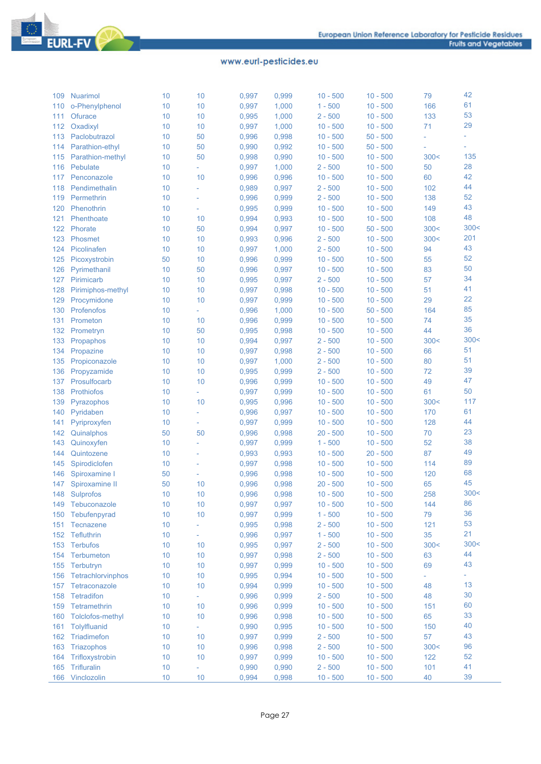| | | | | | | | | | |
|---|---|---|---|---|---|---|---|---|---|
| 109 | Nuarimol | 10 | 10 | 0,997 | 0,999 | 10 - 500 | 10 - 500 | 79 | 42 |
| 110 | o-Phenylphenol | 10 | 10 | 0,997 | 1,000 | 1 - 500 | 10 - 500 | 166 | 61 |
| 111 | Ofurace | 10 | 10 | 0,995 | 1,000 | 2 - 500 | 10 - 500 | 133 | 53 |
| 112 | Oxadixyl | 10 | 10 | 0,997 | 1,000 | 10 - 500 | 10 - 500 | 71 | 29 |
| 113 | Paclobutrazol | 10 | 50 | 0,996 | 0,998 | 10 - 500 | 50 - 500 | - | - |
| 114 | Parathion-ethyl | 10 | 50 | 0,990 | 0,992 | 10 - 500 | 50 - 500 | - | - |
| 115 | Parathion-methyl | 10 | 50 | 0,998 | 0,990 | 10 - 500 | 10 - 500 | 300< | 135 |
| 116 | Pebulate | 10 | - | 0,997 | 1,000 | 2 - 500 | 10 - 500 | 50 | 28 |
| 117 | Penconazole | 10 | 10 | 0,996 | 0,996 | 10 - 500 | 10 - 500 | 60 | 42 |
| 118 | Pendimethalin | 10 | - | 0,989 | 0,997 | 2 - 500 | 10 - 500 | 102 | 44 |
| 119 | Permethrin | 10 | - | 0,996 | 0,999 | 2 - 500 | 10 - 500 | 138 | 52 |
| 120 | Phenothrin | 10 | - | 0,995 | 0,999 | 10 - 500 | 10 - 500 | 149 | 43 |
| 121 | Phenthoate | 10 | 10 | 0,994 | 0,993 | 10 - 500 | 10 - 500 | 108 | 48 |
| 122 | Phorate | 10 | 50 | 0,994 | 0,997 | 10 - 500 | 50 - 500 | 300< | 300< |
| 123 | Phosmet | 10 | 10 | 0,993 | 0,996 | 2 - 500 | 10 - 500 | 300< | 201 |
| 124 | Picolinafen | 10 | 10 | 0,997 | 1,000 | 2 - 500 | 10 - 500 | 94 | 43 |
| 125 | Picoxystrobin | 50 | 10 | 0,996 | 0,999 | 10 - 500 | 10 - 500 | 55 | 52 |
| 126 | Pyrimethanil | 10 | 50 | 0,996 | 0,997 | 10 - 500 | 10 - 500 | 83 | 50 |
| 127 | Pirimicarb | 10 | 10 | 0,995 | 0,997 | 2 - 500 | 10 - 500 | 57 | 34 |
| 128 | Pirimiphos-methyl | 10 | 10 | 0,997 | 0,998 | 10 - 500 | 10 - 500 | 51 | 41 |
| 129 | Procymidone | 10 | 10 | 0,997 | 0,999 | 10 - 500 | 10 - 500 | 29 | 22 |
| 130 | Profenofos | 10 | - | 0,996 | 1,000 | 10 - 500 | 50 - 500 | 164 | 85 |
| 131 | Prometon | 10 | 10 | 0,996 | 0,999 | 10 - 500 | 10 - 500 | 74 | 35 |
| 132 | Prometryn | 10 | 50 | 0,995 | 0,998 | 10 - 500 | 10 - 500 | 44 | 36 |
| 133 | Propaphos | 10 | 10 | 0,994 | 0,997 | 2 - 500 | 10 - 500 | 300< | 300< |
| 134 | Propazine | 10 | 10 | 0,997 | 0,998 | 2 - 500 | 10 - 500 | 66 | 51 |
| 135 | Propiconazole | 10 | 10 | 0,997 | 1,000 | 2 - 500 | 10 - 500 | 80 | 51 |
| 136 | Propyzamide | 10 | 10 | 0,995 | 0,999 | 2 - 500 | 10 - 500 | 72 | 39 |
| 137 | Prosulfocarb | 10 | 10 | 0,996 | 0,999 | 10 - 500 | 10 - 500 | 49 | 47 |
| 138 | Prothiofos | 10 | - | 0,997 | 0,999 | 10 - 500 | 10 - 500 | 61 | 50 |
| 139 | Pyrazophos | 10 | 10 | 0,995 | 0,996 | 10 - 500 | 10 - 500 | 300< | 117 |
| 140 | Pyridaben | 10 | - | 0,996 | 0,997 | 10 - 500 | 10 - 500 | 170 | 61 |
| 141 | Pyriproxyfen | 10 | - | 0,997 | 0,999 | 10 - 500 | 10 - 500 | 128 | 44 |
| 142 | Quinalphos | 50 | 50 | 0,996 | 0,998 | 20 - 500 | 10 - 500 | 70 | 23 |
| 143 | Quinoxyfen | 10 | - | 0,997 | 0,999 | 1 - 500 | 10 - 500 | 52 | 38 |
| 144 | Quintozene | 10 | - | 0,993 | 0,993 | 10 - 500 | 20 - 500 | 87 | 49 |
| 145 | Spirodiclofen | 10 | - | 0,997 | 0,998 | 10 - 500 | 10 - 500 | 114 | 89 |
| 146 | Spiroxamine I | 50 | - | 0,996 | 0,998 | 10 - 500 | 10 - 500 | 120 | 68 |
| 147 | Spiroxamine II | 50 | 10 | 0,996 | 0,998 | 20 - 500 | 10 - 500 | 65 | 45 |
| 148 | Sulprofos | 10 | 10 | 0,996 | 0,998 | 10 - 500 | 10 - 500 | 258 | 300< |
| 149 | Tebuconazole | 10 | 10 | 0,997 | 0,997 | 10 - 500 | 10 - 500 | 144 | 86 |
| 150 | Tebufenpyrad | 10 | 10 | 0,997 | 0,999 | 1 - 500 | 10 - 500 | 79 | 36 |
| 151 | Tecnazene | 10 | - | 0,995 | 0,998 | 2 - 500 | 10 - 500 | 121 | 53 |
| 152 | Tefluthrin | 10 | - | 0,996 | 0,997 | 1 - 500 | 10 - 500 | 35 | 21 |
| 153 | Terbufos | 10 | 10 | 0,995 | 0,997 | 2 - 500 | 10 - 500 | 300< | 300< |
| 154 | Terbumeton | 10 | 10 | 0,997 | 0,998 | 2 - 500 | 10 - 500 | 63 | 44 |
| 155 | Terbutryn | 10 | 10 | 0,997 | 0,999 | 10 - 500 | 10 - 500 | 69 | 43 |
| 156 | Tetrachlorvinphos | 10 | 10 | 0,995 | 0,994 | 10 - 500 | 10 - 500 | - | - |
| 157 | Tetraconazole | 10 | 10 | 0,994 | 0,999 | 10 - 500 | 10 - 500 | 48 | 13 |
| 158 | Tetradifon | 10 | - | 0,996 | 0,999 | 2 - 500 | 10 - 500 | 48 | 30 |
| 159 | Tetramethrin | 10 | 10 | 0,996 | 0,999 | 10 - 500 | 10 - 500 | 151 | 60 |
| 160 | Tolclofos-methyl | 10 | 10 | 0,996 | 0,998 | 10 - 500 | 10 - 500 | 65 | 33 |
| 161 | Tolylfluanid | 10 | - | 0,990 | 0,995 | 10 - 500 | 10 - 500 | 150 | 40 |
| 162 | Triadimefon | 10 | 10 | 0,997 | 0,999 | 2 - 500 | 10 - 500 | 57 | 43 |
| 163 | Triazophos | 10 | 10 | 0,996 | 0,998 | 2 - 500 | 10 - 500 | 300< | 96 |
| 164 | Trifloxystrobin | 10 | 10 | 0,997 | 0,999 | 10 - 500 | 10 - 500 | 122 | 52 |
| 165 | Trifluralin | 10 | - | 0,990 | 0,990 | 2 - 500 | 10 - 500 | 101 | 41 |
| 166 | Vinclozolin | 10 | 10 | 0,994 | 0,998 | 10 - 500 | 10 - 500 | 40 | 39 |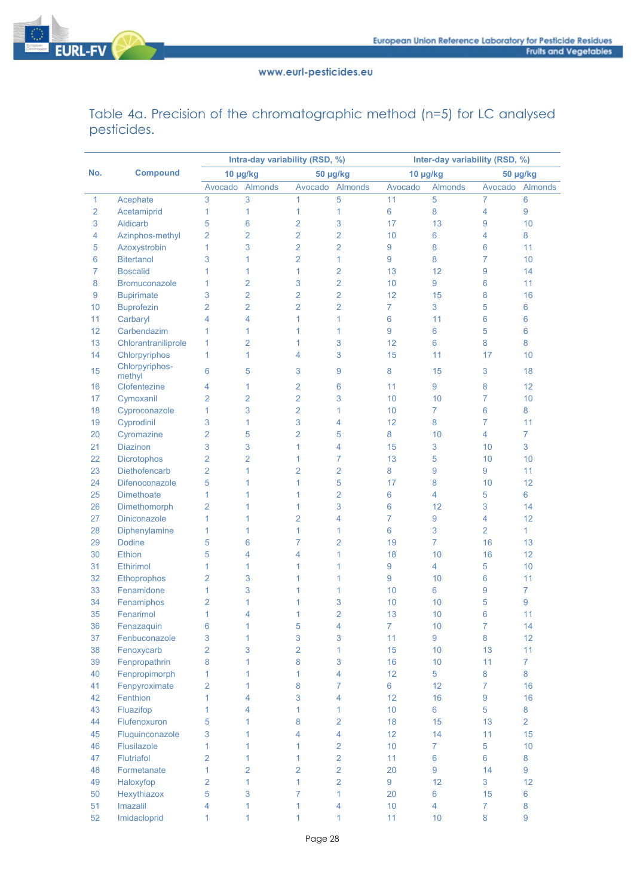Table 4a. Precision of the chromatographic method (n=5) for LC analysed pesticides.

| No. | Compound | Intra-day variability (RSD, %) | | | | Inter-day variability (RSD, %) | | | |
|---|---|---|---|---|---|---|---|---|---|
| | | 10 µg/kg | | 50 µg/kg | | 10 µg/kg | | 50 µg/kg | |
| | | Avocado | Almonds | Avocado | Almonds | Avocado | Almonds | Avocado | Almonds |
| 1 | Acephate | 3 | 3 | 1 | 5 | 11 | 5 | 7 | 6 |
| 2 | Acetamiprid | 1 | 1 | 1 | 1 | 6 | 8 | 4 | 9 |
| 3 | Aldicarb | 5 | 6 | 2 | 3 | 17 | 13 | 9 | 10 |
| 4 | Azinphos-methyl | 2 | 2 | 2 | 2 | 10 | 6 | 4 | 8 |
| 5 | Azoxystrobin | 1 | 3 | 2 | 2 | 9 | 8 | 6 | 11 |
| 6 | Bitertanol | 3 | 1 | 2 | 1 | 9 | 8 | 7 | 10 |
| 7 | Boscalid | 1 | 1 | 1 | 2 | 13 | 12 | 9 | 14 |
| 8 | Bromuconazole | 1 | 2 | 3 | 2 | 10 | 9 | 6 | 11 |
| 9 | Bupirimate | 3 | 2 | 2 | 2 | 12 | 15 | 8 | 16 |
| 10 | Buprofezin | 2 | 2 | 2 | 2 | 7 | 3 | 5 | 6 |
| 11 | Carbaryl | 4 | 4 | 1 | 1 | 6 | 11 | 6 | 6 |
| 12 | Carbendazim | 1 | 1 | 1 | 1 | 9 | 6 | 5 | 6 |
| 13 | Chlorantraniliprole | 1 | 2 | 1 | 3 | 12 | 6 | 8 | 8 |
| 14 | Chlorpyriphos | 1 | 1 | 4 | 3 | 15 | 11 | 17 | 10 |
| 15 | Chlorpyriphos-methyl | 6 | 5 | 3 | 9 | 8 | 15 | 3 | 18 |
| 16 | Clofentezine | 4 | 1 | 2 | 6 | 11 | 9 | 8 | 12 |
| 17 | Cymoxanil | 2 | 2 | 2 | 3 | 10 | 10 | 7 | 10 |
| 18 | Cyproconazole | 1 | 3 | 2 | 1 | 10 | 7 | 6 | 8 |
| 19 | Cyprodinil | 3 | 1 | 3 | 4 | 12 | 8 | 7 | 11 |
| 20 | Cyromazine | 2 | 5 | 2 | 5 | 8 | 10 | 4 | 7 |
| 21 | Diazinon | 3 | 3 | 1 | 4 | 15 | 3 | 10 | 3 |
| 22 | Dicrotophos | 2 | 2 | 1 | 7 | 13 | 5 | 10 | 10 |
| 23 | Diethofencarb | 2 | 1 | 2 | 2 | 8 | 9 | 9 | 11 |
| 24 | Difenoconazole | 5 | 1 | 1 | 5 | 17 | 8 | 10 | 12 |
| 25 | Dimethoate | 1 | 1 | 1 | 2 | 6 | 4 | 5 | 6 |
| 26 | Dimethomorph | 2 | 1 | 1 | 3 | 6 | 12 | 3 | 14 |
| 27 | Diniconazole | 1 | 1 | 2 | 4 | 7 | 9 | 4 | 12 |
| 28 | Diphenylamine | 1 | 1 | 1 | 1 | 6 | 3 | 2 | 1 |
| 29 | Dodine | 5 | 6 | 7 | 2 | 19 | 7 | 16 | 13 |
| 30 | Ethion | 5 | 4 | 4 | 1 | 18 | 10 | 16 | 12 |
| 31 | Ethirimol | 1 | 1 | 1 | 1 | 9 | 4 | 5 | 10 |
| 32 | Ethoprophos | 2 | 3 | 1 | 1 | 9 | 10 | 6 | 11 |
| 33 | Fenamidone | 1 | 3 | 1 | 1 | 10 | 6 | 9 | 7 |
| 34 | Fenamiphos | 2 | 1 | 1 | 3 | 10 | 10 | 5 | 9 |
| 35 | Fenarimol | 1 | 4 | 1 | 2 | 13 | 10 | 6 | 11 |
| 36 | Fenazaquin | 6 | 1 | 5 | 4 | 7 | 10 | 7 | 14 |
| 37 | Fenbuconazole | 3 | 1 | 3 | 3 | 11 | 9 | 8 | 12 |
| 38 | Fenoxycarb | 2 | 3 | 2 | 1 | 15 | 10 | 13 | 11 |
| 39 | Fenpropathrin | 8 | 1 | 8 | 3 | 16 | 10 | 11 | 7 |
| 40 | Fenpropimorph | 1 | 1 | 1 | 4 | 12 | 5 | 8 | 8 |
| 41 | Fenpyroximate | 2 | 1 | 8 | 7 | 6 | 12 | 7 | 16 |
| 42 | Fenthion | 1 | 4 | 3 | 4 | 12 | 16 | 9 | 16 |
| 43 | Fluazifop | 1 | 4 | 1 | 1 | 10 | 6 | 5 | 8 |
| 44 | Flufenoxuron | 5 | 1 | 8 | 2 | 18 | 15 | 13 | 2 |
| 45 | Fluquinconazole | 3 | 1 | 4 | 4 | 12 | 14 | 11 | 15 |
| 46 | Flusilazole | 1 | 1 | 1 | 2 | 10 | 7 | 5 | 10 |
| 47 | Flutriafol | 2 | 1 | 1 | 2 | 11 | 6 | 6 | 8 |
| 48 | Formetanate | 1 | 2 | 2 | 2 | 20 | 9 | 14 | 9 |
| 49 | Haloxyfop | 2 | 1 | 1 | 2 | 9 | 12 | 3 | 12 |
| 50 | Hexythiazox | 5 | 3 | 7 | 1 | 20 | 6 | 15 | 6 |
| 51 | Imazalil | 4 | 1 | 1 | 4 | 10 | 4 | 7 | 8 |
| 52 | Imidacloprid | 1 | 1 | 1 | 1 | 11 | 10 | 8 | 9 |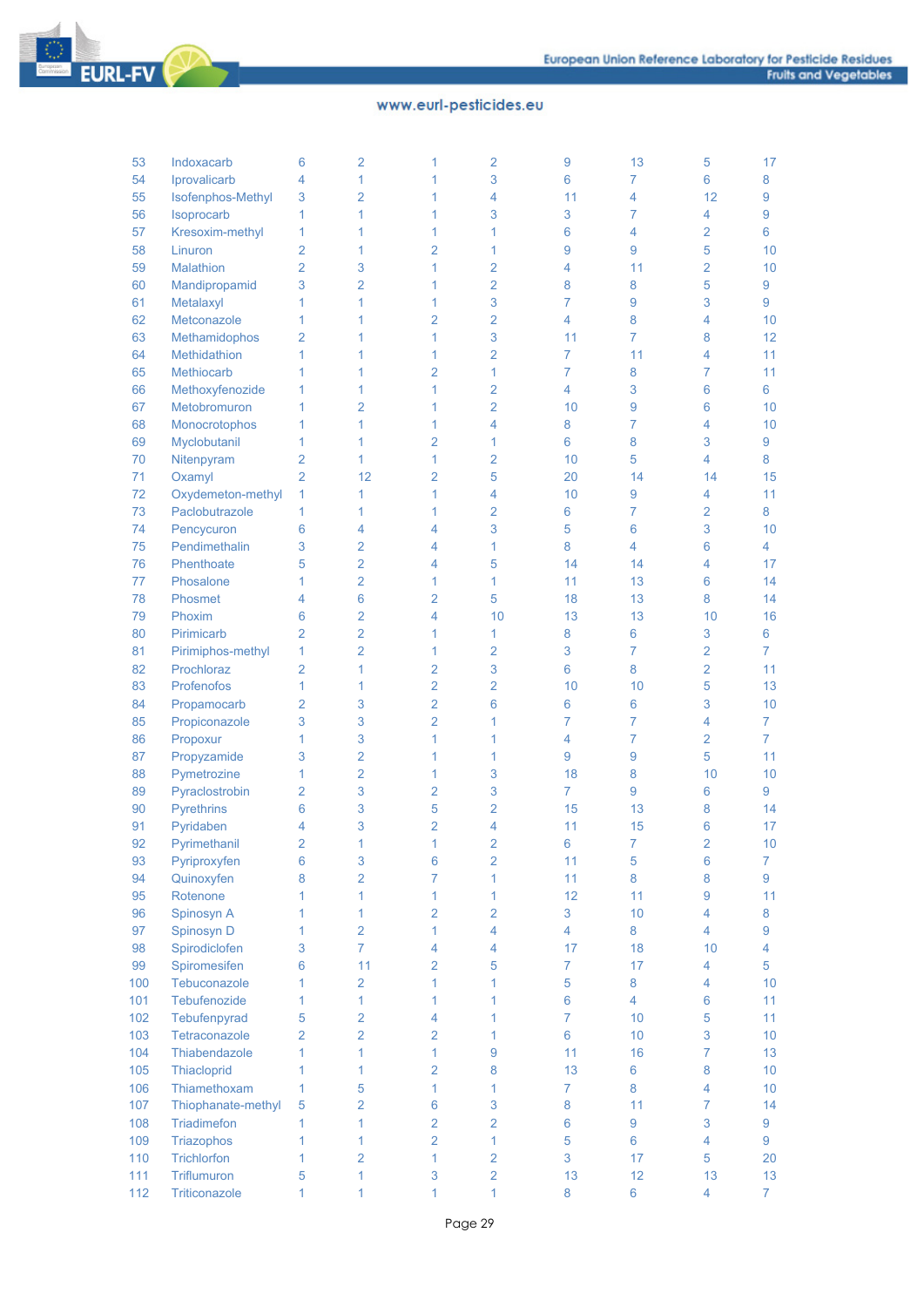| | | | | | | | | | |
|---|---|---|---|---|---|---|---|---|---|
| 53 | Indoxacarb | 6 | 2 | 1 | 2 | 9 | 13 | 5 | 17 |
| 54 | Iprovalicarb | 4 | 1 | 1 | 3 | 6 | 7 | 6 | 8 |
| 55 | Isofenphos-Methyl | 3 | 2 | 1 | 4 | 11 | 4 | 12 | 9 |
| 56 | Isoprocarb | 1 | 1 | 1 | 3 | 3 | 7 | 4 | 9 |
| 57 | Kresoxim-methyl | 1 | 1 | 1 | 1 | 6 | 4 | 2 | 6 |
| 58 | Linuron | 2 | 1 | 2 | 1 | 9 | 9 | 5 | 10 |
| 59 | Malathion | 2 | 3 | 1 | 2 | 4 | 11 | 2 | 10 |
| 60 | Mandipropamid | 3 | 2 | 1 | 2 | 8 | 8 | 5 | 9 |
| 61 | Metalaxyl | 1 | 1 | 1 | 3 | 7 | 9 | 3 | 9 |
| 62 | Metconazole | 1 | 1 | 2 | 2 | 4 | 8 | 4 | 10 |
| 63 | Methamidophos | 2 | 1 | 1 | 3 | 11 | 7 | 8 | 12 |
| 64 | Methidathion | 1 | 1 | 1 | 2 | 7 | 11 | 4 | 11 |
| 65 | Methiocarb | 1 | 1 | 2 | 1 | 7 | 8 | 7 | 11 |
| 66 | Methoxyfenozide | 1 | 1 | 1 | 2 | 4 | 3 | 6 | 6 |
| 67 | Metobromuron | 1 | 2 | 1 | 2 | 10 | 9 | 6 | 10 |
| 68 | Monocrotophos | 1 | 1 | 1 | 4 | 8 | 7 | 4 | 10 |
| 69 | Myclobutanil | 1 | 1 | 2 | 1 | 6 | 8 | 3 | 9 |
| 70 | Nitenpyram | 2 | 1 | 1 | 2 | 10 | 5 | 4 | 8 |
| 71 | Oxamyl | 2 | 12 | 2 | 5 | 20 | 14 | 14 | 15 |
| 72 | Oxydemeton-methyl | 1 | 1 | 1 | 4 | 10 | 9 | 4 | 11 |
| 73 | Paclobutrazole | 1 | 1 | 1 | 2 | 6 | 7 | 2 | 8 |
| 74 | Pencycuron | 6 | 4 | 4 | 3 | 5 | 6 | 3 | 10 |
| 75 | Pendimethalin | 3 | 2 | 4 | 1 | 8 | 4 | 6 | 4 |
| 76 | Phenthoate | 5 | 2 | 4 | 5 | 14 | 14 | 4 | 17 |
| 77 | Phosalone | 1 | 2 | 1 | 1 | 11 | 13 | 6 | 14 |
| 78 | Phosmet | 4 | 6 | 2 | 5 | 18 | 13 | 8 | 14 |
| 79 | Phoxim | 6 | 2 | 4 | 10 | 13 | 13 | 10 | 16 |
| 80 | Pirimicarb | 2 | 2 | 1 | 1 | 8 | 6 | 3 | 6 |
| 81 | Pirimiphos-methyl | 1 | 2 | 1 | 2 | 3 | 7 | 2 | 7 |
| 82 | Prochloraz | 2 | 1 | 2 | 3 | 6 | 8 | 2 | 11 |
| 83 | Profenofos | 1 | 1 | 2 | 2 | 10 | 10 | 5 | 13 |
| 84 | Propamocarb | 2 | 3 | 2 | 6 | 6 | 6 | 3 | 10 |
| 85 | Propiconazole | 3 | 3 | 2 | 1 | 7 | 7 | 4 | 7 |
| 86 | Propoxur | 1 | 3 | 1 | 1 | 4 | 7 | 2 | 7 |
| 87 | Propyzamide | 3 | 2 | 1 | 1 | 9 | 9 | 5 | 11 |
| 88 | Pymetrozine | 1 | 2 | 1 | 3 | 18 | 8 | 10 | 10 |
| 89 | Pyraclostrobin | 2 | 3 | 2 | 3 | 7 | 9 | 6 | 9 |
| 90 | Pyrethrins | 6 | 3 | 5 | 2 | 15 | 13 | 8 | 14 |
| 91 | Pyridaben | 4 | 3 | 2 | 4 | 11 | 15 | 6 | 17 |
| 92 | Pyrimethanil | 2 | 1 | 1 | 2 | 6 | 7 | 2 | 10 |
| 93 | Pyriproxyfen | 6 | 3 | 6 | 2 | 11 | 5 | 6 | 7 |
| 94 | Quinoxyfen | 8 | 2 | 7 | 1 | 11 | 8 | 8 | 9 |
| 95 | Rotenone | 1 | 1 | 1 | 1 | 12 | 11 | 9 | 11 |
| 96 | Spinosyn A | 1 | 1 | 2 | 2 | 3 | 10 | 4 | 8 |
| 97 | Spinosyn D | 1 | 2 | 1 | 4 | 4 | 8 | 4 | 9 |
| 98 | Spirodiclofen | 3 | 7 | 4 | 4 | 17 | 18 | 10 | 4 |
| 99 | Spiromesifen | 6 | 11 | 2 | 5 | 7 | 17 | 4 | 5 |
| 100 | Tebuconazole | 1 | 2 | 1 | 1 | 5 | 8 | 4 | 10 |
| 101 | Tebufenozide | 1 | 1 | 1 | 1 | 6 | 4 | 6 | 11 |
| 102 | Tebufenpyrad | 5 | 2 | 4 | 1 | 7 | 10 | 5 | 11 |
| 103 | Tetraconazole | 2 | 2 | 2 | 1 | 6 | 10 | 3 | 10 |
| 104 | Thiabendazole | 1 | 1 | 1 | 9 | 11 | 16 | 7 | 13 |
| 105 | Thiacloprid | 1 | 1 | 2 | 8 | 13 | 6 | 8 | 10 |
| 106 | Thiamethoxam | 1 | 5 | 1 | 1 | 7 | 8 | 4 | 10 |
| 107 | Thiophanate-methyl | 5 | 2 | 6 | 3 | 8 | 11 | 7 | 14 |
| 108 | Triadimefon | 1 | 1 | 2 | 2 | 6 | 9 | 3 | 9 |
| 109 | Triazophos | 1 | 1 | 2 | 1 | 5 | 6 | 4 | 9 |
| 110 | Trichlorfon | 1 | 2 | 1 | 2 | 3 | 17 | 5 | 20 |
| 111 | Triflumuron | 5 | 1 | 3 | 2 | 13 | 12 | 13 | 13 |
| 112 | Triticonazole | 1 | 1 | 1 | 1 | 8 | 6 | 4 | 7 |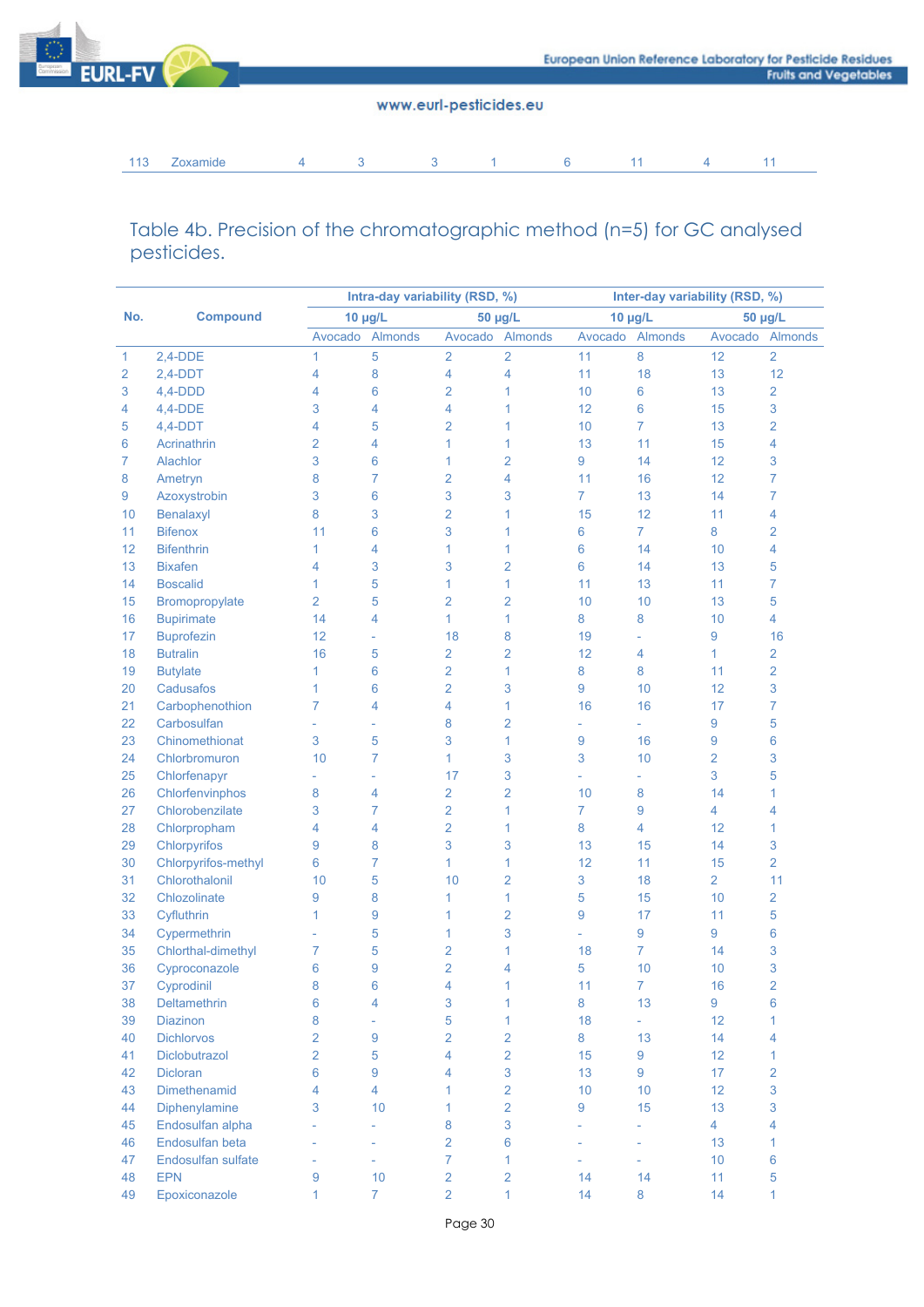| 113 | Zoxamide | 4 | 3 | 3 | 1 | 6 | 11 | 4 | 11 |
|---|---|---|---|---|---|---|---|---|---|

Table 4b. Precision of the chromatographic method (n=5) for GC analysed pesticides.

| No. | Compound | Intra-day variability (RSD, %) | | | | Inter-day variability (RSD, %) | | | |
|---|---|---|---|---|---|---|---|---|---|
| | | 10 µg/L | | 50 µg/L | | 10 µg/L | | 50 µg/L | |
| | | Avocado | Almonds | Avocado | Almonds | Avocado | Almonds | Avocado | Almonds |
| 1 | 2,4-DDE | 1 | 5 | 2 | 2 | 11 | 8 | 12 | 2 |
| 2 | 2,4-DDT | 4 | 8 | 4 | 4 | 11 | 18 | 13 | 12 |
| 3 | 4,4-DDD | 4 | 6 | 2 | 1 | 10 | 6 | 13 | 2 |
| 4 | 4,4-DDE | 3 | 4 | 4 | 1 | 12 | 6 | 15 | 3 |
| 5 | 4,4-DDT | 4 | 5 | 2 | 1 | 10 | 7 | 13 | 2 |
| 6 | Acrinathrin | 2 | 4 | 1 | 1 | 13 | 11 | 15 | 4 |
| 7 | Alachlor | 3 | 6 | 1 | 2 | 9 | 14 | 12 | 3 |
| 8 | Ametryn | 8 | 7 | 2 | 4 | 11 | 16 | 12 | 7 |
| 9 | Azoxystrobin | 3 | 6 | 3 | 3 | 7 | 13 | 14 | 7 |
| 10 | Benalaxyl | 8 | 3 | 2 | 1 | 15 | 12 | 11 | 4 |
| 11 | Bifenox | 11 | 6 | 3 | 1 | 6 | 7 | 8 | 2 |
| 12 | Bifenthrin | 1 | 4 | 1 | 1 | 6 | 14 | 10 | 4 |
| 13 | Bixafen | 4 | 3 | 3 | 2 | 6 | 14 | 13 | 5 |
| 14 | Boscalid | 1 | 5 | 1 | 1 | 11 | 13 | 11 | 7 |
| 15 | Bromopropylate | 2 | 5 | 2 | 2 | 10 | 10 | 13 | 5 |
| 16 | Bupirimate | 14 | 4 | 1 | 1 | 8 | 8 | 10 | 4 |
| 17 | Buprofezin | 12 | - | 18 | 8 | 19 | - | 9 | 16 |
| 18 | Butralin | 16 | 5 | 2 | 2 | 12 | 4 | 1 | 2 |
| 19 | Butylate | 1 | 6 | 2 | 1 | 8 | 8 | 11 | 2 |
| 20 | Cadusafos | 1 | 6 | 2 | 3 | 9 | 10 | 12 | 3 |
| 21 | Carbophenothion | 7 | 4 | 4 | 1 | 16 | 16 | 17 | 7 |
| 22 | Carbosulfan | - | - | 8 | 2 | - | - | 9 | 5 |
| 23 | Chinomethionat | 3 | 5 | 3 | 1 | 9 | 16 | 9 | 6 |
| 24 | Chlorbromuron | 10 | 7 | 1 | 3 | 3 | 10 | 2 | 3 |
| 25 | Chlorfenapyr | - | - | 17 | 3 | - | - | 3 | 5 |
| 26 | Chlorfenvinphos | 8 | 4 | 2 | 2 | 10 | 8 | 14 | 1 |
| 27 | Chlorobenzilate | 3 | 7 | 2 | 1 | 7 | 9 | 4 | 4 |
| 28 | Chlorpropham | 4 | 4 | 2 | 1 | 8 | 4 | 12 | 1 |
| 29 | Chlorpyrifos | 9 | 8 | 3 | 3 | 13 | 15 | 14 | 3 |
| 30 | Chlorpyrifos-methyl | 6 | 7 | 1 | 1 | 12 | 11 | 15 | 2 |
| 31 | Chlorothalonil | 10 | 5 | 10 | 2 | 3 | 18 | 2 | 11 |
| 32 | Chlozolinate | 9 | 8 | 1 | 1 | 5 | 15 | 10 | 2 |
| 33 | Cyfluthrin | 1 | 9 | 1 | 2 | 9 | 17 | 11 | 5 |
| 34 | Cypermethrin | - | 5 | 1 | 3 | - | 9 | 9 | 6 |
| 35 | Chlorthal-dimethyl | 7 | 5 | 2 | 1 | 18 | 7 | 14 | 3 |
| 36 | Cyproconazole | 6 | 9 | 2 | 4 | 5 | 10 | 10 | 3 |
| 37 | Cyprodinil | 8 | 6 | 4 | 1 | 11 | 7 | 16 | 2 |
| 38 | Deltamethrin | 6 | 4 | 3 | 1 | 8 | 13 | 9 | 6 |
| 39 | Diazinon | 8 | - | 5 | 1 | 18 | - | 12 | 1 |
| 40 | Dichlorvos | 2 | 9 | 2 | 2 | 8 | 13 | 14 | 4 |
| 41 | Diclobutrazol | 2 | 5 | 4 | 2 | 15 | 9 | 12 | 1 |
| 42 | Dicloran | 6 | 9 | 4 | 3 | 13 | 9 | 17 | 2 |
| 43 | Dimethenamid | 4 | 4 | 1 | 2 | 10 | 10 | 12 | 3 |
| 44 | Diphenylamine | 3 | 10 | 1 | 2 | 9 | 15 | 13 | 3 |
| 45 | Endosulfan alpha | - | - | 8 | 3 | - | - | 4 | 4 |
| 46 | Endosulfan beta | - | - | 2 | 6 | - | - | 13 | 1 |
| 47 | Endosulfan sulfate | - | - | 7 | 1 | - | - | 10 | 6 |
| 48 | EPN | 9 | 10 | 2 | 2 | 14 | 14 | 11 | 5 |
| 49 | Epoxiconazole | 1 | 7 | 2 | 1 | 14 | 8 | 14 | 1 |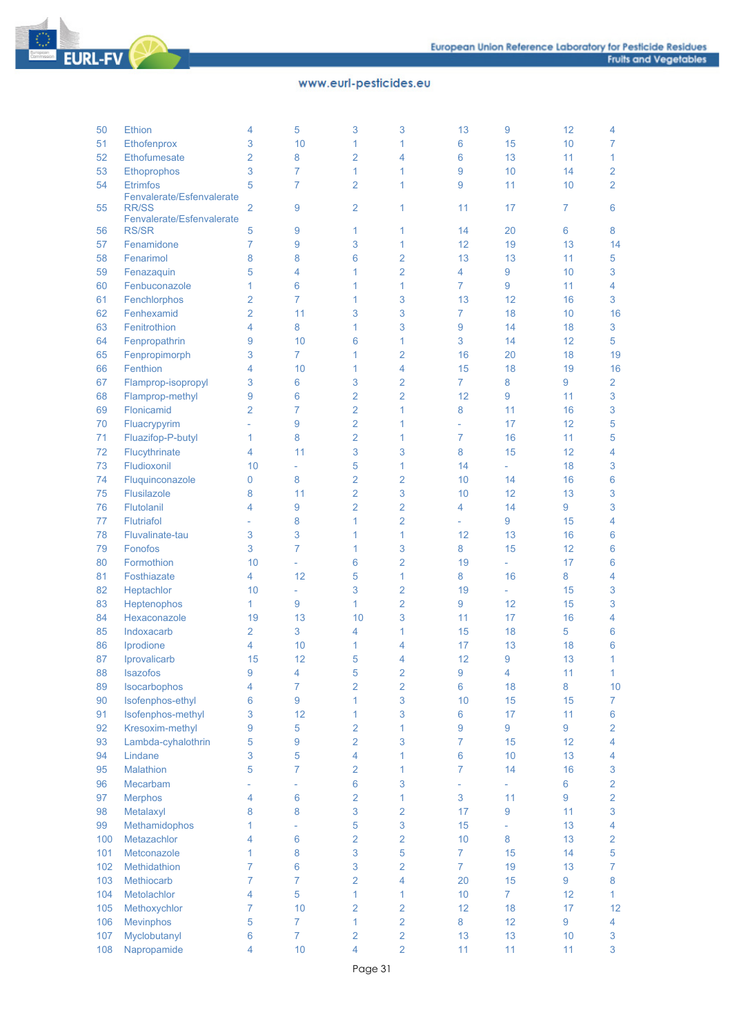| | | | | | | | | | |
|---|---|---|---|---|---|---|---|---|---|
| 50 | Ethion | 4 | 5 | 3 | 3 | 13 | 9 | 12 | 4 |
| 51 | Ethofenprox | 3 | 10 | 1 | 1 | 6 | 15 | 10 | 7 |
| 52 | Ethofumesate | 2 | 8 | 2 | 4 | 6 | 13 | 11 | 1 |
| 53 | Ethoprophos | 3 | 7 | 1 | 1 | 9 | 10 | 14 | 2 |
| 54 | Etrimfos | 5 | 7 | 2 | 1 | 9 | 11 | 10 | 2 |
| 55 | Fenvalerate/Esfenvalerate RR/SS | 2 | 9 | 2 | 1 | 11 | 17 | 7 | 6 |
| 56 | Fenvalerate/Esfenvalerate RS/SR | 5 | 9 | 1 | 1 | 14 | 20 | 6 | 8 |
| 57 | Fenamidone | 7 | 9 | 3 | 1 | 12 | 19 | 13 | 14 |
| 58 | Fenarimol | 8 | 8 | 6 | 2 | 13 | 13 | 11 | 5 |
| 59 | Fenazaquin | 5 | 4 | 1 | 2 | 4 | 9 | 10 | 3 |
| 60 | Fenbuconazole | 1 | 6 | 1 | 1 | 7 | 9 | 11 | 4 |
| 61 | Fenchlorphos | 2 | 7 | 1 | 3 | 13 | 12 | 16 | 3 |
| 62 | Fenhexamid | 2 | 11 | 3 | 3 | 7 | 18 | 10 | 16 |
| 63 | Fenitrothion | 4 | 8 | 1 | 3 | 9 | 14 | 18 | 3 |
| 64 | Fenpropathrin | 9 | 10 | 6 | 1 | 3 | 14 | 12 | 5 |
| 65 | Fenpropimorph | 3 | 7 | 1 | 2 | 16 | 20 | 18 | 19 |
| 66 | Fenthion | 4 | 10 | 1 | 4 | 15 | 18 | 19 | 16 |
| 67 | Flamprop-isopropyl | 3 | 6 | 3 | 2 | 7 | 8 | 9 | 2 |
| 68 | Flamprop-methyl | 9 | 6 | 2 | 2 | 12 | 9 | 11 | 3 |
| 69 | Flonicamid | 2 | 7 | 2 | 1 | 8 | 11 | 16 | 3 |
| 70 | Fluacrypyrim | - | 9 | 2 | 1 | - | 17 | 12 | 5 |
| 71 | Fluazifop-P-butyl | 1 | 8 | 2 | 1 | 7 | 16 | 11 | 5 |
| 72 | Flucythrinate | 4 | 11 | 3 | 3 | 8 | 15 | 12 | 4 |
| 73 | Fludioxonil | 10 | - | 5 | 1 | 14 | - | 18 | 3 |
| 74 | Fluquinconazole | 0 | 8 | 2 | 2 | 10 | 14 | 16 | 6 |
| 75 | Flusilazole | 8 | 11 | 2 | 3 | 10 | 12 | 13 | 3 |
| 76 | Flutolanil | 4 | 9 | 2 | 2 | 4 | 14 | 9 | 3 |
| 77 | Flutriafol | - | 8 | 1 | 2 | - | 9 | 15 | 4 |
| 78 | Fluvalinate-tau | 3 | 3 | 1 | 1 | 12 | 13 | 16 | 6 |
| 79 | Fonofos | 3 | 7 | 1 | 3 | 8 | 15 | 12 | 6 |
| 80 | Formothion | 10 | - | 6 | 2 | 19 | - | 17 | 6 |
| 81 | Fosthiazate | 4 | 12 | 5 | 1 | 8 | 16 | 8 | 4 |
| 82 | Heptachlor | 10 | - | 3 | 2 | 19 | - | 15 | 3 |
| 83 | Heptenophos | 1 | 9 | 1 | 2 | 9 | 12 | 15 | 3 |
| 84 | Hexaconazole | 19 | 13 | 10 | 3 | 11 | 17 | 16 | 4 |
| 85 | Indoxacarb | 2 | 3 | 4 | 1 | 15 | 18 | 5 | 6 |
| 86 | Iprodione | 4 | 10 | 1 | 4 | 17 | 13 | 18 | 6 |
| 87 | Iprovalicarb | 15 | 12 | 5 | 4 | 12 | 9 | 13 | 1 |
| 88 | Isazofos | 9 | 4 | 5 | 2 | 9 | 4 | 11 | 1 |
| 89 | Isocarbophos | 4 | 7 | 2 | 2 | 6 | 18 | 8 | 10 |
| 90 | Isofenphos-ethyl | 6 | 9 | 1 | 3 | 10 | 15 | 15 | 7 |
| 91 | Isofenphos-methyl | 3 | 12 | 1 | 3 | 6 | 17 | 11 | 6 |
| 92 | Kresoxim-methyl | 9 | 5 | 2 | 1 | 9 | 9 | 9 | 2 |
| 93 | Lambda-cyhalothrin | 5 | 9 | 2 | 3 | 7 | 15 | 12 | 4 |
| 94 | Lindane | 3 | 5 | 4 | 1 | 6 | 10 | 13 | 4 |
| 95 | Malathion | 5 | 7 | 2 | 1 | 7 | 14 | 16 | 3 |
| 96 | Mecarbam | - | - | 6 | 3 | - | - | 6 | 2 |
| 97 | Merphos | 4 | 6 | 2 | 1 | 3 | 11 | 9 | 2 |
| 98 | Metalaxyl | 8 | 8 | 3 | 2 | 17 | 9 | 11 | 3 |
| 99 | Methamidophos | 1 | - | 5 | 3 | 15 | - | 13 | 4 |
| 100 | Metazachlor | 4 | 6 | 2 | 2 | 10 | 8 | 13 | 2 |
| 101 | Metconazole | 1 | 8 | 3 | 5 | 7 | 15 | 14 | 5 |
| 102 | Methidathion | 7 | 6 | 3 | 2 | 7 | 19 | 13 | 7 |
| 103 | Methiocarb | 7 | 7 | 2 | 4 | 20 | 15 | 9 | 8 |
| 104 | Metolachlor | 4 | 5 | 1 | 1 | 10 | 7 | 12 | 1 |
| 105 | Methoxychlor | 7 | 10 | 2 | 2 | 12 | 18 | 17 | 12 |
| 106 | Mevinphos | 5 | 7 | 1 | 2 | 8 | 12 | 9 | 4 |
| 107 | Myclobutanyl | 6 | 7 | 2 | 2 | 13 | 13 | 10 | 3 |
| 108 | Napropamide | 4 | 10 | 4 | 2 | 11 | 11 | 11 | 3 |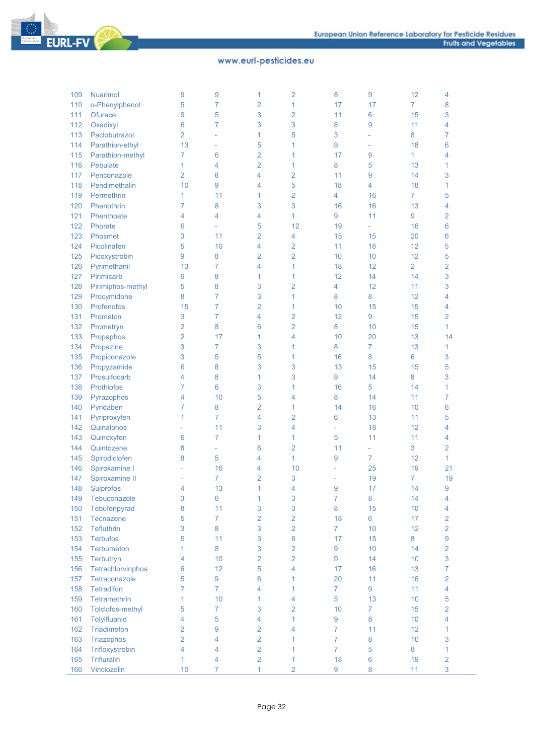| | | | | | | | | | |
|---|---|---|---|---|---|---|---|---|---|
| 109 | Nuarimol | 9 | 9 | 1 | 2 | 8 | 9 | 12 | 4 |
| 110 | o-Phenylphenol | 5 | 7 | 2 | 1 | 17 | 17 | 7 | 8 |
| 111 | Ofurace | 9 | 5 | 3 | 2 | 11 | 6 | 15 | 3 |
| 112 | Oxadixyl | 6 | 7 | 3 | 3 | 8 | 9 | 11 | 4 |
| 113 | Paclobutrazol | 2 | - | 1 | 5 | 3 | - | 8 | 7 |
| 114 | Parathion-ethyl | 13 | - | 5 | 1 | 9 | - | 18 | 6 |
| 115 | Parathion-methyl | 7 | 6 | 2 | 1 | 17 | 9 | 1 | 4 |
| 116 | Pebulate | 1 | 4 | 2 | 1 | 8 | 5 | 13 | 1 |
| 117 | Penconazole | 2 | 8 | 4 | 2 | 11 | 9 | 14 | 3 |
| 118 | Pendimethalin | 10 | 9 | 4 | 5 | 18 | 4 | 18 | 1 |
| 119 | Permethrin | 1 | 11 | 1 | 2 | 4 | 16 | 7 | 5 |
| 120 | Phenothrin | 7 | 8 | 3 | 3 | 16 | 16 | 13 | 4 |
| 121 | Phenthoate | 4 | 4 | 4 | 1 | 9 | 11 | 9 | 2 |
| 122 | Phorate | 6 | - | 5 | 12 | 19 | - | 16 | 6 |
| 123 | Phosmet | 3 | 11 | 2 | 4 | 15 | 15 | 20 | 6 |
| 124 | Picolinafen | 5 | 10 | 4 | 2 | 11 | 18 | 12 | 5 |
| 125 | Picoxystrobin | 9 | 8 | 2 | 2 | 10 | 10 | 12 | 5 |
| 126 | Pyrimethanil | 13 | 7 | 4 | 1 | 18 | 12 | 2 | 2 |
| 127 | Pirimicarb | 6 | 8 | 1 | 1 | 12 | 14 | 14 | 3 |
| 128 | Pirimiphos-methyl | 5 | 8 | 3 | 2 | 4 | 12 | 11 | 3 |
| 129 | Procymidone | 8 | 7 | 3 | 1 | 8 | 8 | 12 | 4 |
| 130 | Profenofos | 15 | 7 | 2 | 1 | 10 | 15 | 15 | 4 |
| 131 | Prometon | 3 | 7 | 4 | 2 | 12 | 9 | 15 | 2 |
| 132 | Prometryn | 2 | 8 | 6 | 2 | 8 | 10 | 15 | 1 |
| 133 | Propaphos | 2 | 17 | 1 | 4 | 10 | 20 | 13 | 14 |
| 134 | Propazine | 3 | 7 | 3 | 1 | 8 | 7 | 13 | 1 |
| 135 | Propiconazole | 3 | 5 | 5 | 1 | 16 | 8 | 6 | 3 |
| 136 | Propyzamide | 6 | 8 | 3 | 3 | 13 | 15 | 15 | 5 |
| 137 | Prosulfocarb | 4 | 8 | 1 | 3 | 9 | 14 | 8 | 3 |
| 138 | Prothiofos | 7 | 6 | 3 | 1 | 16 | 5 | 14 | 1 |
| 139 | Pyrazophos | 4 | 10 | 5 | 4 | 8 | 14 | 11 | 7 |
| 140 | Pyridaben | 7 | 8 | 2 | 1 | 14 | 16 | 10 | 6 |
| 141 | Pyriproxyfen | 1 | 7 | 4 | 2 | 6 | 13 | 11 | 5 |
| 142 | Quinalphos | - | 11 | 3 | 4 | - | 18 | 12 | 4 |
| 143 | Quinoxyfen | 6 | 7 | 1 | 1 | 5 | 11 | 11 | 4 |
| 144 | Quintozene | 8 | - | 6 | 2 | 11 | - | 3 | 2 |
| 145 | Spirodiclofen | 8 | 5 | 4 | 1 | 9 | 7 | 12 | 1 |
| 146 | Spiroxamine I | - | 16 | 4 | 10 | - | 25 | 19 | 21 |
| 147 | Spiroxamine II | - | 7 | 2 | 3 | - | 19 | 7 | 19 |
| 148 | Sulprofos | 4 | 13 | 1 | 4 | 9 | 17 | 14 | 9 |
| 149 | Tebuconazole | 3 | 6 | 1 | 3 | 7 | 8 | 14 | 4 |
| 150 | Tebufenpyrad | 8 | 11 | 3 | 3 | 8 | 15 | 10 | 4 |
| 151 | Tecnazene | 5 | 7 | 2 | 2 | 18 | 6 | 17 | 2 |
| 152 | Tefluthrin | 3 | 8 | 3 | 2 | 7 | 10 | 12 | 2 |
| 153 | Terbufos | 5 | 11 | 3 | 6 | 17 | 15 | 8 | 9 |
| 154 | Terbumeton | 1 | 8 | 3 | 2 | 9 | 10 | 14 | 2 |
| 155 | Terbutryn | 4 | 10 | 2 | 2 | 9 | 14 | 10 | 3 |
| 156 | Tetrachlorvinphos | 6 | 12 | 5 | 4 | 17 | 16 | 13 | 7 |
| 157 | Tetraconazole | 5 | 9 | 6 | 1 | 20 | 11 | 16 | 2 |
| 158 | Tetradifon | 7 | 7 | 4 | 1 | 7 | 9 | 11 | 4 |
| 159 | Tetramethrin | 1 | 10 | 1 | 4 | 5 | 13 | 10 | 5 |
| 160 | Tolclofos-methyl | 5 | 7 | 3 | 2 | 10 | 7 | 15 | 2 |
| 161 | Tolylfluanid | 4 | 5 | 4 | 1 | 9 | 8 | 10 | 4 |
| 162 | Triadimefon | 2 | 9 | 2 | 4 | 7 | 11 | 12 | 1 |
| 163 | Triazophos | 2 | 4 | 2 | 1 | 7 | 8 | 10 | 3 |
| 164 | Trifloxystrobin | 4 | 4 | 2 | 1 | 7 | 5 | 8 | 1 |
| 165 | Trifluralin | 1 | 4 | 2 | 1 | 18 | 6 | 19 | 2 |
| 166 | Vinclozolin | 10 | 7 | 1 | 2 | 9 | 8 | 11 | 3 |